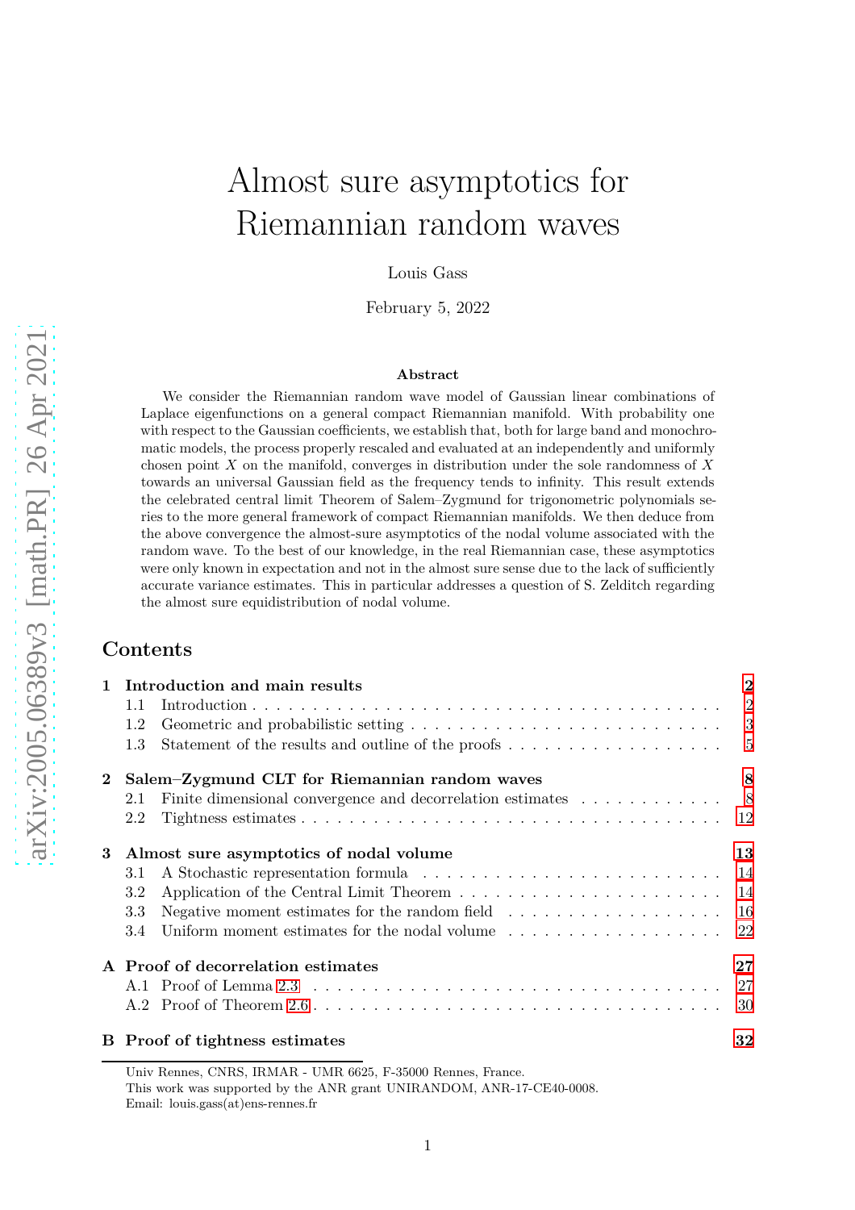# Almost sure asymptotics for Riemannian random waves

Louis Gass

February 5, 2022

**Abstract**

We consider the Riemannian random wave model of Gaussian linear combinations of Laplace eigenfunctions on a general compact Riemannian manifold. With probability one with respect to the Gaussian coefficients, we establish that, both for large band and monochromatic models, the process properly rescaled and evaluated at an independently and uniformly chosen point $X$ on the manifold, converges in distribution under the sole randomness of $X$ towards an universal Gaussian field as the frequency tends to infinity. This result extends the celebrated central limit Theorem of Salem–Zygmund for trigonometric polynomials series to the more general framework of compact Riemannian manifolds. We then deduce from the above convergence the almost-sure asymptotics of the nodal volume associated with the random wave. To the best of our knowledge, in the real Riemannian case, these asymptotics were only known in expectation and not in the almost sure sense due to the lack of sufficiently accurate variance estimates. This in particular addresses a question of S. Zelditch regarding the almost sure equidistribution of nodal volume.

## Contents

**1 Introduction and main results** — 2
- 1.1 Introduction — 2
- 1.2 Geometric and probabilistic setting — 3
- 1.3 Statement of the results and outline of the proofs — 5

**2 Salem–Zygmund CLT for Riemannian random waves** — 8
- 2.1 Finite dimensional convergence and decorrelation estimates — 8
- 2.2 Tightness estimates — 12

**3 Almost sure asymptotics of nodal volume** — 13
- 3.1 A Stochastic representation formula — 14
- 3.2 Application of the Central Limit Theorem — 14
- 3.3 Negative moment estimates for the random field — 16
- 3.4 Uniform moment estimates for the nodal volume — 22

**A Proof of decorrelation estimates** — 27
- A.1 Proof of Lemma 2.3 — 27
- A.2 Proof of Theorem 2.6 — 30

**B Proof of tightness estimates** — 32

---

Univ Rennes, CNRS, IRMAR - UMR 6625, F-35000 Rennes, France.
This work was supported by the ANR grant UNIRANDOM, ANR-17-CE40-0008.
Email: louis.gass(at)ens-rennes.fr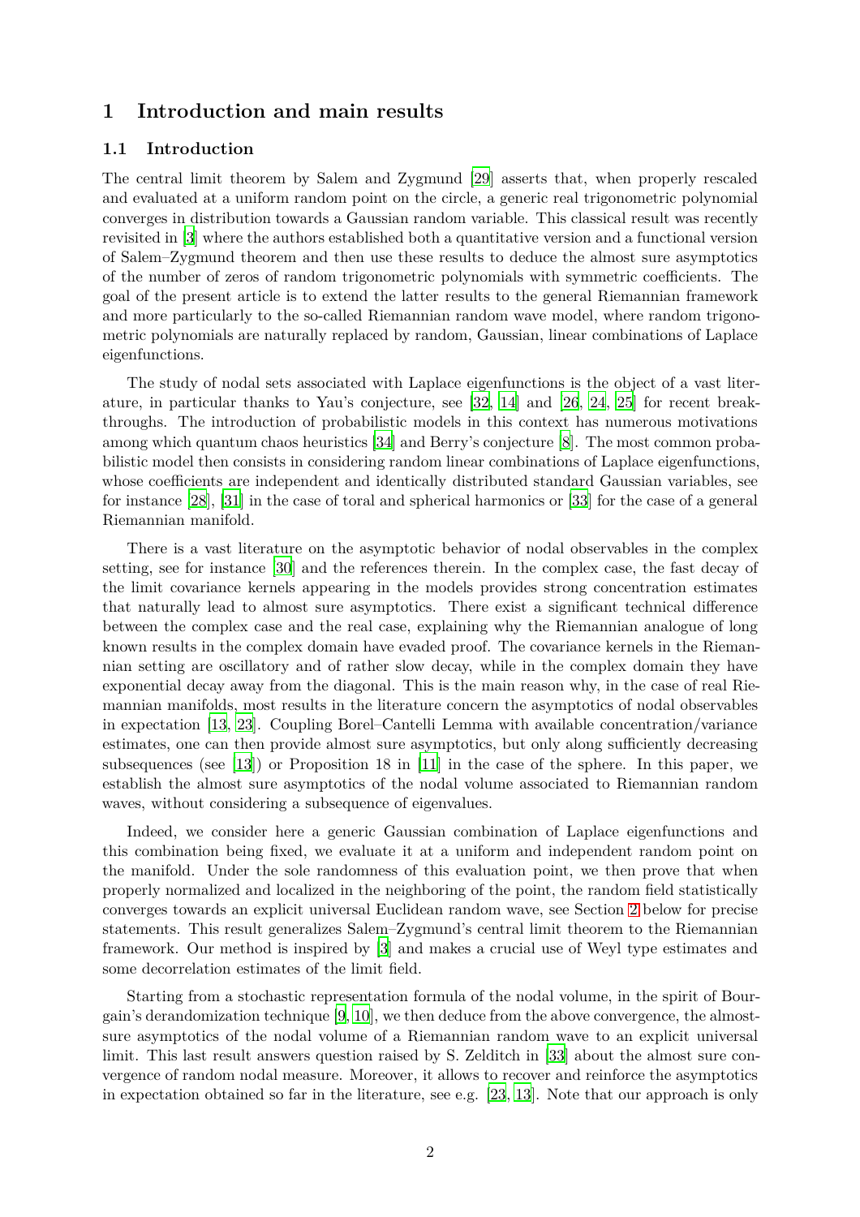# 1 Introduction and main results

## 1.1 Introduction

The central limit theorem by Salem and Zygmund [29] asserts that, when properly rescaled and evaluated at a uniform random point on the circle, a generic real trigonometric polynomial converges in distribution towards a Gaussian random variable. This classical result was recently revisited in [3] where the authors established both a quantitative version and a functional version of Salem–Zygmund theorem and then use these results to deduce the almost sure asymptotics of the number of zeros of random trigonometric polynomials with symmetric coefficients. The goal of the present article is to extend the latter results to the general Riemannian framework and more particularly to the so-called Riemannian random wave model, where random trigonometric polynomials are naturally replaced by random, Gaussian, linear combinations of Laplace eigenfunctions.

The study of nodal sets associated with Laplace eigenfunctions is the object of a vast literature, in particular thanks to Yau's conjecture, see [32, 14] and [26, 24, 25] for recent breakthroughs. The introduction of probabilistic models in this context has numerous motivations among which quantum chaos heuristics [34] and Berry's conjecture [8]. The most common probabilistic model then consists in considering random linear combinations of Laplace eigenfunctions, whose coefficients are independent and identically distributed standard Gaussian variables, see for instance [28], [31] in the case of toral and spherical harmonics or [33] for the case of a general Riemannian manifold.

There is a vast literature on the asymptotic behavior of nodal observables in the complex setting, see for instance [30] and the references therein. In the complex case, the fast decay of the limit covariance kernels appearing in the models provides strong concentration estimates that naturally lead to almost sure asymptotics. There exist a significant technical difference between the complex case and the real case, explaining why the Riemannian analogue of long known results in the complex domain have evaded proof. The covariance kernels in the Riemannian setting are oscillatory and of rather slow decay, while in the complex domain they have exponential decay away from the diagonal. This is the main reason why, in the case of real Riemannian manifolds, most results in the literature concern the asymptotics of nodal observables in expectation [13, 23]. Coupling Borel–Cantelli Lemma with available concentration/variance estimates, one can then provide almost sure asymptotics, but only along sufficiently decreasing subsequences (see [13]) or Proposition 18 in [11] in the case of the sphere. In this paper, we establish the almost sure asymptotics of the nodal volume associated to Riemannian random waves, without considering a subsequence of eigenvalues.

Indeed, we consider here a generic Gaussian combination of Laplace eigenfunctions and this combination being fixed, we evaluate it at a uniform and independent random point on the manifold. Under the sole randomness of this evaluation point, we then prove that when properly normalized and localized in the neighboring of the point, the random field statistically converges towards an explicit universal Euclidean random wave, see Section 2 below for precise statements. This result generalizes Salem–Zygmund's central limit theorem to the Riemannian framework. Our method is inspired by [3] and makes a crucial use of Weyl type estimates and some decorrelation estimates of the limit field.

Starting from a stochastic representation formula of the nodal volume, in the spirit of Bourgain's derandomization technique [9, 10], we then deduce from the above convergence, the almost-sure asymptotics of the nodal volume of a Riemannian random wave to an explicit universal limit. This last result answers question raised by S. Zelditch in [33] about the almost sure convergence of random nodal measure. Moreover, it allows to recover and reinforce the asymptotics in expectation obtained so far in the literature, see e.g. [23, 13]. Note that our approach is only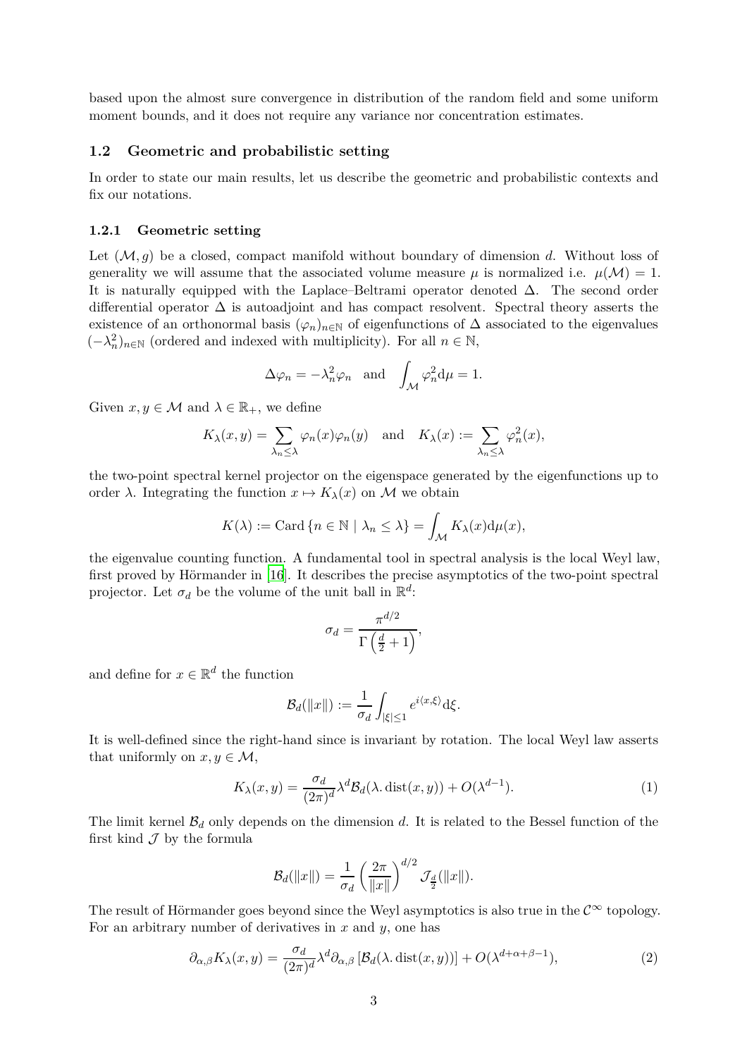based upon the almost sure convergence in distribution of the random field and some uniform moment bounds, and it does not require any variance nor concentration estimates.

## 1.2 Geometric and probabilistic setting

In order to state our main results, let us describe the geometric and probabilistic contexts and fix our notations.

### 1.2.1 Geometric setting

Let $(\mathcal{M}, g)$ be a closed, compact manifold without boundary of dimension $d$. Without loss of generality we will assume that the associated volume measure $\mu$ is normalized i.e. $\mu(\mathcal{M}) = 1$. It is naturally equipped with the Laplace–Beltrami operator denoted $\Delta$. The second order differential operator $\Delta$ is autoadjoint and has compact resolvent. Spectral theory asserts the existence of an orthonormal basis $(\varphi_n)_{n\in\mathbb{N}}$ of eigenfunctions of $\Delta$ associated to the eigenvalues $(-\lambda_n^2)_{n\in\mathbb{N}}$ (ordered and indexed with multiplicity). For all $n \in \mathbb{N}$,

$$\Delta\varphi_n = -\lambda_n^2\varphi_n \quad \text{and} \quad \int_{\mathcal{M}} \varphi_n^2 \mathrm{d}\mu = 1.$$

Given $x, y \in \mathcal{M}$ and $\lambda \in \mathbb{R}_+$, we define

$$K_\lambda(x,y) = \sum_{\lambda_n \le \lambda} \varphi_n(x)\varphi_n(y) \quad \text{and} \quad K_\lambda(x) := \sum_{\lambda_n \le \lambda} \varphi_n^2(x),$$

the two-point spectral kernel projector on the eigenspace generated by the eigenfunctions up to order $\lambda$. Integrating the function $x \mapsto K_\lambda(x)$ on $\mathcal{M}$ we obtain

$$K(\lambda) := \mathrm{Card}\,\{n \in \mathbb{N} \mid \lambda_n \le \lambda\} = \int_{\mathcal{M}} K_\lambda(x)\mathrm{d}\mu(x),$$

the eigenvalue counting function. A fundamental tool in spectral analysis is the local Weyl law, first proved by Hörmander in [16]. It describes the precise asymptotics of the two-point spectral projector. Let $\sigma_d$ be the volume of the unit ball in $\mathbb{R}^d$:

$$\sigma_d = \frac{\pi^{d/2}}{\Gamma\left(\frac{d}{2}+1\right)},$$

and define for $x \in \mathbb{R}^d$ the function

$$\mathcal{B}_d(\|x\|) := \frac{1}{\sigma_d}\int_{|\xi|\le 1} e^{i\langle x,\xi\rangle}\mathrm{d}\xi.$$

It is well-defined since the right-hand since is invariant by rotation. The local Weyl law asserts that uniformly on $x, y \in \mathcal{M}$,

$$K_\lambda(x,y) = \frac{\sigma_d}{(2\pi)^d}\lambda^d\mathcal{B}_d(\lambda.\mathrm{dist}(x,y)) + O(\lambda^{d-1}). \tag{1}$$

The limit kernel $\mathcal{B}_d$ only depends on the dimension $d$. It is related to the Bessel function of the first kind $\mathcal{J}$ by the formula

$$\mathcal{B}_d(\|x\|) = \frac{1}{\sigma_d}\left(\frac{2\pi}{\|x\|}\right)^{d/2}\mathcal{J}_{\frac{d}{2}}(\|x\|).$$

The result of Hörmander goes beyond since the Weyl asymptotics is also true in the $\mathcal{C}^\infty$ topology. For an arbitrary number of derivatives in $x$ and $y$, one has

$$\partial_{\alpha,\beta}K_\lambda(x,y) = \frac{\sigma_d}{(2\pi)^d}\lambda^d\partial_{\alpha,\beta}\left[\mathcal{B}_d(\lambda.\mathrm{dist}(x,y))\right] + O(\lambda^{d+\alpha+\beta-1}), \tag{2}$$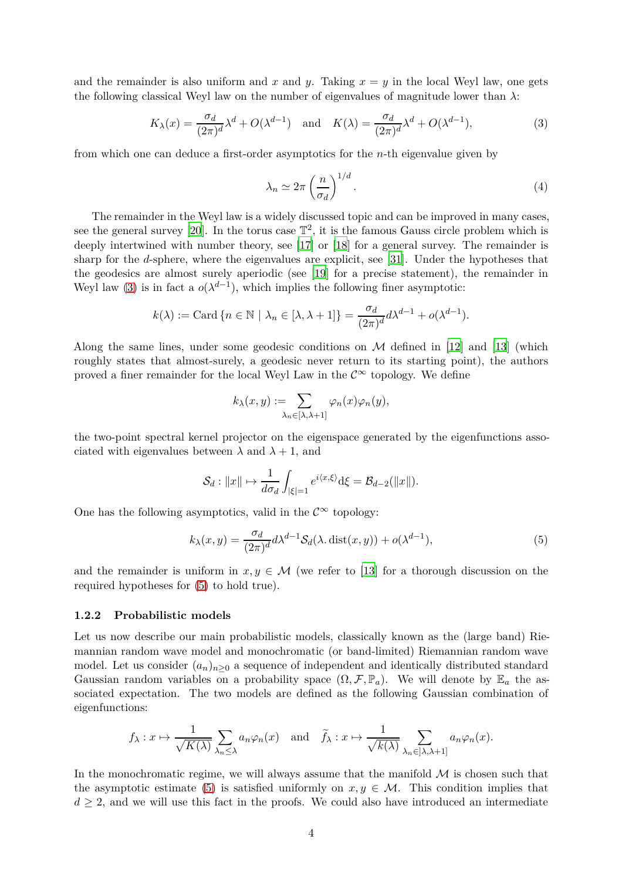and the remainder is also uniform and $x$ and $y$. Taking $x = y$ in the local Weyl law, one gets the following classical Weyl law on the number of eigenvalues of magnitude lower than $\lambda$:

$$K_\lambda(x) = \frac{\sigma_d}{(2\pi)^d}\lambda^d + O(\lambda^{d-1}) \quad \text{and} \quad K(\lambda) = \frac{\sigma_d}{(2\pi)^d}\lambda^d + O(\lambda^{d-1}), \tag{3}$$

from which one can deduce a first-order asymptotics for the $n$-th eigenvalue given by

$$\lambda_n \simeq 2\pi \left(\frac{n}{\sigma_d}\right)^{1/d}. \tag{4}$$

The remainder in the Weyl law is a widely discussed topic and can be improved in many cases, see the general survey [20]. In the torus case $\mathbb{T}^2$, it is the famous Gauss circle problem which is deeply intertwined with number theory, see [17] or [18] for a general survey. The remainder is sharp for the $d$-sphere, where the eigenvalues are explicit, see [31]. Under the hypotheses that the geodesics are almost surely aperiodic (see [19] for a precise statement), the remainder in Weyl law (3) is in fact a $o(\lambda^{d-1})$, which implies the following finer asymptotic:

$$k(\lambda) := \text{Card}\left\{n \in \mathbb{N} \mid \lambda_n \in [\lambda, \lambda+1]\right\} = \frac{\sigma_d}{(2\pi)^d} d\lambda^{d-1} + o(\lambda^{d-1}).$$

Along the same lines, under some geodesic conditions on $\mathcal{M}$ defined in [12] and [13] (which roughly states that almost-surely, a geodesic never return to its starting point), the authors proved a finer remainder for the local Weyl Law in the $\mathcal{C}^\infty$ topology. We define

$$k_\lambda(x,y) := \sum_{\lambda_n \in [\lambda, \lambda+1]} \varphi_n(x)\varphi_n(y),$$

the two-point spectral kernel projector on the eigenspace generated by the eigenfunctions associated with eigenvalues between $\lambda$ and $\lambda + 1$, and

$$\mathcal{S}_d : \|x\| \mapsto \frac{1}{d\sigma_d}\int_{|\xi|=1} e^{i\langle x, \xi\rangle} \mathrm{d}\xi = \mathcal{B}_{d-2}(\|x\|).$$

One has the following asymptotics, valid in the $\mathcal{C}^\infty$ topology:

$$k_\lambda(x,y) = \frac{\sigma_d}{(2\pi)^d} d\lambda^{d-1} \mathcal{S}_d(\lambda . \operatorname{dist}(x,y)) + o(\lambda^{d-1}), \tag{5}$$

and the remainder is uniform in $x, y \in \mathcal{M}$ (we refer to [13] for a thorough discussion on the required hypotheses for (5) to hold true).

### 1.2.2 Probabilistic models

Let us now describe our main probabilistic models, classically known as the (large band) Riemannian random wave model and monochromatic (or band-limited) Riemannian random wave model. Let us consider $(a_n)_{n\geq 0}$ a sequence of independent and identically distributed standard Gaussian random variables on a probability space $(\Omega, \mathcal{F}, \mathbb{P}_a)$. We will denote by $\mathbb{E}_a$ the associated expectation. The two models are defined as the following Gaussian combination of eigenfunctions:

$$f_\lambda : x \mapsto \frac{1}{\sqrt{K(\lambda)}} \sum_{\lambda_n \leq \lambda} a_n \varphi_n(x) \quad \text{and} \quad \widetilde{f}_\lambda : x \mapsto \frac{1}{\sqrt{k(\lambda)}} \sum_{\lambda_n \in [\lambda, \lambda+1]} a_n \varphi_n(x).$$

In the monochromatic regime, we will always assume that the manifold $\mathcal{M}$ is chosen such that the asymptotic estimate (5) is satisfied uniformly on $x, y \in \mathcal{M}$. This condition implies that $d \geq 2$, and we will use this fact in the proofs. We could also have introduced an intermediate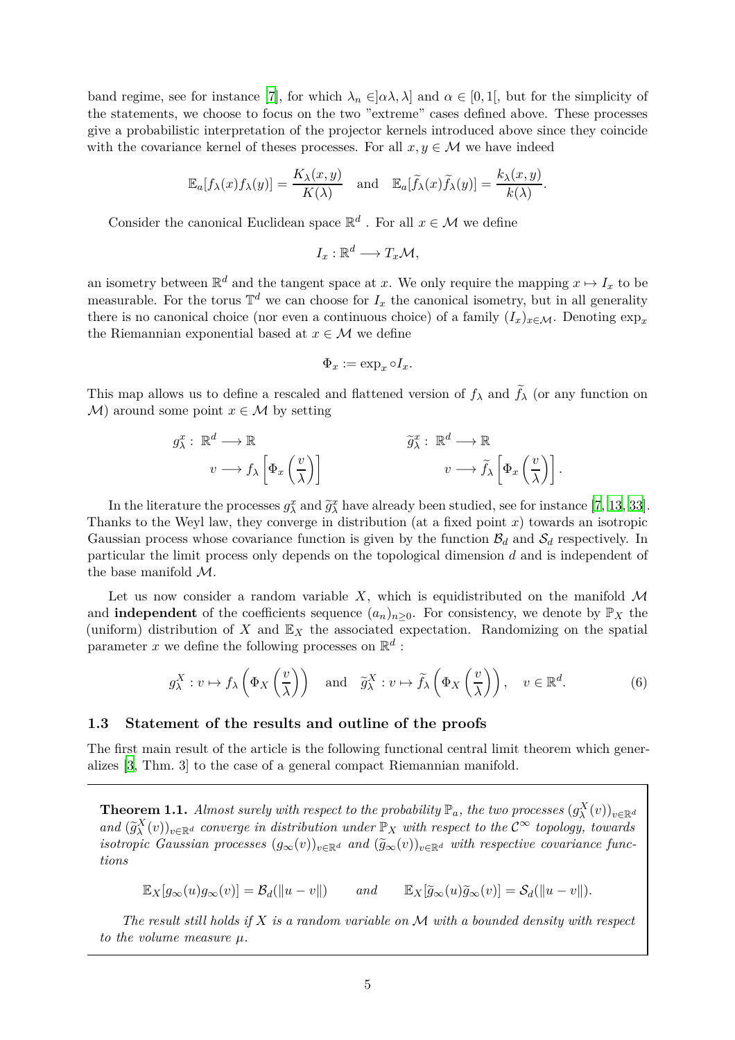band regime, see for instance [7], for which $\lambda_n \in ]\alpha\lambda, \lambda]$ and $\alpha \in [0, 1[$, but for the simplicity of the statements, we choose to focus on the two "extreme" cases defined above. These processes give a probabilistic interpretation of the projector kernels introduced above since they coincide with the covariance kernel of theses processes. For all $x, y \in \mathcal{M}$ we have indeed

$$\mathbb{E}_a[f_\lambda(x) f_\lambda(y)] = \frac{K_\lambda(x,y)}{K(\lambda)} \quad \text{and} \quad \mathbb{E}_a[\widetilde{f}_\lambda(x) \widetilde{f}_\lambda(y)] = \frac{k_\lambda(x,y)}{k(\lambda)}.$$

Consider the canonical Euclidean space $\mathbb{R}^d$ . For all $x \in \mathcal{M}$ we define

$$I_x : \mathbb{R}^d \longrightarrow T_x\mathcal{M},$$

an isometry between $\mathbb{R}^d$ and the tangent space at $x$. We only require the mapping $x \mapsto I_x$ to be measurable. For the torus $\mathbb{T}^d$ we can choose for $I_x$ the canonical isometry, but in all generality there is no canonical choice (nor even a continuous choice) of a family $(I_x)_{x \in \mathcal{M}}$. Denoting $\exp_x$ the Riemannian exponential based at $x \in \mathcal{M}$ we define

$$\Phi_x := \exp_x \circ I_x.$$

This map allows us to define a rescaled and flattened version of $f_\lambda$ and $\widetilde{f}_\lambda$ (or any function on $\mathcal{M}$) around some point $x \in \mathcal{M}$ by setting

$$g_\lambda^x : \mathbb{R}^d \longrightarrow \mathbb{R} \qquad\qquad \widetilde{g}_\lambda^x : \mathbb{R}^d \longrightarrow \mathbb{R}$$
$$v \longrightarrow f_\lambda \left[ \Phi_x \left( \frac{v}{\lambda} \right) \right] \qquad\qquad v \longrightarrow \widetilde{f}_\lambda \left[ \Phi_x \left( \frac{v}{\lambda} \right) \right].$$

In the literature the processes $g_\lambda^x$ and $\widetilde{g}_\lambda^x$ have already been studied, see for instance [7, 13, 33]. Thanks to the Weyl law, they converge in distribution (at a fixed point $x$) towards an isotropic Gaussian process whose covariance function is given by the function $\mathcal{B}_d$ and $\mathcal{S}_d$ respectively. In particular the limit process only depends on the topological dimension $d$ and is independent of the base manifold $\mathcal{M}$.

Let us now consider a random variable $X$, which is equidistributed on the manifold $\mathcal{M}$ and **independent** of the coefficients sequence $(a_n)_{n \geq 0}$. For consistency, we denote by $\mathbb{P}_X$ the (uniform) distribution of $X$ and $\mathbb{E}_X$ the associated expectation. Randomizing on the spatial parameter $x$ we define the following processes on $\mathbb{R}^d$ :

$$g_\lambda^X : v \mapsto f_\lambda \left( \Phi_X \left( \frac{v}{\lambda} \right) \right) \quad \text{and} \quad \widetilde{g}_\lambda^X : v \mapsto \widetilde{f}_\lambda \left( \Phi_X \left( \frac{v}{\lambda} \right) \right), \quad v \in \mathbb{R}^d. \tag{6}$$

### 1.3 Statement of the results and outline of the proofs

The first main result of the article is the following functional central limit theorem which generalizes [3, Thm. 3] to the case of a general compact Riemannian manifold.

**Theorem 1.1.** *Almost surely with respect to the probability $\mathbb{P}_a$, the two processes $(g_\lambda^X(v))_{v \in \mathbb{R}^d}$ and $(\widetilde{g}_\lambda^X(v))_{v \in \mathbb{R}^d}$ converge in distribution under $\mathbb{P}_X$ with respect to the $\mathcal{C}^\infty$ topology, towards isotropic Gaussian processes $(g_\infty(v))_{v \in \mathbb{R}^d}$ and $(\widetilde{g}_\infty(v))_{v \in \mathbb{R}^d}$ with respective covariance functions*

$$\mathbb{E}_X[g_\infty(u) g_\infty(v)] = \mathcal{B}_d(\|u - v\|) \qquad \textit{and} \qquad \mathbb{E}_X[\widetilde{g}_\infty(u) \widetilde{g}_\infty(v)] = \mathcal{S}_d(\|u - v\|).$$

*The result still holds if $X$ is a random variable on $\mathcal{M}$ with a bounded density with respect to the volume measure $\mu$.*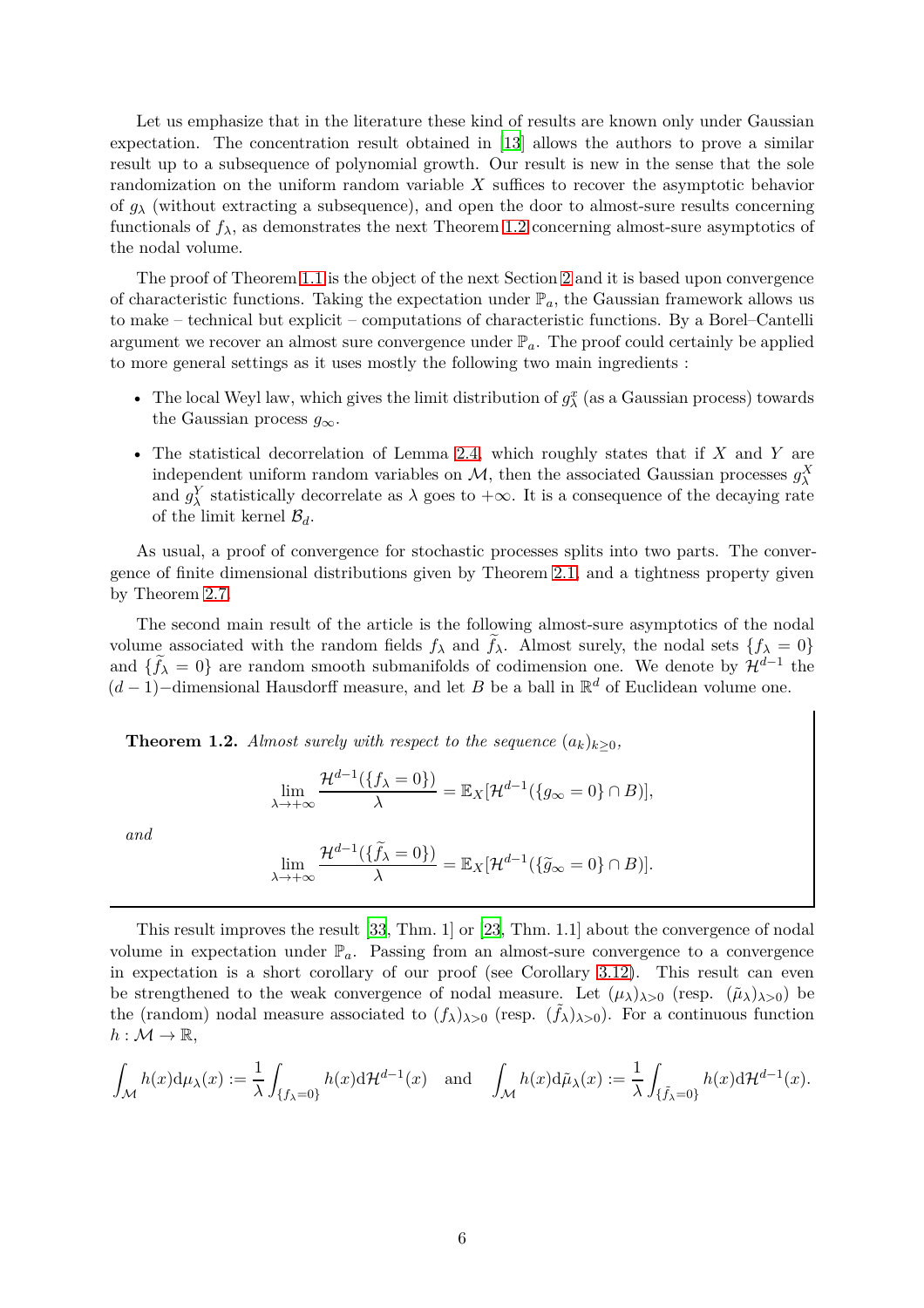Let us emphasize that in the literature these kind of results are known only under Gaussian expectation. The concentration result obtained in [13] allows the authors to prove a similar result up to a subsequence of polynomial growth. Our result is new in the sense that the sole randomization on the uniform random variable $X$ suffices to recover the asymptotic behavior of $g_\lambda$ (without extracting a subsequence), and open the door to almost-sure results concerning functionals of $f_\lambda$, as demonstrates the next Theorem 1.2 concerning almost-sure asymptotics of the nodal volume.

The proof of Theorem 1.1 is the object of the next Section 2 and it is based upon convergence of characteristic functions. Taking the expectation under $\mathbb{P}_a$, the Gaussian framework allows us to make – technical but explicit – computations of characteristic functions. By a Borel–Cantelli argument we recover an almost sure convergence under $\mathbb{P}_a$. The proof could certainly be applied to more general settings as it uses mostly the following two main ingredients :

- The local Weyl law, which gives the limit distribution of $g_\lambda^x$ (as a Gaussian process) towards the Gaussian process $g_\infty$.
- The statistical decorrelation of Lemma 2.4, which roughly states that if $X$ and $Y$ are independent uniform random variables on $\mathcal{M}$, then the associated Gaussian processes $g_\lambda^X$ and $g_\lambda^Y$ statistically decorrelate as $\lambda$ goes to $+\infty$. It is a consequence of the decaying rate of the limit kernel $\mathcal{B}_d$.

As usual, a proof of convergence for stochastic processes splits into two parts. The convergence of finite dimensional distributions given by Theorem 2.1, and a tightness property given by Theorem 2.7.

The second main result of the article is the following almost-sure asymptotics of the nodal volume associated with the random fields $f_\lambda$ and $\widetilde{f}_\lambda$. Almost surely, the nodal sets $\{f_\lambda = 0\}$ and $\{\widetilde{f}_\lambda = 0\}$ are random smooth submanifolds of codimension one. We denote by $\mathcal{H}^{d-1}$ the $(d-1)-$dimensional Hausdorff measure, and let $B$ be a ball in $\mathbb{R}^d$ of Euclidean volume one.

**Theorem 1.2.** *Almost surely with respect to the sequence* $(a_k)_{k\geq 0}$,

$$\lim_{\lambda\to+\infty} \frac{\mathcal{H}^{d-1}(\{f_\lambda = 0\})}{\lambda} = \mathbb{E}_X[\mathcal{H}^{d-1}(\{g_\infty = 0\}\cap B)],$$

*and*

$$\lim_{\lambda\to+\infty} \frac{\mathcal{H}^{d-1}(\{\widetilde{f}_\lambda = 0\})}{\lambda} = \mathbb{E}_X[\mathcal{H}^{d-1}(\{\widetilde{g}_\infty = 0\}\cap B)].$$

This result improves the result [33, Thm. 1] or [23, Thm. 1.1] about the convergence of nodal volume in expectation under $\mathbb{P}_a$. Passing from an almost-sure convergence to a convergence in expectation is a short corollary of our proof (see Corollary 3.12). This result can even be strengthened to the weak convergence of nodal measure. Let $(\mu_\lambda)_{\lambda>0}$ (resp. $(\tilde{\mu}_\lambda)_{\lambda>0}$) be the (random) nodal measure associated to $(f_\lambda)_{\lambda>0}$ (resp. $(\tilde{f}_\lambda)_{\lambda>0}$). For a continuous function $h : \mathcal{M} \to \mathbb{R}$,

$$\int_{\mathcal{M}} h(x)\mathrm{d}\mu_\lambda(x) := \frac{1}{\lambda}\int_{\{f_\lambda=0\}} h(x)\mathrm{d}\mathcal{H}^{d-1}(x) \quad \text{and} \quad \int_{\mathcal{M}} h(x)\mathrm{d}\tilde{\mu}_\lambda(x) := \frac{1}{\lambda}\int_{\{\tilde{f}_\lambda=0\}} h(x)\mathrm{d}\mathcal{H}^{d-1}(x).$$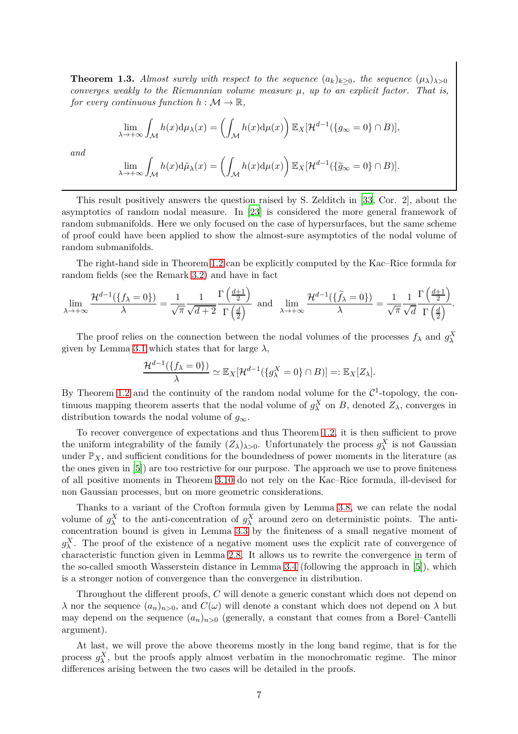**Theorem 1.3.** *Almost surely with respect to the sequence $(a_k)_{k\geq 0}$, the sequence $(\mu_\lambda)_{\lambda>0}$ converges weakly to the Riemannian volume measure $\mu$, up to an explicit factor. That is, for every continuous function $h : \mathcal{M} \to \mathbb{R}$,*

$$\lim_{\lambda\to+\infty} \int_{\mathcal{M}} h(x) \mathrm{d}\mu_\lambda(x) = \left( \int_{\mathcal{M}} h(x) \mathrm{d}\mu(x) \right) \mathbb{E}_X[\mathcal{H}^{d-1}(\{g_\infty = 0\} \cap B)],$$

*and*

$$\lim_{\lambda\to+\infty} \int_{\mathcal{M}} h(x) \mathrm{d}\tilde{\mu}_\lambda(x) = \left( \int_{\mathcal{M}} h(x) \mathrm{d}\mu(x) \right) \mathbb{E}_X[\mathcal{H}^{d-1}(\{\widetilde{g}_\infty = 0\} \cap B)].$$

This result positively answers the question raised by S. Zelditch in [33, Cor. 2], about the asymptotics of random nodal measure. In [23] is considered the more general framework of random submanifolds. Here we only focused on the case of hypersurfaces, but the same scheme of proof could have been applied to show the almost-sure asymptotics of the nodal volume of random submanifolds.

The right-hand side in Theorem 1.2 can be explicitly computed by the Kac–Rice formula for random fields (see the Remark 3.2) and have in fact

$$\lim_{\lambda\to+\infty} \frac{\mathcal{H}^{d-1}(\{f_\lambda = 0\})}{\lambda} = \frac{1}{\sqrt{\pi}} \frac{1}{\sqrt{d+2}} \frac{\Gamma\left(\frac{d+1}{2}\right)}{\Gamma\left(\frac{d}{2}\right)} \text{ and } \lim_{\lambda\to+\infty} \frac{\mathcal{H}^{d-1}(\{\widetilde{f}_\lambda = 0\})}{\lambda} = \frac{1}{\sqrt{\pi}} \frac{1}{\sqrt{d}} \frac{\Gamma\left(\frac{d+1}{2}\right)}{\Gamma\left(\frac{d}{2}\right)}.$$

The proof relies on the connection between the nodal volumes of the processes $f_\lambda$ and $g_\lambda^X$ given by Lemma 3.1 which states that for large $\lambda$,

$$\frac{\mathcal{H}^{d-1}(\{f_\lambda = 0\})}{\lambda} \simeq \mathbb{E}_X[\mathcal{H}^{d-1}(\{g_\lambda^X = 0\} \cap B)] =: \mathbb{E}_X[Z_\lambda].$$

By Theorem 1.2 and the continuity of the random nodal volume for the $\mathcal{C}^1$-topology, the continuous mapping theorem asserts that the nodal volume of $g_\lambda^X$ on $B$, denoted $Z_\lambda$, converges in distribution towards the nodal volume of $g_\infty$.

To recover convergence of expectations and thus Theorem 1.2, it is then sufficient to prove the uniform integrability of the family $(Z_\lambda)_{\lambda>0}$. Unfortunately the process $g_\lambda^X$ is not Gaussian under $\mathbb{P}_X$, and sufficient conditions for the boundedness of power moments in the literature (as the ones given in [5]) are too restrictive for our purpose. The approach we use to prove finiteness of all positive moments in Theorem 3.10 do not rely on the Kac–Rice formula, ill-devised for non Gaussian processes, but on more geometric considerations.

Thanks to a variant of the Crofton formula given by Lemma 3.8, we can relate the nodal volume of $g_\lambda^X$ to the anti-concentration of $g_\lambda^X$ around zero on deterministic points. The anti-concentration bound is given in Lemma 3.3 by the finiteness of a small negative moment of $g_\lambda^X$. The proof of the existence of a negative moment uses the explicit rate of convergence of characteristic function given in Lemma 2.8. It allows us to rewrite the convergence in term of the so-called smooth Wasserstein distance in Lemma 3.4 (following the approach in [5]), which is a stronger notion of convergence than the convergence in distribution.

Throughout the different proofs, $C$ will denote a generic constant which does not depend on $\lambda$ nor the sequence $(a_n)_{n>0}$, and $C(\omega)$ will denote a constant which does not depend on $\lambda$ but may depend on the sequence $(a_n)_{n>0}$ (generally, a constant that comes from a Borel–Cantelli argument).

At last, we will prove the above theorems mostly in the long band regime, that is for the process $g_\lambda^X$, but the proofs apply almost verbatim in the monochromatic regime. The minor differences arising between the two cases will be detailed in the proofs.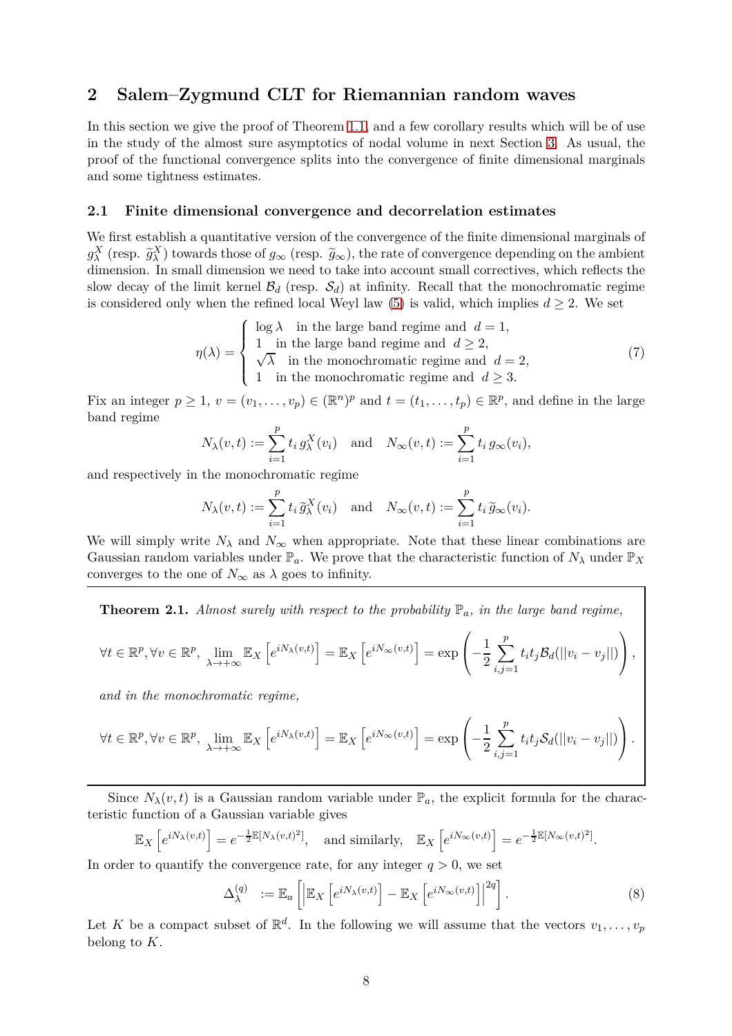## 2 Salem–Zygmund CLT for Riemannian random waves

In this section we give the proof of Theorem 1.1, and a few corollary results which will be of use in the study of the almost sure asymptotics of nodal volume in next Section 3. As usual, the proof of the functional convergence splits into the convergence of finite dimensional marginals and some tightness estimates.

### 2.1 Finite dimensional convergence and decorrelation estimates

We first establish a quantitative version of the convergence of the finite dimensional marginals of $g_\lambda^X$ (resp. $\widetilde{g}_\lambda^X$) towards those of $g_\infty$ (resp. $\widetilde{g}_\infty$), the rate of convergence depending on the ambient dimension. In small dimension we need to take into account small correctives, which reflects the slow decay of the limit kernel $\mathcal{B}_d$ (resp. $\mathcal{S}_d$) at infinity. Recall that the monochromatic regime is considered only when the refined local Weyl law (5) is valid, which implies $d \geq 2$. We set

$$
\eta(\lambda) = \begin{cases} \log \lambda \quad \text{in the large band regime and } \ d = 1, \\ 1 \quad \text{in the large band regime and } \ d \geq 2, \\ \sqrt{\lambda} \quad \text{in the monochromatic regime and } \ d = 2, \\ 1 \quad \text{in the monochromatic regime and } \ d \geq 3. \end{cases} \tag{7}
$$

Fix an integer $p \geq 1$, $v = (v_1, \ldots, v_p) \in (\mathbb{R}^n)^p$ and $t = (t_1, \ldots, t_p) \in \mathbb{R}^p$, and define in the large band regime

$$
N_\lambda(v,t) := \sum_{i=1}^p t_i \, g_\lambda^X(v_i) \quad \text{and} \quad N_\infty(v,t) := \sum_{i=1}^p t_i \, g_\infty(v_i),
$$

and respectively in the monochromatic regime

$$
N_\lambda(v,t) := \sum_{i=1}^p t_i \, \widetilde{g}_\lambda^X(v_i) \quad \text{and} \quad N_\infty(v,t) := \sum_{i=1}^p t_i \, \widetilde{g}_\infty(v_i).
$$

We will simply write $N_\lambda$ and $N_\infty$ when appropriate. Note that these linear combinations are Gaussian random variables under $\mathbb{P}_a$. We prove that the characteristic function of $N_\lambda$ under $\mathbb{P}_X$ converges to the one of $N_\infty$ as $\lambda$ goes to infinity.

**Theorem 2.1.** *Almost surely with respect to the probability $\mathbb{P}_a$, in the large band regime,*

$$
\forall t \in \mathbb{R}^p, \forall v \in \mathbb{R}^p, \ \lim_{\lambda \to +\infty} \mathbb{E}_X\left[e^{iN_\lambda(v,t)}\right] = \mathbb{E}_X\left[e^{iN_\infty(v,t)}\right] = \exp\left(-\frac{1}{2}\sum_{i,j=1}^p t_i t_j \mathcal{B}_d(||v_i - v_j||)\right),
$$

*and in the monochromatic regime,*

$$
\forall t \in \mathbb{R}^p, \forall v \in \mathbb{R}^p, \ \lim_{\lambda \to +\infty} \mathbb{E}_X\left[e^{iN_\lambda(v,t)}\right] = \mathbb{E}_X\left[e^{iN_\infty(v,t)}\right] = \exp\left(-\frac{1}{2}\sum_{i,j=1}^p t_i t_j \mathcal{S}_d(||v_i - v_j||)\right).
$$

Since $N_\lambda(v,t)$ is a Gaussian random variable under $\mathbb{P}_a$, the explicit formula for the characteristic function of a Gaussian variable gives

$$
\mathbb{E}_X\left[e^{iN_\lambda(v,t)}\right] = e^{-\frac{1}{2}\mathbb{E}[N_\lambda(v,t)^2]}, \quad \text{and similarly,} \quad \mathbb{E}_X\left[e^{iN_\infty(v,t)}\right] = e^{-\frac{1}{2}\mathbb{E}[N_\infty(v,t)^2]}.
$$

In order to quantify the convergence rate, for any integer $q > 0$, we set

$$
\Delta_\lambda^{(q)} \ := \mathbb{E}_a\left[\left|\mathbb{E}_X\left[e^{iN_\lambda(v,t)}\right] - \mathbb{E}_X\left[e^{iN_\infty(v,t)}\right]\right|^{2q}\right]. \tag{8}
$$

Let $K$ be a compact subset of $\mathbb{R}^d$. In the following we will assume that the vectors $v_1, \ldots, v_p$ belong to $K$.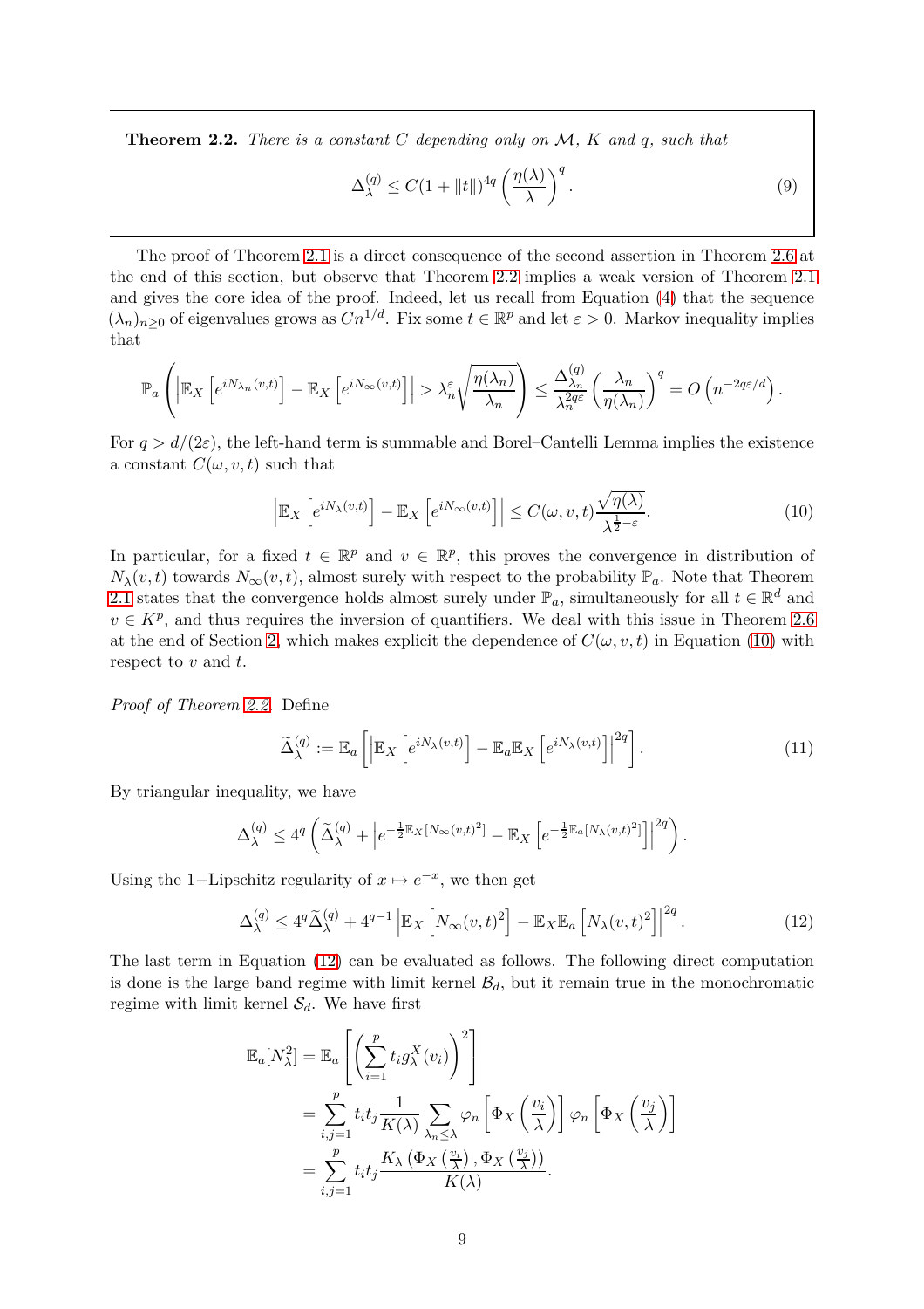**Theorem 2.2.** *There is a constant $C$ depending only on $\mathcal{M}$, $K$ and $q$, such that*

$$\Delta_\lambda^{(q)} \leq C(1+\|t\|)^{4q}\left(\frac{\eta(\lambda)}{\lambda}\right)^q. \tag{9}$$

The proof of Theorem 2.1 is a direct consequence of the second assertion in Theorem 2.6 at the end of this section, but observe that Theorem 2.2 implies a weak version of Theorem 2.1 and gives the core idea of the proof. Indeed, let us recall from Equation (4) that the sequence $(\lambda_n)_{n\geq 0}$ of eigenvalues grows as $Cn^{1/d}$. Fix some $t \in \mathbb{R}^p$ and let $\varepsilon > 0$. Markov inequality implies that

$$\mathbb{P}_a\left(\left|\mathbb{E}_X\left[e^{iN_{\lambda_n}(v,t)}\right] - \mathbb{E}_X\left[e^{iN_\infty(v,t)}\right]\right| > \lambda_n^\varepsilon\sqrt{\frac{\eta(\lambda_n)}{\lambda_n}}\right) \leq \frac{\Delta_{\lambda_n}^{(q)}}{\lambda_n^{2q\varepsilon}}\left(\frac{\lambda_n}{\eta(\lambda_n)}\right)^q = O\left(n^{-2q\varepsilon/d}\right).$$

For $q > d/(2\varepsilon)$, the left-hand term is summable and Borel–Cantelli Lemma implies the existence a constant $C(\omega, v, t)$ such that

$$\left|\mathbb{E}_X\left[e^{iN_\lambda(v,t)}\right] - \mathbb{E}_X\left[e^{iN_\infty(v,t)}\right]\right| \leq C(\omega, v, t)\frac{\sqrt{\eta(\lambda)}}{\lambda^{\frac{1}{2}-\varepsilon}}. \tag{10}$$

In particular, for a fixed $t \in \mathbb{R}^p$ and $v \in \mathbb{R}^p$, this proves the convergence in distribution of $N_\lambda(v,t)$ towards $N_\infty(v,t)$, almost surely with respect to the probability $\mathbb{P}_a$. Note that Theorem 2.1 states that the convergence holds almost surely under $\mathbb{P}_a$, simultaneously for all $t \in \mathbb{R}^d$ and $v \in K^p$, and thus requires the inversion of quantifiers. We deal with this issue in Theorem 2.6 at the end of Section 2, which makes explicit the dependence of $C(\omega, v, t)$ in Equation (10) with respect to $v$ and $t$.

*Proof of Theorem 2.2.* Define

$$\widetilde{\Delta}_\lambda^{(q)} := \mathbb{E}_a\left[\left|\mathbb{E}_X\left[e^{iN_\lambda(v,t)}\right] - \mathbb{E}_a\mathbb{E}_X\left[e^{iN_\lambda(v,t)}\right]\right|^{2q}\right]. \tag{11}$$

By triangular inequality, we have

$$\Delta_\lambda^{(q)} \leq 4^q\left(\widetilde{\Delta}_\lambda^{(q)} + \left|e^{-\frac{1}{2}\mathbb{E}_X[N_\infty(v,t)^2]} - \mathbb{E}_X\left[e^{-\frac{1}{2}\mathbb{E}_a[N_\lambda(v,t)^2]}\right]\right|^{2q}\right).$$

Using the 1−Lipschitz regularity of $x \mapsto e^{-x}$, we then get

$$\Delta_\lambda^{(q)} \leq 4^q\widetilde{\Delta}_\lambda^{(q)} + 4^{q-1}\left|\mathbb{E}_X\left[N_\infty(v,t)^2\right] - \mathbb{E}_X\mathbb{E}_a\left[N_\lambda(v,t)^2\right]\right|^{2q}. \tag{12}$$

The last term in Equation (12) can be evaluated as follows. The following direct computation is done is the large band regime with limit kernel $\mathcal{B}_d$, but it remain true in the monochromatic regime with limit kernel $\mathcal{S}_d$. We have first

$$\begin{aligned}
\mathbb{E}_a[N_\lambda^2] &= \mathbb{E}_a\left[\left(\sum_{i=1}^p t_i g_\lambda^X(v_i)\right)^2\right] \\
&= \sum_{i,j=1}^p t_i t_j \frac{1}{K(\lambda)}\sum_{\lambda_n\leq\lambda}\varphi_n\left[\Phi_X\left(\frac{v_i}{\lambda}\right)\right]\varphi_n\left[\Phi_X\left(\frac{v_j}{\lambda}\right)\right] \\
&= \sum_{i,j=1}^p t_i t_j \frac{K_\lambda\left(\Phi_X\left(\frac{v_i}{\lambda}\right), \Phi_X\left(\frac{v_j}{\lambda}\right)\right)}{K(\lambda)}.
\end{aligned}$$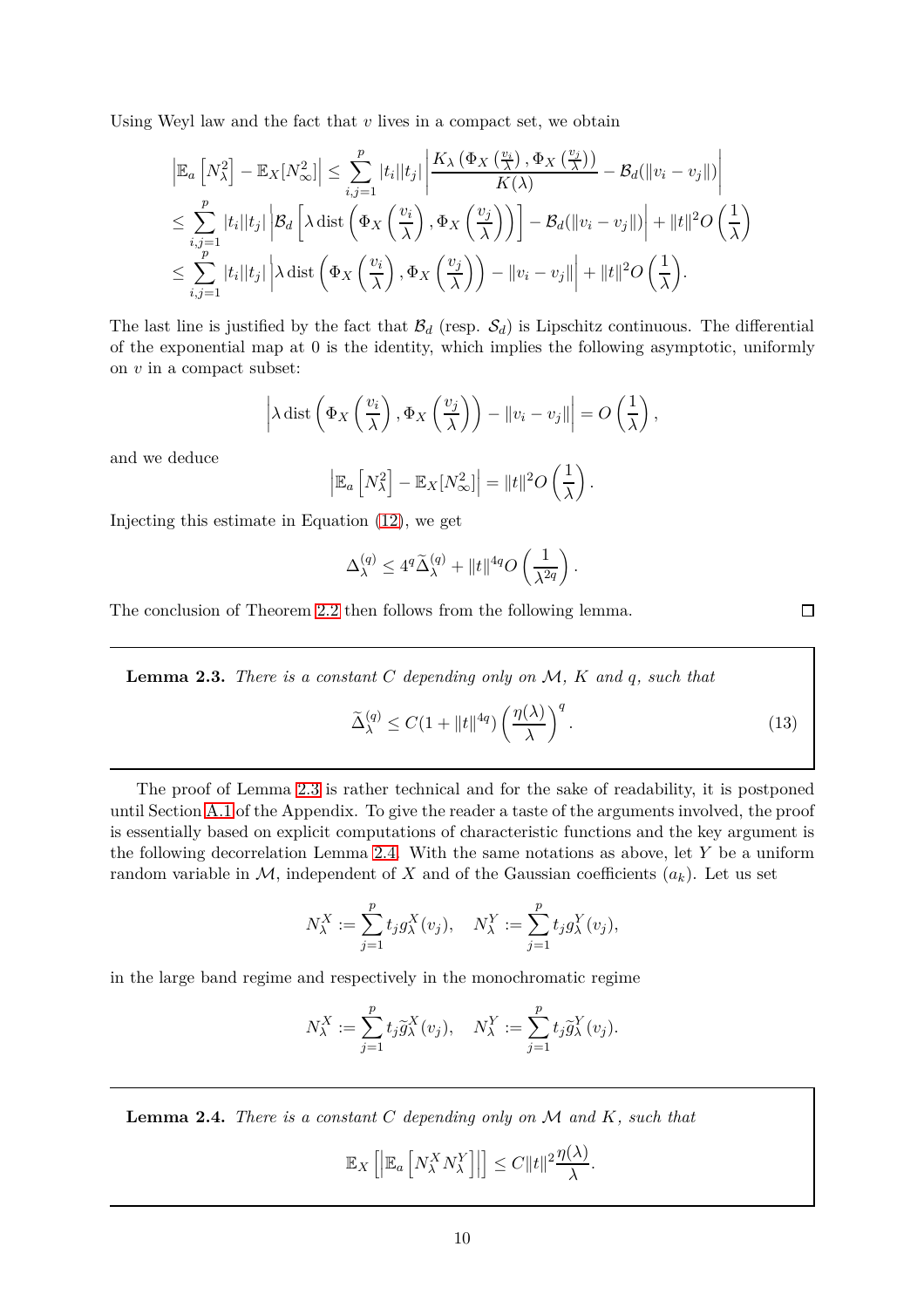Using Weyl law and the fact that $v$ lives in a compact set, we obtain

$$
\begin{aligned}
\left|\mathbb{E}_a\left[N_\lambda^2\right] - \mathbb{E}_X[N_\infty^2]\right| &\leq \sum_{i,j=1}^{p} |t_i||t_j| \left| \frac{K_\lambda\left(\Phi_X\left(\frac{v_i}{\lambda}\right), \Phi_X\left(\frac{v_j}{\lambda}\right)\right)}{K(\lambda)} - \mathcal{B}_d(\|v_i - v_j\|)\right| \\
&\leq \sum_{i,j=1}^{p} |t_i||t_j| \left|\mathcal{B}_d\left[\lambda \operatorname{dist}\left(\Phi_X\left(\frac{v_i}{\lambda}\right), \Phi_X\left(\frac{v_j}{\lambda}\right)\right)\right] - \mathcal{B}_d(\|v_i - v_j\|)\right| + \|t\|^2 O\left(\frac{1}{\lambda}\right) \\
&\leq \sum_{i,j=1}^{p} |t_i||t_j| \left|\lambda \operatorname{dist}\left(\Phi_X\left(\frac{v_i}{\lambda}\right), \Phi_X\left(\frac{v_j}{\lambda}\right)\right) - \|v_i - v_j\|\right| + \|t\|^2 O\left(\frac{1}{\lambda}\right).
\end{aligned}
$$

The last line is justified by the fact that $\mathcal{B}_d$ (resp. $\mathcal{S}_d$) is Lipschitz continuous. The differential of the exponential map at 0 is the identity, which implies the following asymptotic, uniformly on $v$ in a compact subset:

$$
\left|\lambda \operatorname{dist}\left(\Phi_X\left(\frac{v_i}{\lambda}\right), \Phi_X\left(\frac{v_j}{\lambda}\right)\right) - \|v_i - v_j\|\right| = O\left(\frac{1}{\lambda}\right),
$$

and we deduce

$$
\left|\mathbb{E}_a\left[N_\lambda^2\right] - \mathbb{E}_X[N_\infty^2]\right| = \|t\|^2 O\left(\frac{1}{\lambda}\right).
$$

Injecting this estimate in Equation (12), we get

$$
\Delta_\lambda^{(q)} \leq 4^q \widetilde{\Delta}_\lambda^{(q)} + \|t\|^{4q} O\left(\frac{1}{\lambda^{2q}}\right).
$$

The conclusion of Theorem 2.2 then follows from the following lemma. ☐

**Lemma 2.3.** *There is a constant $C$ depending only on $\mathcal{M}$, $K$ and $q$, such that*

$$
\widetilde{\Delta}_\lambda^{(q)} \leq C(1 + \|t\|^{4q}) \left(\frac{\eta(\lambda)}{\lambda}\right)^q. \tag{13}
$$

The proof of Lemma 2.3 is rather technical and for the sake of readability, it is postponed until Section A.1 of the Appendix. To give the reader a taste of the arguments involved, the proof is essentially based on explicit computations of characteristic functions and the key argument is the following decorrelation Lemma 2.4. With the same notations as above, let $Y$ be a uniform random variable in $\mathcal{M}$, independent of $X$ and of the Gaussian coefficients $(a_k)$. Let us set

$$
N_\lambda^X := \sum_{j=1}^{p} t_j g_\lambda^X(v_j), \quad N_\lambda^Y := \sum_{j=1}^{p} t_j g_\lambda^Y(v_j),
$$

in the large band regime and respectively in the monochromatic regime

$$
N_\lambda^X := \sum_{j=1}^{p} t_j \widetilde{g}_\lambda^X(v_j), \quad N_\lambda^Y := \sum_{j=1}^{p} t_j \widetilde{g}_\lambda^Y(v_j).
$$

**Lemma 2.4.** *There is a constant $C$ depending only on $\mathcal{M}$ and $K$, such that*

$$
\mathbb{E}_X\left[\left|\mathbb{E}_a\left[N_\lambda^X N_\lambda^Y\right]\right|\right] \leq C\|t\|^2 \frac{\eta(\lambda)}{\lambda}.
$$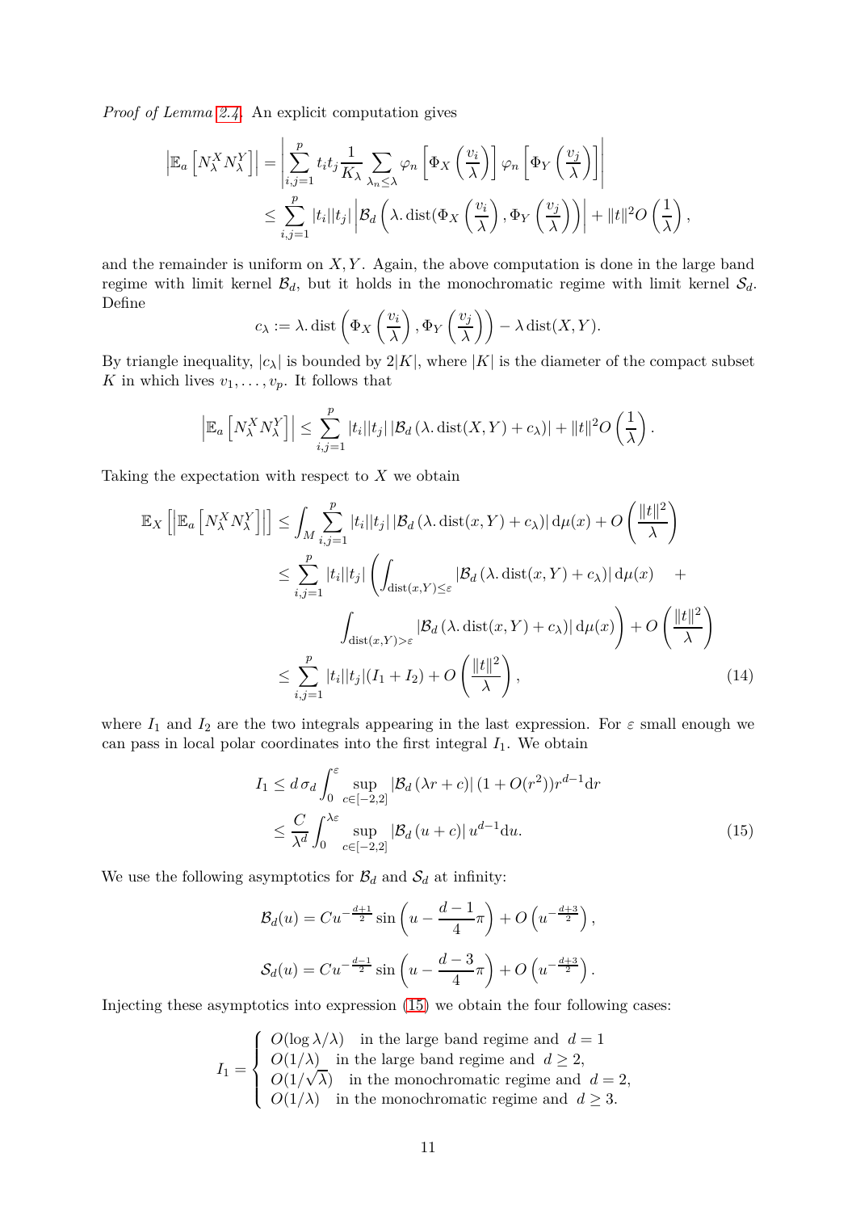*Proof of Lemma 2.4.* An explicit computation gives

$$
\begin{aligned}
\left|\mathbb{E}_a\left[N_\lambda^X N_\lambda^Y\right]\right| &= \left|\sum_{i,j=1}^p t_i t_j \frac{1}{K_\lambda} \sum_{\lambda_n \leq \lambda} \varphi_n\left[\Phi_X\left(\frac{v_i}{\lambda}\right)\right] \varphi_n\left[\Phi_Y\left(\frac{v_j}{\lambda}\right)\right]\right| \\
&\leq \sum_{i,j=1}^p |t_i||t_j| \left|\mathcal{B}_d\left(\lambda.\operatorname{dist}(\Phi_X\left(\frac{v_i}{\lambda}\right), \Phi_Y\left(\frac{v_j}{\lambda}\right)\right)\right| + \|t\|^2 O\left(\frac{1}{\lambda}\right),
\end{aligned}
$$

and the remainder is uniform on $X, Y$. Again, the above computation is done in the large band regime with limit kernel $\mathcal{B}_d$, but it holds in the monochromatic regime with limit kernel $\mathcal{S}_d$. Define

$$
c_\lambda := \lambda.\operatorname{dist}\left(\Phi_X\left(\frac{v_i}{\lambda}\right), \Phi_Y\left(\frac{v_j}{\lambda}\right)\right) - \lambda \operatorname{dist}(X, Y).
$$

By triangle inequality, $|c_\lambda|$ is bounded by $2|K|$, where $|K|$ is the diameter of the compact subset $K$ in which lives $v_1, \ldots, v_p$. It follows that

$$
\left|\mathbb{E}_a\left[N_\lambda^X N_\lambda^Y\right]\right| \leq \sum_{i,j=1}^p |t_i||t_j| \left|\mathcal{B}_d\left(\lambda.\operatorname{dist}(X, Y) + c_\lambda\right)\right| + \|t\|^2 O\left(\frac{1}{\lambda}\right).
$$

Taking the expectation with respect to $X$ we obtain

$$
\begin{aligned}
\mathbb{E}_X\left[\left|\mathbb{E}_a\left[N_\lambda^X N_\lambda^Y\right]\right|\right] &\leq \int_M \sum_{i,j=1}^p |t_i||t_j| \left|\mathcal{B}_d\left(\lambda.\operatorname{dist}(x, Y) + c_\lambda\right)\right| \mathrm{d}\mu(x) + O\left(\frac{\|t\|^2}{\lambda}\right) \\
&\leq \sum_{i,j=1}^p |t_i||t_j| \left(\int_{\operatorname{dist}(x,Y) \leq \varepsilon} \left|\mathcal{B}_d\left(\lambda.\operatorname{dist}(x, Y) + c_\lambda\right)\right| \mathrm{d}\mu(x) \quad + \right. \\
&\qquad \left. \int_{\operatorname{dist}(x,Y) > \varepsilon} \left|\mathcal{B}_d\left(\lambda.\operatorname{dist}(x, Y) + c_\lambda\right)\right| \mathrm{d}\mu(x)\right) + O\left(\frac{\|t\|^2}{\lambda}\right) \\
&\leq \sum_{i,j=1}^p |t_i||t_j|(I_1 + I_2) + O\left(\frac{\|t\|^2}{\lambda}\right), \qquad (14)
\end{aligned}
$$

where $I_1$ and $I_2$ are the two integrals appearing in the last expression. For $\varepsilon$ small enough we can pass in local polar coordinates into the first integral $I_1$. We obtain

$$
\begin{aligned}
I_1 &\leq d\,\sigma_d \int_0^\varepsilon \sup_{c \in [-2,2]} \left|\mathcal{B}_d\left(\lambda r + c\right)\right| (1 + O(r^2)) r^{d-1} \mathrm{d}r \\
&\leq \frac{C}{\lambda^d} \int_0^{\lambda\varepsilon} \sup_{c \in [-2,2]} \left|\mathcal{B}_d\left(u + c\right)\right| u^{d-1} \mathrm{d}u. \qquad (15)
\end{aligned}
$$

We use the following asymptotics for $\mathcal{B}_d$ and $\mathcal{S}_d$ at infinity:

$$
\mathcal{B}_d(u) = C u^{-\frac{d+1}{2}} \sin\left(u - \frac{d-1}{4}\pi\right) + O\left(u^{-\frac{d+3}{2}}\right),
$$

$$
\mathcal{S}_d(u) = C u^{-\frac{d-1}{2}} \sin\left(u - \frac{d-3}{4}\pi\right) + O\left(u^{-\frac{d+3}{2}}\right).
$$

Injecting these asymptotics into expression (15) we obtain the four following cases:

$$
I_1 = \begin{cases}
O(\log\lambda/\lambda) & \text{in the large band regime and } \ d = 1 \\
O(1/\lambda) & \text{in the large band regime and } \ d \geq 2, \\
O(1/\sqrt{\lambda}) & \text{in the monochromatic regime and } \ d = 2, \\
O(1/\lambda) & \text{in the monochromatic regime and } \ d \geq 3.
\end{cases}
$$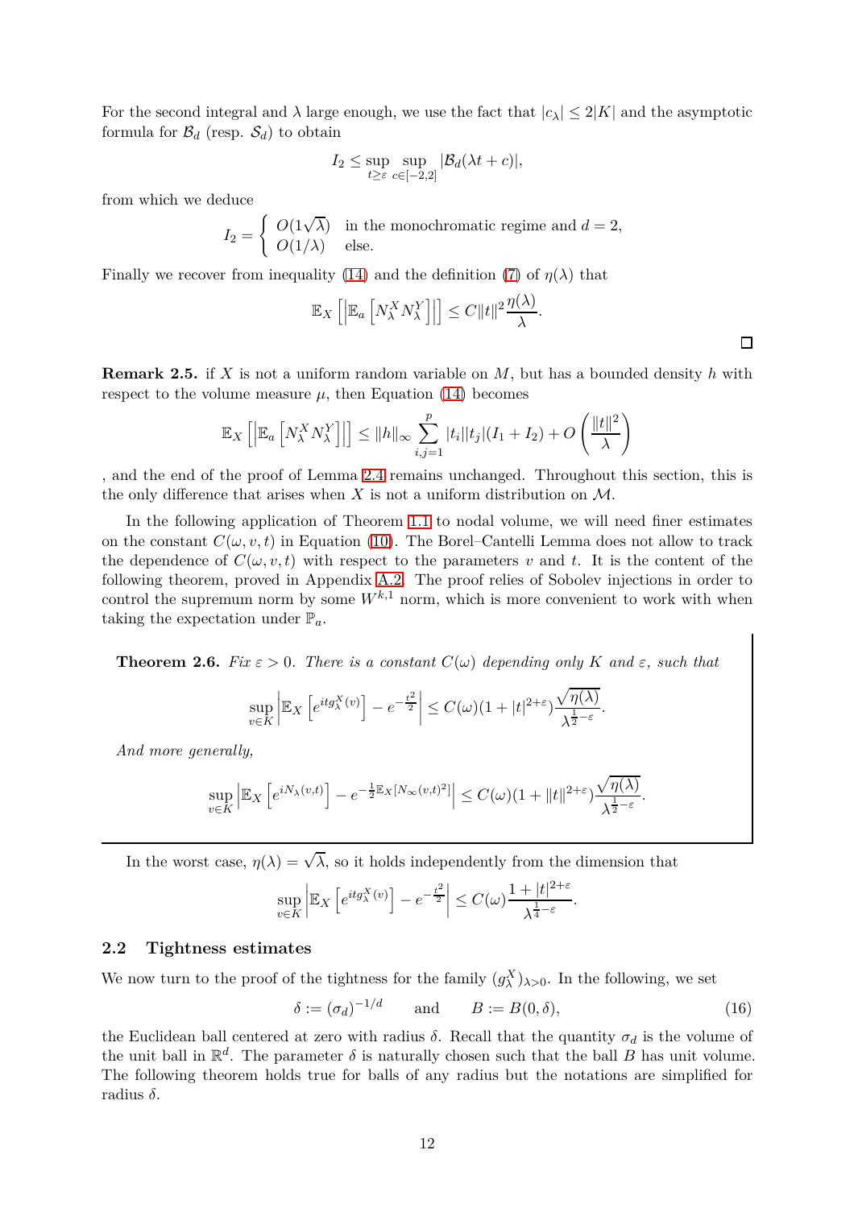For the second integral and $\lambda$ large enough, we use the fact that $|c_\lambda| \leq 2|K|$ and the asymptotic formula for $\mathcal{B}_d$ (resp. $\mathcal{S}_d$) to obtain

$$I_2 \leq \sup_{t \geq \varepsilon} \sup_{c \in [-2,2]} |\mathcal{B}_d(\lambda t + c)|,$$

from which we deduce

$$I_2 = \begin{cases} O(1\sqrt{\lambda}) & \text{in the monochromatic regime and } d = 2, \\ O(1/\lambda) & \text{else.} \end{cases}$$

Finally we recover from inequality (14) and the definition (7) of $\eta(\lambda)$ that

$$\mathbb{E}_X\left[\left|\mathbb{E}_a\left[N_\lambda^X N_\lambda^Y\right]\right|\right] \leq C\|t\|^2 \frac{\eta(\lambda)}{\lambda}.$$

□

**Remark 2.5.** if $X$ is not a uniform random variable on $M$, but has a bounded density $h$ with respect to the volume measure $\mu$, then Equation (14) becomes

$$\mathbb{E}_X\left[\left|\mathbb{E}_a\left[N_\lambda^X N_\lambda^Y\right]\right|\right] \leq \|h\|_\infty \sum_{i,j=1}^{p} |t_i||t_j|(I_1 + I_2) + O\left(\frac{\|t\|^2}{\lambda}\right)$$

, and the end of the proof of Lemma 2.4 remains unchanged. Throughout this section, this is the only difference that arises when $X$ is not a uniform distribution on $\mathcal{M}$.

In the following application of Theorem 1.1 to nodal volume, we will need finer estimates on the constant $C(\omega, v, t)$ in Equation (10). The Borel–Cantelli Lemma does not allow to track the dependence of $C(\omega, v, t)$ with respect to the parameters $v$ and $t$. It is the content of the following theorem, proved in Appendix A.2. The proof relies of Sobolev injections in order to control the supremum norm by some $W^{k,1}$ norm, which is more convenient to work with when taking the expectation under $\mathbb{P}_a$.

**Theorem 2.6.** *Fix $\varepsilon > 0$. There is a constant $C(\omega)$ depending only $K$ and $\varepsilon$, such that*

$$\sup_{v \in K}\left|\mathbb{E}_X\left[e^{itg_\lambda^X(v)}\right] - e^{-\frac{t^2}{2}}\right| \leq C(\omega)(1 + |t|^{2+\varepsilon})\frac{\sqrt{\eta(\lambda)}}{\lambda^{\frac{1}{2}-\varepsilon}}.$$

*And more generally,*

$$\sup_{v \in K}\left|\mathbb{E}_X\left[e^{iN_\lambda(v,t)}\right] - e^{-\frac{1}{2}\mathbb{E}_X[N_\infty(v,t)^2]}\right| \leq C(\omega)(1 + \|t\|^{2+\varepsilon})\frac{\sqrt{\eta(\lambda)}}{\lambda^{\frac{1}{2}-\varepsilon}}.$$

In the worst case, $\eta(\lambda) = \sqrt{\lambda}$, so it holds independently from the dimension that

$$\sup_{v \in K}\left|\mathbb{E}_X\left[e^{itg_\lambda^X(v)}\right] - e^{-\frac{t^2}{2}}\right| \leq C(\omega)\frac{1 + |t|^{2+\varepsilon}}{\lambda^{\frac{1}{4}-\varepsilon}}.$$

### 2.2 Tightness estimates

We now turn to the proof of the tightness for the family $(g_\lambda^X)_{\lambda > 0}$. In the following, we set

$$\delta := (\sigma_d)^{-1/d} \qquad \text{and} \qquad B := B(0, \delta), \tag{16}$$

the Euclidean ball centered at zero with radius $\delta$. Recall that the quantity $\sigma_d$ is the volume of the unit ball in $\mathbb{R}^d$. The parameter $\delta$ is naturally chosen such that the ball $B$ has unit volume. The following theorem holds true for balls of any radius but the notations are simplified for radius $\delta$.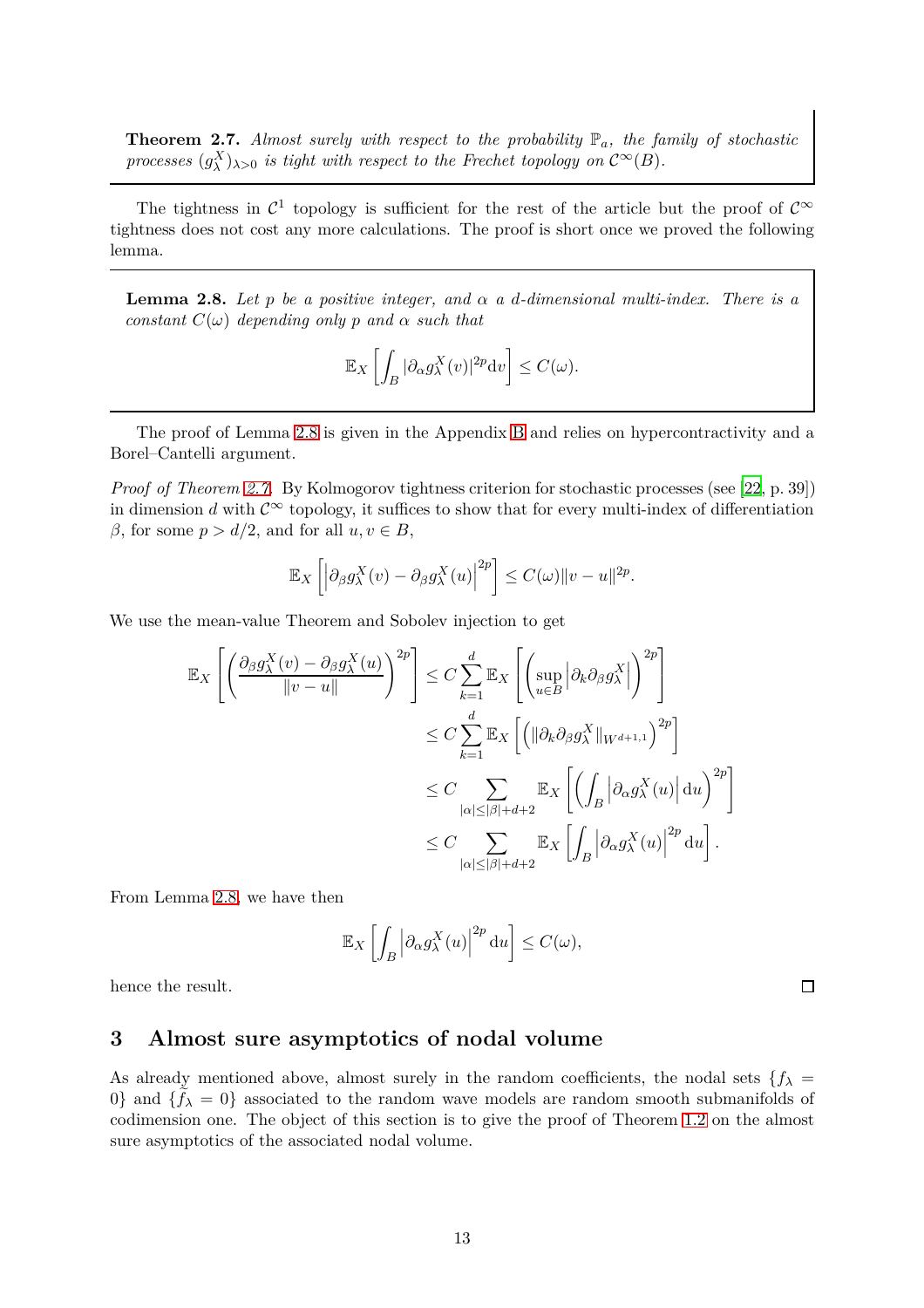**Theorem 2.7.** *Almost surely with respect to the probability $\mathbb{P}_a$, the family of stochastic processes $(g_\lambda^X)_{\lambda>0}$ is tight with respect to the Frechet topology on $\mathcal{C}^\infty(B)$.*

The tightness in $\mathcal{C}^1$ topology is sufficient for the rest of the article but the proof of $\mathcal{C}^\infty$ tightness does not cost any more calculations. The proof is short once we proved the following lemma.

**Lemma 2.8.** *Let $p$ be a positive integer, and $\alpha$ a $d$-dimensional multi-index. There is a constant $C(\omega)$ depending only $p$ and $\alpha$ such that*

$$\mathbb{E}_X\left[\int_B |\partial_\alpha g_\lambda^X(v)|^{2p}\mathrm{d}v\right] \leq C(\omega).$$

The proof of Lemma 2.8 is given in the Appendix B and relies on hypercontractivity and a Borel–Cantelli argument.

*Proof of Theorem 2.7.* By Kolmogorov tightness criterion for stochastic processes (see [22, p. 39]) in dimension $d$ with $\mathcal{C}^\infty$ topology, it suffices to show that for every multi-index of differentiation $\beta$, for some $p > d/2$, and for all $u, v \in B$,

$$\mathbb{E}_X\left[\left|\partial_\beta g_\lambda^X(v) - \partial_\beta g_\lambda^X(u)\right|^{2p}\right] \leq C(\omega)\|v-u\|^{2p}.$$

We use the mean-value Theorem and Sobolev injection to get

$$\begin{aligned}
\mathbb{E}_X\left[\left(\frac{\partial_\beta g_\lambda^X(v) - \partial_\beta g_\lambda^X(u)}{\|v-u\|}\right)^{2p}\right] &\leq C\sum_{k=1}^d \mathbb{E}_X\left[\left(\sup_{u\in B}\left|\partial_k\partial_\beta g_\lambda^X\right|\right)^{2p}\right] \\
&\leq C\sum_{k=1}^d \mathbb{E}_X\left[\left(\|\partial_k\partial_\beta g_\lambda^X\|_{W^{d+1,1}}\right)^{2p}\right] \\
&\leq C\sum_{|\alpha|\leq|\beta|+d+2} \mathbb{E}_X\left[\left(\int_B\left|\partial_\alpha g_\lambda^X(u)\right|\mathrm{d}u\right)^{2p}\right] \\
&\leq C\sum_{|\alpha|\leq|\beta|+d+2} \mathbb{E}_X\left[\int_B\left|\partial_\alpha g_\lambda^X(u)\right|^{2p}\mathrm{d}u\right].
\end{aligned}$$

From Lemma 2.8, we have then

$$\mathbb{E}_X\left[\int_B\left|\partial_\alpha g_\lambda^X(u)\right|^{2p}\mathrm{d}u\right] \leq C(\omega),$$

hence the result. ◻

## 3 Almost sure asymptotics of nodal volume

As already mentioned above, almost surely in the random coefficients, the nodal sets $\{f_\lambda = 0\}$ and $\{\tilde{f}_\lambda = 0\}$ associated to the random wave models are random smooth submanifolds of codimension one. The object of this section is to give the proof of Theorem 1.2 on the almost sure asymptotics of the associated nodal volume.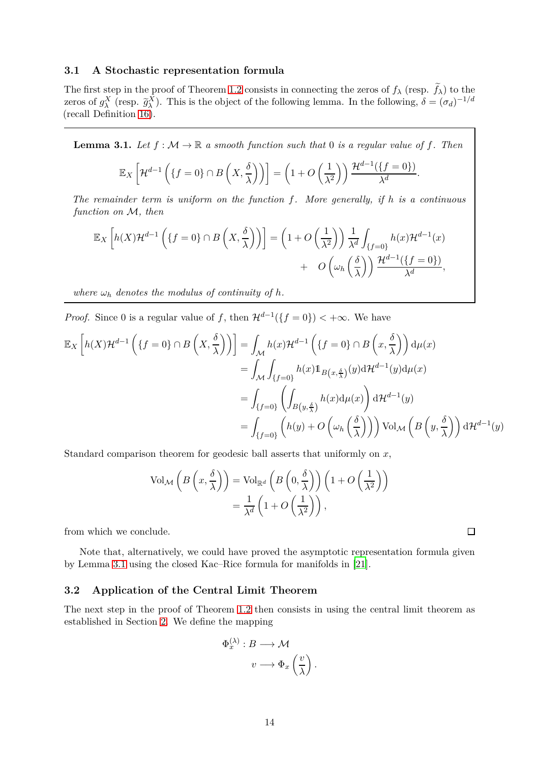### 3.1 A Stochastic representation formula

The first step in the proof of Theorem 1.2 consists in connecting the zeros of $f_\lambda$ (resp. $\widetilde{f}_\lambda$) to the zeros of $g_\lambda^X$ (resp. $\widetilde{g}_\lambda^X$). This is the object of the following lemma. In the following, $\delta = (\sigma_d)^{-1/d}$ (recall Definition 16).

**Lemma 3.1.** *Let $f : \mathcal{M} \to \mathbb{R}$ a smooth function such that 0 is a regular value of $f$. Then*

$$\mathbb{E}_X \left[ \mathcal{H}^{d-1}\left( \{f=0\} \cap B\left(X, \frac{\delta}{\lambda}\right)\right)\right] = \left(1 + O\left(\frac{1}{\lambda^2}\right)\right) \frac{\mathcal{H}^{d-1}(\{f=0\})}{\lambda^d}.$$

*The remainder term is uniform on the function $f$. More generally, if $h$ is a continuous function on $\mathcal{M}$, then*

$$\mathbb{E}_X \left[ h(X)\mathcal{H}^{d-1}\left( \{f=0\} \cap B\left(X, \frac{\delta}{\lambda}\right)\right)\right] = \left(1 + O\left(\frac{1}{\lambda^2}\right)\right) \frac{1}{\lambda^d}\int_{\{f=0\}} h(x)\mathcal{H}^{d-1}(x) + O\left(\omega_h\left(\frac{\delta}{\lambda}\right)\right)\frac{\mathcal{H}^{d-1}(\{f=0\})}{\lambda^d},$$

*where $\omega_h$ denotes the modulus of continuity of $h$.*

*Proof.* Since 0 is a regular value of $f$, then $\mathcal{H}^{d-1}(\{f=0\}) < +\infty$. We have

$$\begin{aligned}
\mathbb{E}_X \left[ h(X)\mathcal{H}^{d-1}\left( \{f=0\} \cap B\left(X, \frac{\delta}{\lambda}\right)\right)\right] &= \int_{\mathcal{M}} h(x)\mathcal{H}^{d-1}\left(\{f=0\} \cap B\left(x, \frac{\delta}{\lambda}\right)\right) \mathrm{d}\mu(x) \\
&= \int_{\mathcal{M}}\int_{\{f=0\}} h(x)\mathbb{1}_{B\left(x,\frac{\delta}{\lambda}\right)}(y)\mathrm{d}\mathcal{H}^{d-1}(y)\mathrm{d}\mu(x) \\
&= \int_{\{f=0\}} \left(\int_{B\left(y,\frac{\delta}{\lambda}\right)} h(x)\mathrm{d}\mu(x)\right)\mathrm{d}\mathcal{H}^{d-1}(y) \\
&= \int_{\{f=0\}} \left(h(y) + O\left(\omega_h\left(\frac{\delta}{\lambda}\right)\right)\right)\mathrm{Vol}_{\mathcal{M}}\left(B\left(y, \frac{\delta}{\lambda}\right)\right)\mathrm{d}\mathcal{H}^{d-1}(y)
\end{aligned}$$

Standard comparison theorem for geodesic ball asserts that uniformly on $x$,

$$\begin{aligned}
\mathrm{Vol}_{\mathcal{M}}\left(B\left(x, \frac{\delta}{\lambda}\right)\right) &= \mathrm{Vol}_{\mathbb{R}^d}\left(B\left(0, \frac{\delta}{\lambda}\right)\right)\left(1 + O\left(\frac{1}{\lambda^2}\right)\right) \\
&= \frac{1}{\lambda^d}\left(1 + O\left(\frac{1}{\lambda^2}\right)\right),
\end{aligned}$$

from which we conclude. □

Note that, alternatively, we could have proved the asymptotic representation formula given by Lemma 3.1 using the closed Kac–Rice formula for manifolds in [21].

### 3.2 Application of the Central Limit Theorem

The next step in the proof of Theorem 1.2 then consists in using the central limit theorem as established in Section 2. We define the mapping

$$\begin{aligned}
\Phi_x^{(\lambda)} : B &\longrightarrow \mathcal{M} \\
v &\longrightarrow \Phi_x\left(\frac{v}{\lambda}\right).
\end{aligned}$$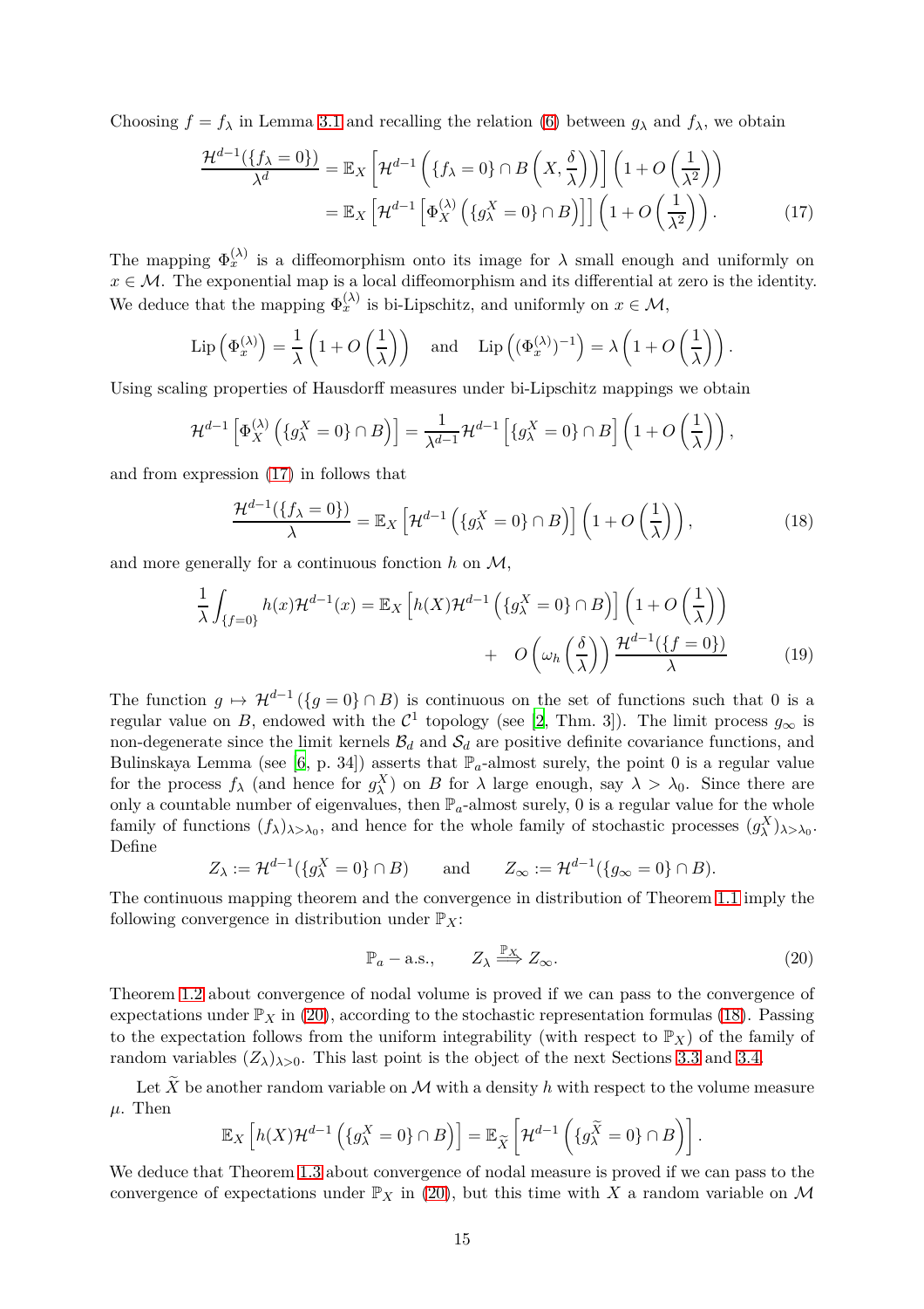Choosing $f = f_\lambda$ in Lemma 3.1 and recalling the relation (6) between $g_\lambda$ and $f_\lambda$, we obtain

$$
\begin{aligned}
\frac{\mathcal{H}^{d-1}(\{f_\lambda = 0\})}{\lambda^d} &= \mathbb{E}_X\left[\mathcal{H}^{d-1}\left(\{f_\lambda = 0\} \cap B\left(X, \frac{\delta}{\lambda}\right)\right)\right]\left(1 + O\left(\frac{1}{\lambda^2}\right)\right) \\
&= \mathbb{E}_X\left[\mathcal{H}^{d-1}\left[\Phi_X^{(\lambda)}\left(\{g_\lambda^X = 0\} \cap B\right)\right]\right]\left(1 + O\left(\frac{1}{\lambda^2}\right)\right). \qquad (17)
\end{aligned}
$$

The mapping $\Phi_x^{(\lambda)}$ is a diffeomorphism onto its image for $\lambda$ small enough and uniformly on $x \in \mathcal{M}$. The exponential map is a local diffeomorphism and its differential at zero is the identity. We deduce that the mapping $\Phi_x^{(\lambda)}$ is bi-Lipschitz, and uniformly on $x \in \mathcal{M}$,

$$
\operatorname{Lip}\left(\Phi_x^{(\lambda)}\right) = \frac{1}{\lambda}\left(1 + O\left(\frac{1}{\lambda}\right)\right) \quad \text{and} \quad \operatorname{Lip}\left((\Phi_x^{(\lambda)})^{-1}\right) = \lambda\left(1 + O\left(\frac{1}{\lambda}\right)\right).
$$

Using scaling properties of Hausdorff measures under bi-Lipschitz mappings we obtain

$$
\mathcal{H}^{d-1}\left[\Phi_X^{(\lambda)}\left(\{g_\lambda^X = 0\} \cap B\right)\right] = \frac{1}{\lambda^{d-1}}\mathcal{H}^{d-1}\left[\{g_\lambda^X = 0\} \cap B\right]\left(1 + O\left(\frac{1}{\lambda}\right)\right),
$$

and from expression (17) in follows that

$$
\frac{\mathcal{H}^{d-1}(\{f_\lambda = 0\})}{\lambda} = \mathbb{E}_X\left[\mathcal{H}^{d-1}\left(\{g_\lambda^X = 0\} \cap B\right)\right]\left(1 + O\left(\frac{1}{\lambda}\right)\right), \tag{18}
$$

and more generally for a continuous fonction $h$ on $\mathcal{M}$,

$$
\begin{aligned}
\frac{1}{\lambda}\int_{\{f=0\}} h(x)\mathcal{H}^{d-1}(x) &= \mathbb{E}_X\left[h(X)\mathcal{H}^{d-1}\left(\{g_\lambda^X = 0\} \cap B\right)\right]\left(1 + O\left(\frac{1}{\lambda}\right)\right) \\
&\quad + \; O\left(\omega_h\left(\frac{\delta}{\lambda}\right)\right)\frac{\mathcal{H}^{d-1}(\{f = 0\})}{\lambda} \qquad (19)
\end{aligned}
$$

The function $g \mapsto \mathcal{H}^{d-1}(\{g = 0\} \cap B)$ is continuous on the set of functions such that 0 is a regular value on $B$, endowed with the $\mathcal{C}^1$ topology (see [2, Thm. 3]). The limit process $g_\infty$ is non-degenerate since the limit kernels $\mathcal{B}_d$ and $\mathcal{S}_d$ are positive definite covariance functions, and Bulinskaya Lemma (see [6, p. 34]) asserts that $\mathbb{P}_a$-almost surely, the point 0 is a regular value for the process $f_\lambda$ (and hence for $g_\lambda^X$) on $B$ for $\lambda$ large enough, say $\lambda > \lambda_0$. Since there are only a countable number of eigenvalues, then $\mathbb{P}_a$-almost surely, 0 is a regular value for the whole family of functions $(f_\lambda)_{\lambda > \lambda_0}$, and hence for the whole family of stochastic processes $(g_\lambda^X)_{\lambda > \lambda_0}$. Define

$$
Z_\lambda := \mathcal{H}^{d-1}(\{g_\lambda^X = 0\} \cap B) \qquad \text{and} \qquad Z_\infty := \mathcal{H}^{d-1}(\{g_\infty = 0\} \cap B).
$$

The continuous mapping theorem and the convergence in distribution of Theorem 1.1 imply the following convergence in distribution under $\mathbb{P}_X$:

$$
\mathbb{P}_a - \text{a.s.}, \qquad Z_\lambda \overset{\mathbb{P}_X}{\Longrightarrow} Z_\infty. \tag{20}
$$

Theorem 1.2 about convergence of nodal volume is proved if we can pass to the convergence of expectations under $\mathbb{P}_X$ in (20), according to the stochastic representation formulas (18). Passing to the expectation follows from the uniform integrability (with respect to $\mathbb{P}_X$) of the family of random variables $(Z_\lambda)_{\lambda > 0}$. This last point is the object of the next Sections 3.3 and 3.4.

Let $\widetilde{X}$ be another random variable on $\mathcal{M}$ with a density $h$ with respect to the volume measure $\mu$. Then

$$
\mathbb{E}_X\left[h(X)\mathcal{H}^{d-1}\left(\{g_\lambda^X = 0\} \cap B\right)\right] = \mathbb{E}_{\widetilde{X}}\left[\mathcal{H}^{d-1}\left(\{g_\lambda^{\widetilde{X}} = 0\} \cap B\right)\right].
$$

We deduce that Theorem 1.3 about convergence of nodal measure is proved if we can pass to the convergence of expectations under $\mathbb{P}_X$ in (20), but this time with $X$ a random variable on $\mathcal{M}$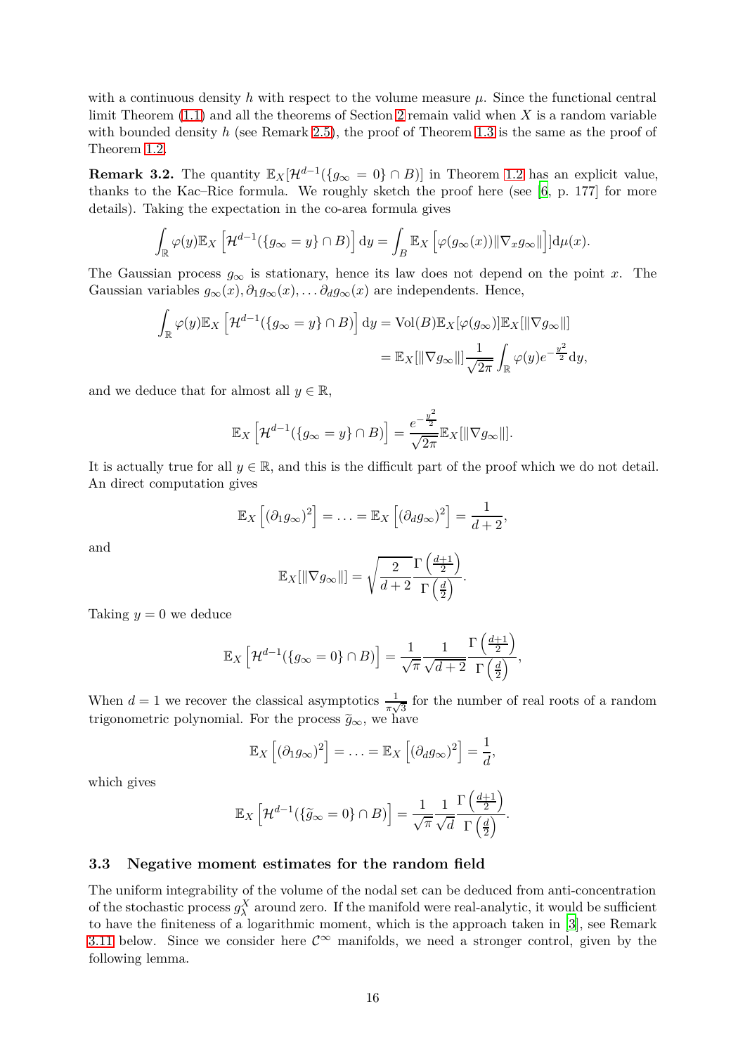with a continuous density $h$ with respect to the volume measure $\mu$. Since the functional central limit Theorem (1.1) and all the theorems of Section 2 remain valid when $X$ is a random variable with bounded density $h$ (see Remark 2.5), the proof of Theorem 1.3 is the same as the proof of Theorem 1.2.

**Remark 3.2.** The quantity $\mathbb{E}_X[\mathcal{H}^{d-1}(\{g_\infty = 0\} \cap B)]$ in Theorem 1.2 has an explicit value, thanks to the Kac–Rice formula. We roughly sketch the proof here (see [6, p. 177] for more details). Taking the expectation in the co-area formula gives

$$\int_{\mathbb{R}} \varphi(y) \mathbb{E}_X \left[\mathcal{H}^{d-1}(\{g_\infty = y\} \cap B)\right] \mathrm{d}y = \int_B \mathbb{E}_X \left[\varphi(g_\infty(x)) \|\nabla_x g_\infty\|\right] \mathrm{d}\mu(x).$$

The Gaussian process $g_\infty$ is stationary, hence its law does not depend on the point $x$. The Gaussian variables $g_\infty(x), \partial_1 g_\infty(x), \ldots \partial_d g_\infty(x)$ are independents. Hence,

$$\begin{aligned}
\int_{\mathbb{R}} \varphi(y) \mathbb{E}_X \left[\mathcal{H}^{d-1}(\{g_\infty = y\} \cap B)\right] \mathrm{d}y &= \mathrm{Vol}(B) \mathbb{E}_X[\varphi(g_\infty)] \mathbb{E}_X[\|\nabla g_\infty\|] \\
&= \mathbb{E}_X[\|\nabla g_\infty\|] \frac{1}{\sqrt{2\pi}} \int_{\mathbb{R}} \varphi(y) e^{-\frac{y^2}{2}} \mathrm{d}y,
\end{aligned}$$

and we deduce that for almost all $y \in \mathbb{R}$,

$$\mathbb{E}_X \left[\mathcal{H}^{d-1}(\{g_\infty = y\} \cap B)\right] = \frac{e^{-\frac{y^2}{2}}}{\sqrt{2\pi}} \mathbb{E}_X[\|\nabla g_\infty\|].$$

It is actually true for all $y \in \mathbb{R}$, and this is the difficult part of the proof which we do not detail. An direct computation gives

$$\mathbb{E}_X \left[(\partial_1 g_\infty)^2\right] = \ldots = \mathbb{E}_X \left[(\partial_d g_\infty)^2\right] = \frac{1}{d+2},$$

and

$$\mathbb{E}_X[\|\nabla g_\infty\|] = \sqrt{\frac{2}{d+2}} \frac{\Gamma\left(\frac{d+1}{2}\right)}{\Gamma\left(\frac{d}{2}\right)}.$$

Taking $y = 0$ we deduce

$$\mathbb{E}_X \left[\mathcal{H}^{d-1}(\{g_\infty = 0\} \cap B)\right] = \frac{1}{\sqrt{\pi}} \frac{1}{\sqrt{d+2}} \frac{\Gamma\left(\frac{d+1}{2}\right)}{\Gamma\left(\frac{d}{2}\right)},$$

When $d = 1$ we recover the classical asymptotics $\frac{1}{\pi\sqrt{3}}$ for the number of real roots of a random trigonometric polynomial. For the process $\widetilde{g}_\infty$, we have

$$\mathbb{E}_X \left[(\partial_1 g_\infty)^2\right] = \ldots = \mathbb{E}_X \left[(\partial_d g_\infty)^2\right] = \frac{1}{d},$$

which gives

$$\mathbb{E}_X \left[\mathcal{H}^{d-1}(\{\widetilde{g}_\infty = 0\} \cap B)\right] = \frac{1}{\sqrt{\pi}} \frac{1}{\sqrt{d}} \frac{\Gamma\left(\frac{d+1}{2}\right)}{\Gamma\left(\frac{d}{2}\right)}.$$

### 3.3 Negative moment estimates for the random field

The uniform integrability of the volume of the nodal set can be deduced from anti-concentration of the stochastic process $g_\lambda^X$ around zero. If the manifold were real-analytic, it would be sufficient to have the finiteness of a logarithmic moment, which is the approach taken in [3], see Remark 3.11 below. Since we consider here $\mathcal{C}^\infty$ manifolds, we need a stronger control, given by the following lemma.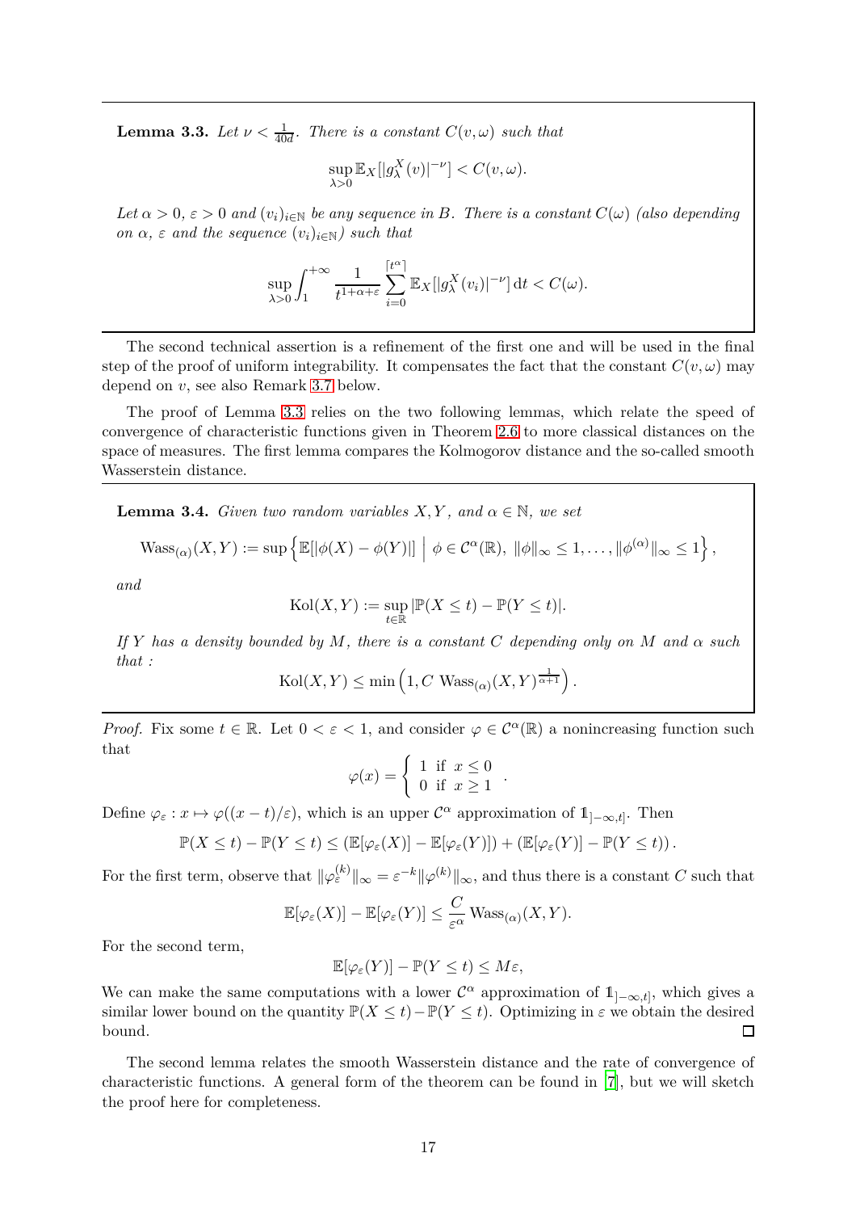**Lemma 3.3.** *Let $\nu < \frac{1}{40d}$. There is a constant $C(v,\omega)$ such that*

$$\sup_{\lambda>0} \mathbb{E}_X[|g_\lambda^X(v)|^{-\nu}] < C(v,\omega).$$

*Let $\alpha > 0$, $\varepsilon > 0$ and $(v_i)_{i\in\mathbb{N}}$ be any sequence in $B$. There is a constant $C(\omega)$ (also depending on $\alpha$, $\varepsilon$ and the sequence $(v_i)_{i\in\mathbb{N}}$) such that*

$$\sup_{\lambda>0} \int_1^{+\infty} \frac{1}{t^{1+\alpha+\varepsilon}} \sum_{i=0}^{\lceil t^\alpha \rceil} \mathbb{E}_X[|g_\lambda^X(v_i)|^{-\nu}]\,\mathrm{d}t < C(\omega).$$

The second technical assertion is a refinement of the first one and will be used in the final step of the proof of uniform integrability. It compensates the fact that the constant $C(v,\omega)$ may depend on $v$, see also Remark 3.7 below.

The proof of Lemma 3.3 relies on the two following lemmas, which relate the speed of convergence of characteristic functions given in Theorem 2.6 to more classical distances on the space of measures. The first lemma compares the Kolmogorov distance and the so-called smooth Wasserstein distance.

**Lemma 3.4.** *Given two random variables $X, Y$, and $\alpha \in \mathbb{N}$, we set*

$$\mathrm{Wass}_{(\alpha)}(X,Y) := \sup\left\{ \mathbb{E}[|\phi(X) - \phi(Y)|] \;\middle|\; \phi \in \mathcal{C}^\alpha(\mathbb{R}),\ \|\phi\|_\infty \le 1, \dots, \|\phi^{(\alpha)}\|_\infty \le 1 \right\},$$

*and*

$$\mathrm{Kol}(X,Y) := \sup_{t\in\mathbb{R}} |\mathbb{P}(X \le t) - \mathbb{P}(Y \le t)|.$$

*If $Y$ has a density bounded by $M$, there is a constant $C$ depending only on $M$ and $\alpha$ such that :*

$$\mathrm{Kol}(X,Y) \le \min\left(1, C\ \mathrm{Wass}_{(\alpha)}(X,Y)^{\frac{1}{\alpha+1}}\right).$$

*Proof.* Fix some $t \in \mathbb{R}$. Let $0 < \varepsilon < 1$, and consider $\varphi \in \mathcal{C}^\alpha(\mathbb{R})$ a nonincreasing function such that

$$\varphi(x) = \begin{cases} 1 & \text{if } x \le 0 \\ 0 & \text{if } x \ge 1 \end{cases}.$$

Define $\varphi_\varepsilon : x \mapsto \varphi((x-t)/\varepsilon)$, which is an upper $\mathcal{C}^\alpha$ approximation of $\mathbb{1}_{]-\infty,t]}$. Then

$$\mathbb{P}(X \le t) - \mathbb{P}(Y \le t) \le (\mathbb{E}[\varphi_\varepsilon(X)] - \mathbb{E}[\varphi_\varepsilon(Y)]) + (\mathbb{E}[\varphi_\varepsilon(Y)] - \mathbb{P}(Y \le t)).$$

For the first term, observe that $\|\varphi_\varepsilon^{(k)}\|_\infty = \varepsilon^{-k}\|\varphi^{(k)}\|_\infty$, and thus there is a constant $C$ such that

$$\mathbb{E}[\varphi_\varepsilon(X)] - \mathbb{E}[\varphi_\varepsilon(Y)] \le \frac{C}{\varepsilon^\alpha}\,\mathrm{Wass}_{(\alpha)}(X,Y).$$

For the second term,

$$\mathbb{E}[\varphi_\varepsilon(Y)] - \mathbb{P}(Y \le t) \le M\varepsilon,$$

We can make the same computations with a lower $\mathcal{C}^\alpha$ approximation of $\mathbb{1}_{]-\infty,t]}$, which gives a similar lower bound on the quantity $\mathbb{P}(X \le t) - \mathbb{P}(Y \le t)$. Optimizing in $\varepsilon$ we obtain the desired bound. □

The second lemma relates the smooth Wasserstein distance and the rate of convergence of characteristic functions. A general form of the theorem can be found in [7], but we will sketch the proof here for completeness.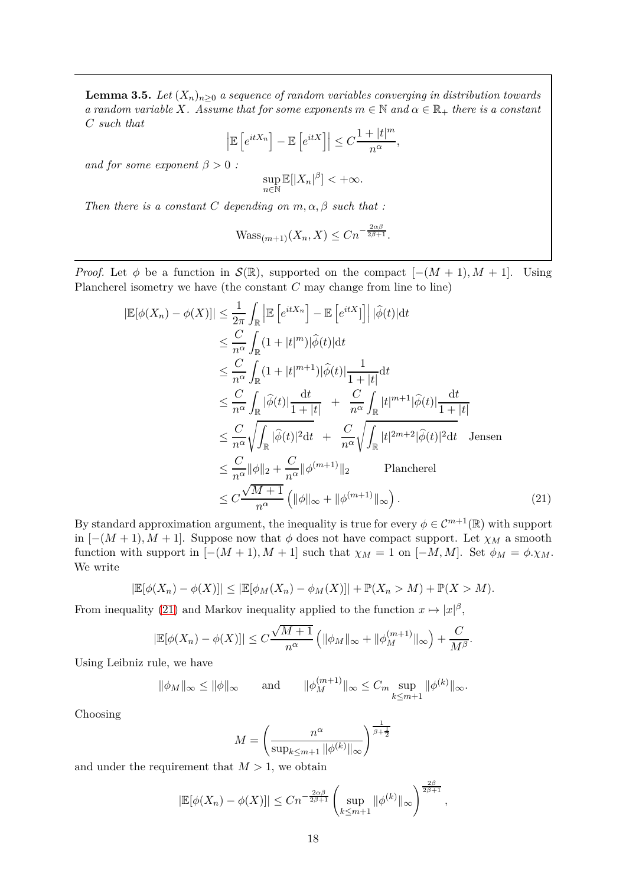**Lemma 3.5.** *Let $(X_n)_{n\geq 0}$ a sequence of random variables converging in distribution towards a random variable $X$. Assume that for some exponents $m \in \mathbb{N}$ and $\alpha \in \mathbb{R}_+$ there is a constant $C$ such that*

$$\left|\mathbb{E}\left[e^{itX_n}\right] - \mathbb{E}\left[e^{itX}\right]\right| \leq C\frac{1+|t|^m}{n^\alpha},$$

*and for some exponent $\beta > 0$ :*

$$\sup_{n\in\mathbb{N}} \mathbb{E}[|X_n|^\beta] < +\infty.$$

*Then there is a constant $C$ depending on $m, \alpha, \beta$ such that :*

$$\mathrm{Wass}_{(m+1)}(X_n, X) \leq Cn^{-\frac{2\alpha\beta}{2\beta+1}}.$$

*Proof.* Let $\phi$ be a function in $\mathcal{S}(\mathbb{R})$, supported on the compact $[-(M+1), M+1]$. Using Plancherel isometry we have (the constant $C$ may change from line to line)

$$\begin{aligned}
|\mathbb{E}[\phi(X_n) - \phi(X)]| &\leq \frac{1}{2\pi}\int_{\mathbb{R}} \left|\mathbb{E}\left[e^{itX_n}\right] - \mathbb{E}\left[e^{itX}\right]\right| |\widehat{\phi}(t)|\mathrm{d}t \\
&\leq \frac{C}{n^\alpha}\int_{\mathbb{R}} (1+|t|^m)|\widehat{\phi}(t)|\mathrm{d}t \\
&\leq \frac{C}{n^\alpha}\int_{\mathbb{R}} (1+|t|^{m+1})|\widehat{\phi}(t)|\frac{1}{1+|t|}\mathrm{d}t \\
&\leq \frac{C}{n^\alpha}\int_{\mathbb{R}} |\widehat{\phi}(t)|\frac{\mathrm{d}t}{1+|t|} \;+\; \frac{C}{n^\alpha}\int_{\mathbb{R}} |t|^{m+1}|\widehat{\phi}(t)|\frac{\mathrm{d}t}{1+|t|} \\
&\leq \frac{C}{n^\alpha}\sqrt{\int_{\mathbb{R}} |\widehat{\phi}(t)|^2\mathrm{d}t} \;+\; \frac{C}{n^\alpha}\sqrt{\int_{\mathbb{R}} |t|^{2m+2}|\widehat{\phi}(t)|^2\mathrm{d}t} \quad \text{Jensen} \\
&\leq \frac{C}{n^\alpha}\|\phi\|_2 + \frac{C}{n^\alpha}\|\phi^{(m+1)}\|_2 \qquad \text{Plancherel} \\
&\leq C\frac{\sqrt{M+1}}{n^\alpha}\left(\|\phi\|_\infty + \|\phi^{(m+1)}\|_\infty\right). 
\end{aligned} \tag{21}$$

By standard approximation argument, the inequality is true for every $\phi \in \mathcal{C}^{m+1}(\mathbb{R})$ with support in $[-(M+1), M+1]$. Suppose now that $\phi$ does not have compact support. Let $\chi_M$ a smooth function with support in $[-(M+1), M+1]$ such that $\chi_M = 1$ on $[-M, M]$. Set $\phi_M = \phi.\chi_M$. We write

$$|\mathbb{E}[\phi(X_n) - \phi(X)]| \leq |\mathbb{E}[\phi_M(X_n) - \phi_M(X)]| + \mathbb{P}(X_n > M) + \mathbb{P}(X > M).$$

From inequality (21) and Markov inequality applied to the function $x \mapsto |x|^\beta$,

$$|\mathbb{E}[\phi(X_n) - \phi(X)]| \leq C\frac{\sqrt{M+1}}{n^\alpha}\left(\|\phi_M\|_\infty + \|\phi_M^{(m+1)}\|_\infty\right) + \frac{C}{M^\beta}.$$

Using Leibniz rule, we have

$$\|\phi_M\|_\infty \leq \|\phi\|_\infty \qquad \text{and} \qquad \|\phi_M^{(m+1)}\|_\infty \leq C_m \sup_{k\leq m+1}\|\phi^{(k)}\|_\infty.$$

Choosing

$$M = \left(\frac{n^\alpha}{\sup_{k\leq m+1}\|\phi^{(k)}\|_\infty}\right)^{\frac{1}{\beta+\frac{1}{2}}}$$

and under the requirement that $M > 1$, we obtain

$$|\mathbb{E}[\phi(X_n) - \phi(X)]| \leq Cn^{-\frac{2\alpha\beta}{2\beta+1}}\left(\sup_{k\leq m+1}\|\phi^{(k)}\|_\infty\right)^{\frac{2\beta}{2\beta+1}},$$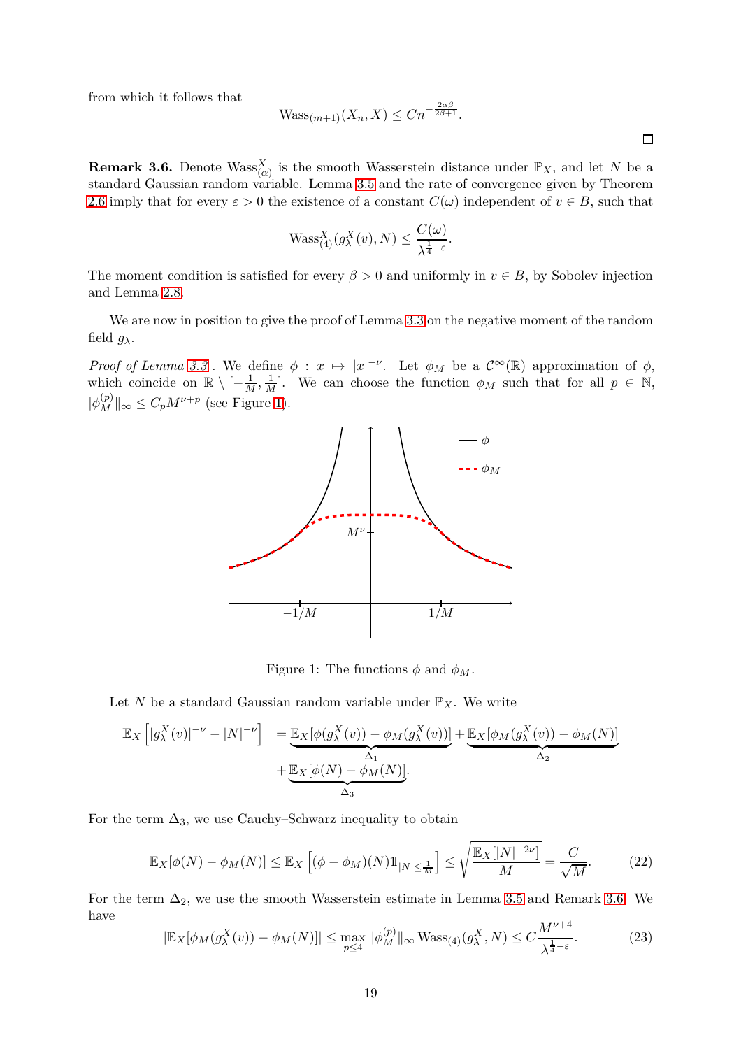from which it follows that

$$\mathrm{Wass}_{(m+1)}(X_n, X) \leq C n^{-\frac{2\alpha\beta}{2\beta+1}}.$$

□

**Remark 3.6.** Denote $\mathrm{Wass}^X_{(\alpha)}$ is the smooth Wasserstein distance under $\mathbb{P}_X$, and let $N$ be a standard Gaussian random variable. Lemma 3.5 and the rate of convergence given by Theorem 2.6 imply that for every $\varepsilon > 0$ the existence of a constant $C(\omega)$ independent of $v \in B$, such that

$$\mathrm{Wass}^X_{(4)}(g^X_\lambda(v), N) \leq \frac{C(\omega)}{\lambda^{\frac{1}{4}-\varepsilon}}.$$

The moment condition is satisfied for every $\beta > 0$ and uniformly in $v \in B$, by Sobolev injection and Lemma 2.8.

We are now in position to give the proof of Lemma 3.3 on the negative moment of the random field $g_\lambda$.

*Proof of Lemma 3.3* . We define $\phi : x \mapsto |x|^{-\nu}$. Let $\phi_M$ be a $\mathcal{C}^\infty(\mathbb{R})$ approximation of $\phi$, which coincide on $\mathbb{R} \setminus [-\frac{1}{M}, \frac{1}{M}]$. We can choose the function $\phi_M$ such that for all $p \in \mathbb{N}$, $|\phi^{(p)}_M\|_\infty \leq C_p M^{\nu+p}$ (see Figure 1).

Figure 1: The functions $\phi$ and $\phi_M$.

Let $N$ be a standard Gaussian random variable under $\mathbb{P}_X$. We write

$$\begin{aligned}
\mathbb{E}_X\left[|g^X_\lambda(v)|^{-\nu} - |N|^{-\nu}\right] &= \underbrace{\mathbb{E}_X[\phi(g^X_\lambda(v)) - \phi_M(g^X_\lambda(v))]}_{\Delta_1} + \underbrace{\mathbb{E}_X[\phi_M(g^X_\lambda(v)) - \phi_M(N)]}_{\Delta_2} \\
&\quad + \underbrace{\mathbb{E}_X[\phi(N) - \phi_M(N)]}_{\Delta_3}.
\end{aligned}$$

For the term $\Delta_3$, we use Cauchy–Schwarz inequality to obtain

$$\mathbb{E}_X[\phi(N) - \phi_M(N)] \leq \mathbb{E}_X\left[(\phi - \phi_M)(N)\mathbb{1}_{|N| \leq \frac{1}{M}}\right] \leq \sqrt{\frac{\mathbb{E}_X[|N|^{-2\nu}]}{M}} = \frac{C}{\sqrt{M}}. \tag{22}$$

For the term $\Delta_2$, we use the smooth Wasserstein estimate in Lemma 3.5 and Remark 3.6. We have

$$|\mathbb{E}_X[\phi_M(g^X_\lambda(v)) - \phi_M(N)]| \leq \max_{p \leq 4} \|\phi^{(p)}_M\|_\infty \,\mathrm{Wass}_{(4)}(g^X_\lambda, N) \leq C\frac{M^{\nu+4}}{\lambda^{\frac{1}{4}-\varepsilon}}. \tag{23}$$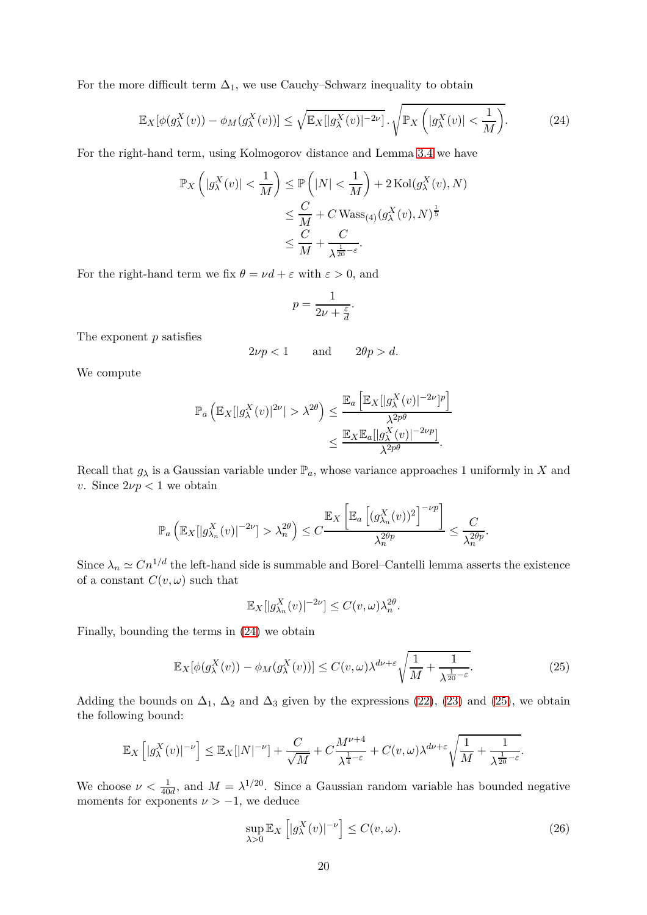For the more difficult term $\Delta_1$, we use Cauchy–Schwarz inequality to obtain

$$\mathbb{E}_X[\phi(g_\lambda^X(v)) - \phi_M(g_\lambda^X(v))] \le \sqrt{\mathbb{E}_X[|g_\lambda^X(v)|^{-2\nu}]}\cdot\sqrt{\mathbb{P}_X\left(|g_\lambda^X(v)| < \frac{1}{M}\right)}. \tag{24}$$

For the right-hand term, using Kolmogorov distance and Lemma 3.4 we have

$$\begin{aligned}
\mathbb{P}_X\left(|g_\lambda^X(v)| < \frac{1}{M}\right) &\le \mathbb{P}\left(|N| < \frac{1}{M}\right) + 2\,\mathrm{Kol}(g_\lambda^X(v), N) \\
&\le \frac{C}{M} + C\,\mathrm{Wass}_{(4)}(g_\lambda^X(v), N)^{\frac{1}{5}} \\
&\le \frac{C}{M} + \frac{C}{\lambda^{\frac{1}{20}-\varepsilon}}.
\end{aligned}$$

For the right-hand term we fix $\theta = \nu d + \varepsilon$ with $\varepsilon > 0$, and

$$p = \frac{1}{2\nu + \frac{\varepsilon}{d}}.$$

The exponent $p$ satisfies

$$2\nu p < 1 \qquad \text{and} \qquad 2\theta p > d.$$

We compute

$$\begin{aligned}
\mathbb{P}_a\left(\mathbb{E}_X[|g_\lambda^X(v)|^{2\nu}| > \lambda^{2\theta}\right) &\le \frac{\mathbb{E}_a\left[\mathbb{E}_X[|g_\lambda^X(v)|^{-2\nu}]^p\right]}{\lambda^{2p\theta}} \\
&\le \frac{\mathbb{E}_X\mathbb{E}_a[|g_\lambda^X(v)|^{-2\nu p}]}{\lambda^{2p\theta}}.
\end{aligned}$$

Recall that $g_\lambda$ is a Gaussian variable under $\mathbb{P}_a$, whose variance approaches 1 uniformly in $X$ and $v$. Since $2\nu p < 1$ we obtain

$$\mathbb{P}_a\left(\mathbb{E}_X[|g_{\lambda_n}^X(v)|^{-2\nu}] > \lambda_n^{2\theta}\right) \le C\frac{\mathbb{E}_X\left[\mathbb{E}_a\left[(g_{\lambda_n}^X(v))^2\right]^{-\nu p}\right]}{\lambda_n^{2\theta p}} \le \frac{C}{\lambda_n^{2\theta p}}.$$

Since $\lambda_n \simeq C n^{1/d}$ the left-hand side is summable and Borel–Cantelli lemma asserts the existence of a constant $C(v,\omega)$ such that

$$\mathbb{E}_X[|g_{\lambda_n}^X(v)|^{-2\nu}] \le C(v,\omega)\lambda_n^{2\theta}.$$

Finally, bounding the terms in (24) we obtain

$$\mathbb{E}_X[\phi(g_\lambda^X(v)) - \phi_M(g_\lambda^X(v))] \le C(v,\omega)\lambda^{d\nu+\varepsilon}\sqrt{\frac{1}{M} + \frac{1}{\lambda^{\frac{1}{20}-\varepsilon}}}. \tag{25}$$

Adding the bounds on $\Delta_1$, $\Delta_2$ and $\Delta_3$ given by the expressions (22), (23) and (25), we obtain the following bound:

$$\mathbb{E}_X\left[|g_\lambda^X(v)|^{-\nu}\right] \le \mathbb{E}_X[|N|^{-\nu}] + \frac{C}{\sqrt{M}} + C\frac{M^{\nu+4}}{\lambda^{\frac{1}{4}-\varepsilon}} + C(v,\omega)\lambda^{d\nu+\varepsilon}\sqrt{\frac{1}{M} + \frac{1}{\lambda^{\frac{1}{20}-\varepsilon}}}.$$

We choose $\nu < \frac{1}{40d}$, and $M = \lambda^{1/20}$. Since a Gaussian random variable has bounded negative moments for exponents $\nu > -1$, we deduce

$$\sup_{\lambda>0}\mathbb{E}_X\left[|g_\lambda^X(v)|^{-\nu}\right] \le C(v,\omega). \tag{26}$$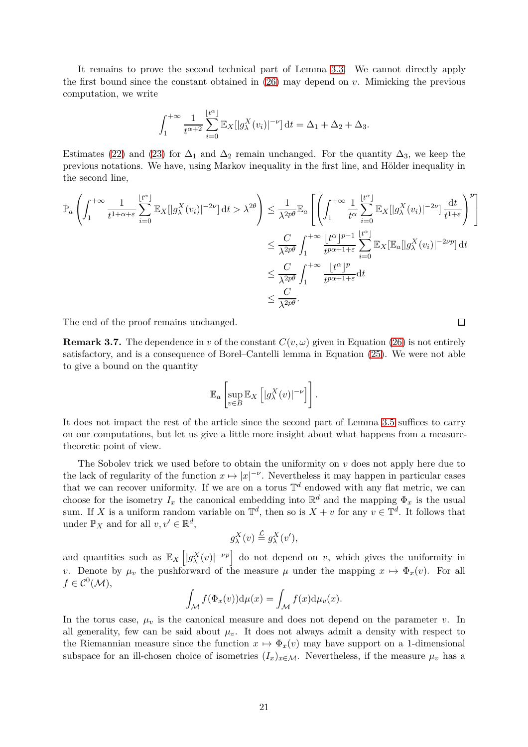It remains to prove the second technical part of Lemma 3.3. We cannot directly apply the first bound since the constant obtained in (26) may depend on $v$. Mimicking the previous computation, we write

$$\int_1^{+\infty} \frac{1}{t^{\alpha+2}} \sum_{i=0}^{\lfloor t^\alpha \rfloor} \mathbb{E}_X[|g_\lambda^X(v_i)|^{-\nu}]\,\mathrm{d}t = \Delta_1 + \Delta_2 + \Delta_3.$$

Estimates (22) and (23) for $\Delta_1$ and $\Delta_2$ remain unchanged. For the quantity $\Delta_3$, we keep the previous notations. We have, using Markov inequality in the first line, and Hölder inequality in the second line,

$$\begin{aligned}
\mathbb{P}_a\left(\int_1^{+\infty} \frac{1}{t^{1+\alpha+\varepsilon}} \sum_{i=0}^{\lfloor t^\alpha \rfloor} \mathbb{E}_X[|g_\lambda^X(v_i)|^{-2\nu}]\,\mathrm{d}t > \lambda^{2\theta}\right) &\leq \frac{1}{\lambda^{2p\theta}} \mathbb{E}_a\left[\left(\int_1^{+\infty} \frac{1}{t^\alpha} \sum_{i=0}^{\lfloor t^\alpha \rfloor} \mathbb{E}_X[|g_\lambda^X(v_i)|^{-2\nu}]\,\frac{\mathrm{d}t}{t^{1+\varepsilon}}\right)^p\right] \\
&\leq \frac{C}{\lambda^{2p\theta}} \int_1^{+\infty} \frac{\lfloor t^\alpha \rfloor^{p-1}}{t^{p\alpha+1+\varepsilon}} \sum_{i=0}^{\lfloor t^\alpha \rfloor} \mathbb{E}_X[\mathbb{E}_a[|g_\lambda^X(v_i)|^{-2\nu p}]\,\mathrm{d}t \\
&\leq \frac{C}{\lambda^{2p\theta}} \int_1^{+\infty} \frac{\lfloor t^\alpha \rfloor^{p}}{t^{p\alpha+1+\varepsilon}} \mathrm{d}t \\
&\leq \frac{C}{\lambda^{2p\theta}}.
\end{aligned}$$

The end of the proof remains unchanged. □

**Remark 3.7.** The dependence in $v$ of the constant $C(v,\omega)$ given in Equation (26) is not entirely satisfactory, and is a consequence of Borel–Cantelli lemma in Equation (25). We were not able to give a bound on the quantity

$$\mathbb{E}_a\left[\sup_{v\in B} \mathbb{E}_X\left[|g_\lambda^X(v)|^{-\nu}\right]\right].$$

It does not impact the rest of the article since the second part of Lemma 3.5 suffices to carry on our computations, but let us give a little more insight about what happens from a measure-theoretic point of view.

The Sobolev trick we used before to obtain the uniformity on $v$ does not apply here due to the lack of regularity of the function $x \mapsto |x|^{-\nu}$. Nevertheless it may happen in particular cases that we can recover uniformity. If we are on a torus $\mathbb{T}^d$ endowed with any flat metric, we can choose for the isometry $I_x$ the canonical embedding into $\mathbb{R}^d$ and the mapping $\Phi_x$ is the usual sum. If $X$ is a uniform random variable on $\mathbb{T}^d$, then so is $X+v$ for any $v \in \mathbb{T}^d$. It follows that under $\mathbb{P}_X$ and for all $v, v' \in \mathbb{R}^d$,

$$g_\lambda^X(v) \overset{\mathcal{L}}{=} g_\lambda^X(v'),$$

and quantities such as $\mathbb{E}_X\left[|g_\lambda^X(v)|^{-\nu p}\right]$ do not depend on $v$, which gives the uniformity in $v$. Denote by $\mu_v$ the pushforward of the measure $\mu$ under the mapping $x \mapsto \Phi_x(v)$. For all $f \in \mathcal{C}^0(\mathcal{M})$,

$$\int_{\mathcal{M}} f(\Phi_x(v))\mathrm{d}\mu(x) = \int_{\mathcal{M}} f(x)\mathrm{d}\mu_v(x).$$

In the torus case, $\mu_v$ is the canonical measure and does not depend on the parameter $v$. In all generality, few can be said about $\mu_v$. It does not always admit a density with respect to the Riemannian measure since the function $x \mapsto \Phi_x(v)$ may have support on a 1-dimensional subspace for an ill-chosen choice of isometries $(I_x)_{x\in\mathcal{M}}$. Nevertheless, if the measure $\mu_v$ has a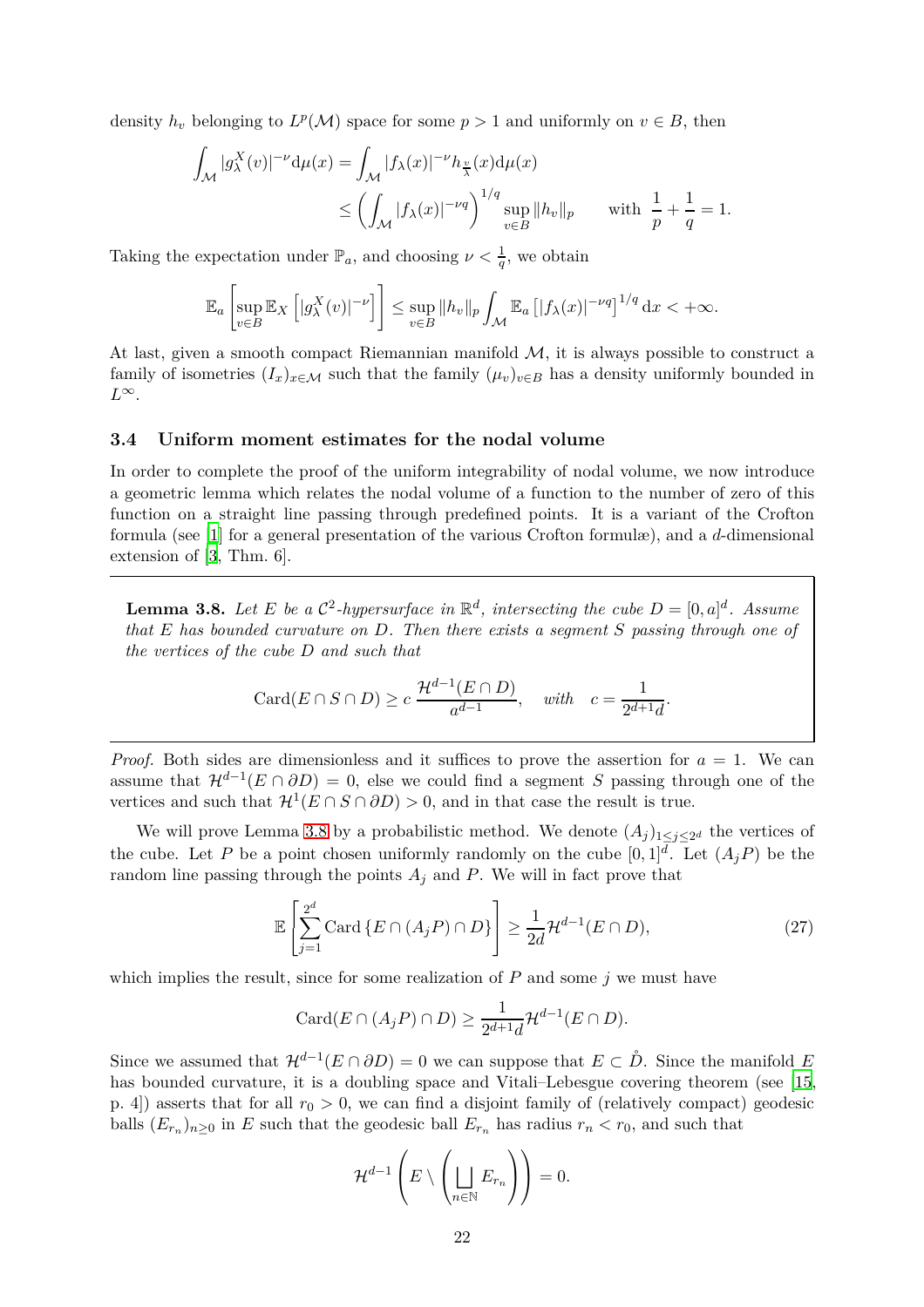density $h_v$ belonging to $L^p(\mathcal{M})$ space for some $p > 1$ and uniformly on $v \in B$, then

$$\int_{\mathcal{M}} |g_\lambda^X(v)|^{-\nu} \mathrm{d}\mu(x) = \int_{\mathcal{M}} |f_\lambda(x)|^{-\nu} h_{\frac{v}{\lambda}}(x) \mathrm{d}\mu(x)$$
$$\leq \left( \int_{\mathcal{M}} |f_\lambda(x)|^{-\nu q} \right)^{1/q} \sup_{v \in B} \|h_v\|_p \qquad \text{with } \frac{1}{p} + \frac{1}{q} = 1.$$

Taking the expectation under $\mathbb{P}_a$, and choosing $\nu < \frac{1}{q}$, we obtain

$$\mathbb{E}_a \left[ \sup_{v \in B} \mathbb{E}_X \left[ |g_\lambda^X(v)|^{-\nu} \right] \right] \leq \sup_{v \in B} \|h_v\|_p \int_{\mathcal{M}} \mathbb{E}_a \left[ |f_\lambda(x)|^{-\nu q} \right]^{1/q} \mathrm{d}x < +\infty.$$

At last, given a smooth compact Riemannian manifold $\mathcal{M}$, it is always possible to construct a family of isometries $(I_x)_{x \in \mathcal{M}}$ such that the family $(\mu_v)_{v \in B}$ has a density uniformly bounded in $L^\infty$.

### 3.4 Uniform moment estimates for the nodal volume

In order to complete the proof of the uniform integrability of nodal volume, we now introduce a geometric lemma which relates the nodal volume of a function to the number of zero of this function on a straight line passing through predefined points. It is a variant of the Crofton formula (see [1] for a general presentation of the various Crofton formulæ), and a $d$-dimensional extension of [3, Thm. 6].

**Lemma 3.8.** *Let $E$ be a $\mathcal{C}^2$-hypersurface in $\mathbb{R}^d$, intersecting the cube $D = [0, a]^d$. Assume that $E$ has bounded curvature on $D$. Then there exists a segment $S$ passing through one of the vertices of the cube $D$ and such that*

$$\mathrm{Card}(E \cap S \cap D) \geq c \, \frac{\mathcal{H}^{d-1}(E \cap D)}{a^{d-1}}, \quad \textit{with} \quad c = \frac{1}{2^{d+1} d}.$$

*Proof.* Both sides are dimensionless and it suffices to prove the assertion for $a = 1$. We can assume that $\mathcal{H}^{d-1}(E \cap \partial D) = 0$, else we could find a segment $S$ passing through one of the vertices and such that $\mathcal{H}^1(E \cap S \cap \partial D) > 0$, and in that case the result is true.

We will prove Lemma 3.8 by a probabilistic method. We denote $(A_j)_{1 \leq j \leq 2^d}$ the vertices of the cube. Let $P$ be a point chosen uniformly randomly on the cube $[0,1]^d$. Let $(A_j P)$ be the random line passing through the points $A_j$ and $P$. We will in fact prove that

$$\mathbb{E}\left[ \sum_{j=1}^{2^d} \mathrm{Card}\left\{ E \cap (A_j P) \cap D \right\} \right] \geq \frac{1}{2d} \mathcal{H}^{d-1}(E \cap D), \tag{27}$$

which implies the result, since for some realization of $P$ and some $j$ we must have

$$\mathrm{Card}(E \cap (A_j P) \cap D) \geq \frac{1}{2^{d+1} d} \mathcal{H}^{d-1}(E \cap D).$$

Since we assumed that $\mathcal{H}^{d-1}(E \cap \partial D) = 0$ we can suppose that $E \subset \mathring{D}$. Since the manifold $E$ has bounded curvature, it is a doubling space and Vitali–Lebesgue covering theorem (see [15, p. 4]) asserts that for all $r_0 > 0$, we can find a disjoint family of (relatively compact) geodesic balls $(E_{r_n})_{n \geq 0}$ in $E$ such that the geodesic ball $E_{r_n}$ has radius $r_n < r_0$, and such that

$$\mathcal{H}^{d-1}\left( E \setminus \left( \bigsqcup_{n \in \mathbb{N}} E_{r_n} \right) \right) = 0.$$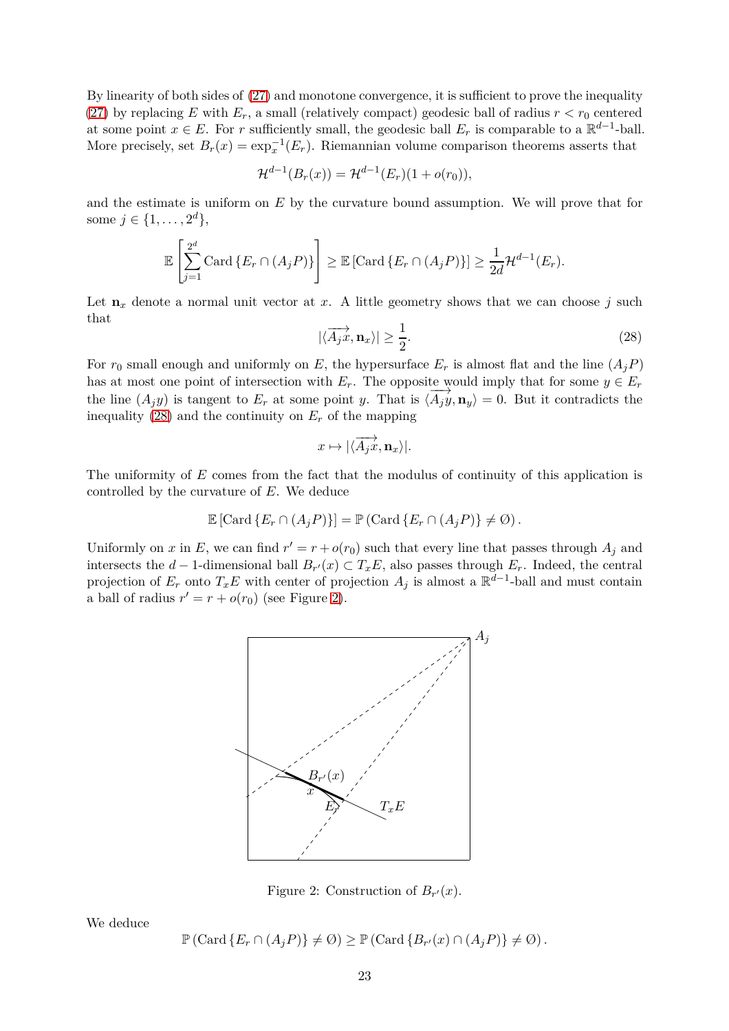By linearity of both sides of (27) and monotone convergence, it is sufficient to prove the inequality (27) by replacing $E$ with $E_r$, a small (relatively compact) geodesic ball of radius $r < r_0$ centered at some point $x \in E$. For $r$ sufficiently small, the geodesic ball $E_r$ is comparable to a $\mathbb{R}^{d-1}$-ball. More precisely, set $B_r(x) = \exp_x^{-1}(E_r)$. Riemannian volume comparison theorems asserts that

$$\mathcal{H}^{d-1}(B_r(x)) = \mathcal{H}^{d-1}(E_r)(1 + o(r_0)),$$

and the estimate is uniform on $E$ by the curvature bound assumption. We will prove that for some $j \in \{1, \dots, 2^d\}$,

$$\mathbb{E}\left[\sum_{j=1}^{2^d} \mathrm{Card}\left\{E_r \cap (A_j P)\right\}\right] \geq \mathbb{E}\left[\mathrm{Card}\left\{E_r \cap (A_j P)\right\}\right] \geq \frac{1}{2d}\mathcal{H}^{d-1}(E_r).$$

Let $\mathbf{n}_x$ denote a normal unit vector at $x$. A little geometry shows that we can choose $j$ such that

$$|\langle \overrightarrow{A_j x}, \mathbf{n}_x \rangle| \geq \frac{1}{2}. \tag{28}$$

For $r_0$ small enough and uniformly on $E$, the hypersurface $E_r$ is almost flat and the line $(A_j P)$ has at most one point of intersection with $E_r$. The opposite would imply that for some $y \in E_r$ the line $(A_j y)$ is tangent to $E_r$ at some point $y$. That is $\langle \overrightarrow{A_j y}, \mathbf{n}_y \rangle = 0$. But it contradicts the inequality (28) and the continuity on $E_r$ of the mapping

$$x \mapsto |\langle \overrightarrow{A_j x}, \mathbf{n}_x \rangle|.$$

The uniformity of $E$ comes from the fact that the modulus of continuity of this application is controlled by the curvature of $E$. We deduce

$$\mathbb{E}\left[\mathrm{Card}\left\{E_r \cap (A_j P)\right\}\right] = \mathbb{P}\left(\mathrm{Card}\left\{E_r \cap (A_j P)\right\} \neq \emptyset\right).$$

Uniformly on $x$ in $E$, we can find $r' = r + o(r_0)$ such that every line that passes through $A_j$ and intersects the $d-1$-dimensional ball $B_{r'}(x) \subset T_x E$, also passes through $E_r$. Indeed, the central projection of $E_r$ onto $T_x E$ with center of projection $A_j$ is almost a $\mathbb{R}^{d-1}$-ball and must contain a ball of radius $r' = r + o(r_0)$ (see Figure 2).

Figure 2: Construction of $B_{r'}(x)$.

We deduce

$$\mathbb{P}\left(\mathrm{Card}\left\{E_r \cap (A_j P)\right\} \neq \emptyset\right) \geq \mathbb{P}\left(\mathrm{Card}\left\{B_{r'}(x) \cap (A_j P)\right\} \neq \emptyset\right).$$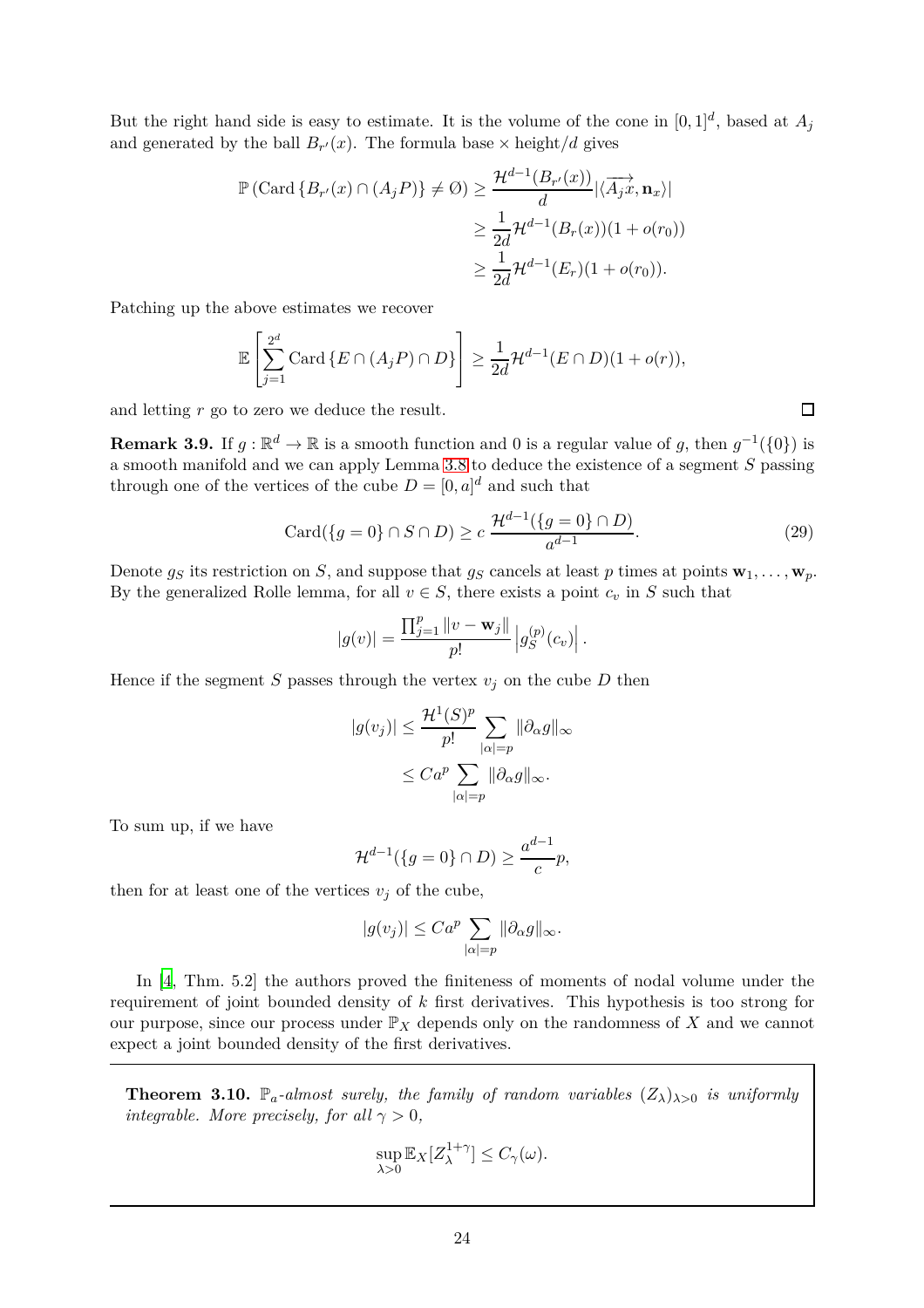But the right hand side is easy to estimate. It is the volume of the cone in $[0,1]^d$, based at $A_j$ and generated by the ball $B_{r'}(x)$. The formula base × height/$d$ gives

$$\begin{aligned}
\mathbb{P}\left(\text{Card}\left\{B_{r'}(x) \cap (A_j P)\right\} \neq \emptyset\right) &\geq \frac{\mathcal{H}^{d-1}(B_{r'}(x))}{d} |\langle \overrightarrow{A_j x}, \mathbf{n}_x \rangle| \\
&\geq \frac{1}{2d} \mathcal{H}^{d-1}(B_r(x))(1 + o(r_0)) \\
&\geq \frac{1}{2d} \mathcal{H}^{d-1}(E_r)(1 + o(r_0)).
\end{aligned}$$

Patching up the above estimates we recover

$$\mathbb{E}\left[\sum_{j=1}^{2^d} \text{Card}\left\{E \cap (A_j P) \cap D\right\}\right] \geq \frac{1}{2d} \mathcal{H}^{d-1}(E \cap D)(1 + o(r)),$$

and letting $r$ go to zero we deduce the result. □

**Remark 3.9.** If $g : \mathbb{R}^d \to \mathbb{R}$ is a smooth function and 0 is a regular value of $g$, then $g^{-1}(\{0\})$ is a smooth manifold and we can apply Lemma 3.8 to deduce the existence of a segment $S$ passing through one of the vertices of the cube $D = [0,a]^d$ and such that

$$\text{Card}(\{g = 0\} \cap S \cap D) \geq c \, \frac{\mathcal{H}^{d-1}(\{g = 0\} \cap D)}{a^{d-1}}. \tag{29}$$

Denote $g_S$ its restriction on $S$, and suppose that $g_S$ cancels at least $p$ times at points $\mathbf{w}_1, \ldots, \mathbf{w}_p$. By the generalized Rolle lemma, for all $v \in S$, there exists a point $c_v$ in $S$ such that

$$|g(v)| = \frac{\prod_{j=1}^{p} \|v - \mathbf{w}_j\|}{p!} \left| g_S^{(p)}(c_v) \right|.$$

Hence if the segment $S$ passes through the vertex $v_j$ on the cube $D$ then

$$\begin{aligned}
|g(v_j)| &\leq \frac{\mathcal{H}^1(S)^p}{p!} \sum_{|\alpha| = p} \|\partial_\alpha g\|_\infty \\
&\leq C a^p \sum_{|\alpha| = p} \|\partial_\alpha g\|_\infty.
\end{aligned}$$

To sum up, if we have

$$\mathcal{H}^{d-1}(\{g = 0\} \cap D) \geq \frac{a^{d-1}}{c} p,$$

then for at least one of the vertices $v_j$ of the cube,

$$|g(v_j)| \leq C a^p \sum_{|\alpha| = p} \|\partial_\alpha g\|_\infty.$$

In [4, Thm. 5.2] the authors proved the finiteness of moments of nodal volume under the requirement of joint bounded density of $k$ first derivatives. This hypothesis is too strong for our purpose, since our process under $\mathbb{P}_X$ depends only on the randomness of $X$ and we cannot expect a joint bounded density of the first derivatives.

**Theorem 3.10.** *$\mathbb{P}_a$-almost surely, the family of random variables $(Z_\lambda)_{\lambda > 0}$ is uniformly integrable. More precisely, for all $\gamma > 0$,*

$$\sup_{\lambda > 0} \mathbb{E}_X[Z_\lambda^{1+\gamma}] \leq C_\gamma(\omega).$$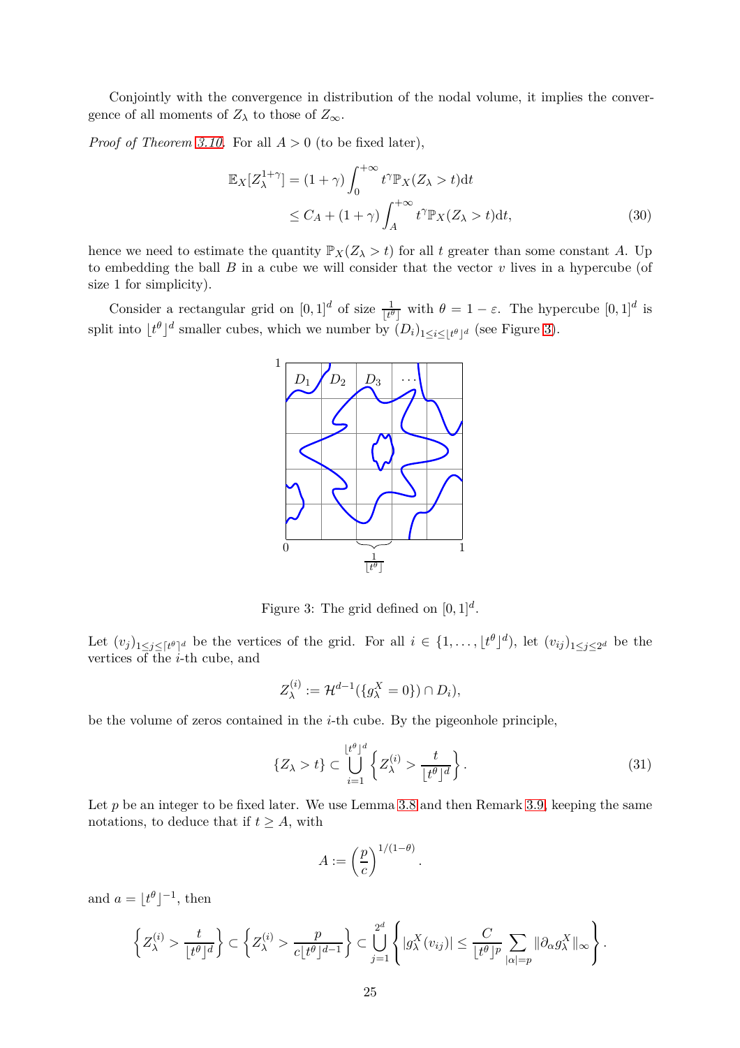Conjointly with the convergence in distribution of the nodal volume, it implies the convergence of all moments of $Z_\lambda$ to those of $Z_\infty$.

*Proof of Theorem 3.10.* For all $A > 0$ (to be fixed later),

$$
\begin{aligned}
\mathbb{E}_X[Z_\lambda^{1+\gamma}] &= (1+\gamma)\int_0^{+\infty} t^\gamma \mathbb{P}_X(Z_\lambda > t)\mathrm{d}t \\
&\leq C_A + (1+\gamma)\int_A^{+\infty} t^\gamma \mathbb{P}_X(Z_\lambda > t)\mathrm{d}t,
\end{aligned}
\tag{30}
$$

hence we need to estimate the quantity $\mathbb{P}_X(Z_\lambda > t)$ for all $t$ greater than some constant $A$. Up to embedding the ball $B$ in a cube we will consider that the vector $v$ lives in a hypercube (of size 1 for simplicity).

Consider a rectangular grid on $[0,1]^d$ of size $\frac{1}{\lfloor t^\theta \rfloor}$ with $\theta = 1-\varepsilon$. The hypercube $[0,1]^d$ is split into $\lfloor t^\theta \rfloor^d$ smaller cubes, which we number by $(D_i)_{1\leq i \leq \lfloor t^\theta \rfloor^d}$ (see Figure 3).

Figure 3: The grid defined on $[0,1]^d$.

Let $(v_j)_{1\leq j \leq \lceil t^\theta \rceil^d}$ be the vertices of the grid. For all $i \in \{1,\dots,\lfloor t^\theta \rfloor^d)$, let $(v_{ij})_{1\leq j\leq 2^d}$ be the vertices of the $i$-th cube, and

$$
Z_\lambda^{(i)} := \mathcal{H}^{d-1}(\{g_\lambda^X = 0\}) \cap D_i),
$$

be the volume of zeros contained in the $i$-th cube. By the pigeonhole principle,

$$
\{Z_\lambda > t\} \subset \bigcup_{i=1}^{\lfloor t^\theta \rfloor^d} \left\{ Z_\lambda^{(i)} > \frac{t}{\lfloor t^\theta \rfloor^d} \right\}.
\tag{31}
$$

Let $p$ be an integer to be fixed later. We use Lemma 3.8 and then Remark 3.9, keeping the same notations, to deduce that if $t \geq A$, with

$$
A := \left(\frac{p}{c}\right)^{1/(1-\theta)}.
$$

and $a = \lfloor t^\theta \rfloor^{-1}$, then

$$
\left\{ Z_\lambda^{(i)} > \frac{t}{\lfloor t^\theta \rfloor^d} \right\} \subset \left\{ Z_\lambda^{(i)} > \frac{p}{c\lfloor t^\theta \rfloor^{d-1}} \right\} \subset \bigcup_{j=1}^{2^d} \left\{ |g_\lambda^X(v_{ij})| \leq \frac{C}{\lfloor t^\theta \rfloor^p} \sum_{|\alpha|=p} \|\partial_\alpha g_\lambda^X\|_\infty \right\}.
$$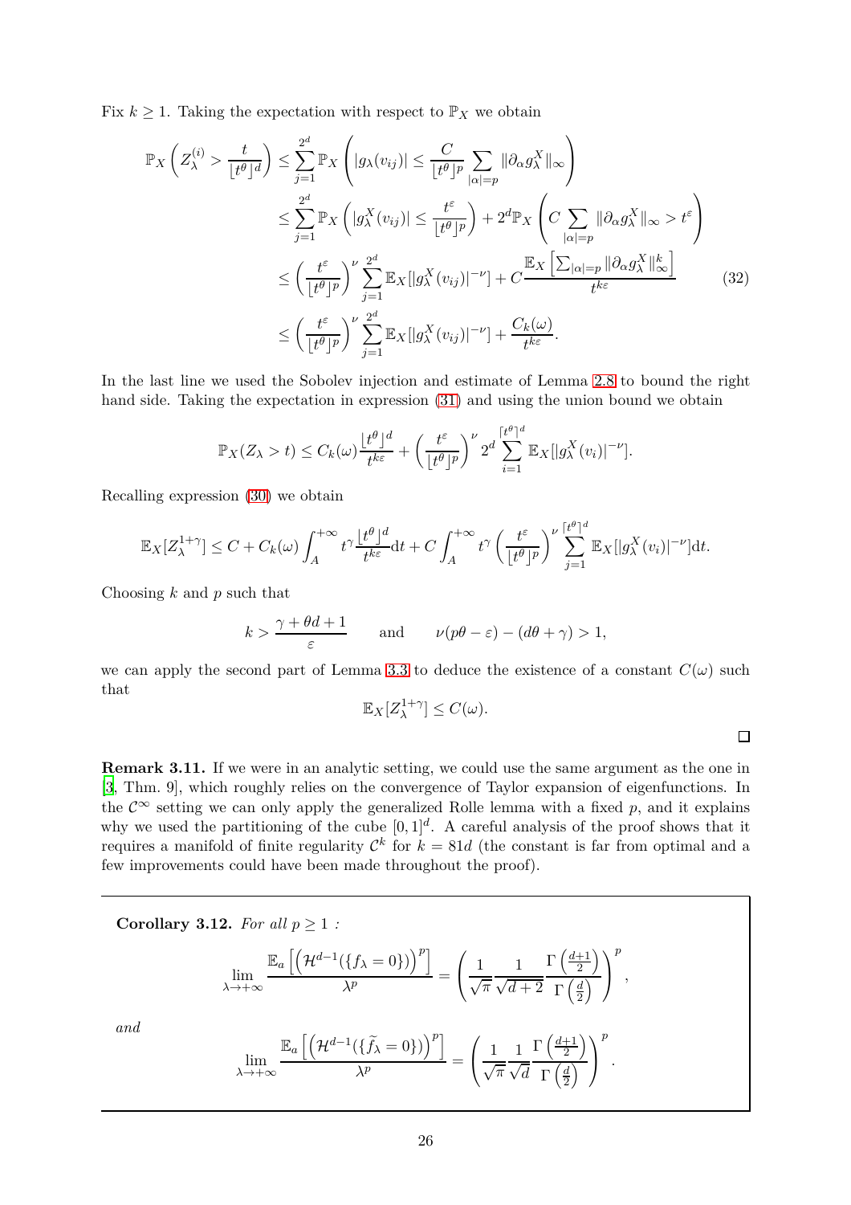Fix $k \geq 1$. Taking the expectation with respect to $\mathbb{P}_X$ we obtain

$$
\begin{aligned}
\mathbb{P}_X\left(Z_\lambda^{(i)} > \frac{t}{\lfloor t^\theta \rfloor^d}\right) &\leq \sum_{j=1}^{2^d} \mathbb{P}_X\left(|g_\lambda(v_{ij})| \leq \frac{C}{\lfloor t^\theta \rfloor^p} \sum_{|\alpha|=p} \|\partial_\alpha g_\lambda^X\|_\infty\right) \\
&\leq \sum_{j=1}^{2^d} \mathbb{P}_X\left(|g_\lambda^X(v_{ij})| \leq \frac{t^\varepsilon}{\lfloor t^\theta \rfloor^p}\right) + 2^d \mathbb{P}_X\left(C \sum_{|\alpha|=p} \|\partial_\alpha g_\lambda^X\|_\infty > t^\varepsilon\right) \\
&\leq \left(\frac{t^\varepsilon}{\lfloor t^\theta \rfloor^p}\right)^\nu \sum_{j=1}^{2^d} \mathbb{E}_X[|g_\lambda^X(v_{ij})|^{-\nu}] + C \frac{\mathbb{E}_X\left[\sum_{|\alpha|=p} \|\partial_\alpha g_\lambda^X\|_\infty^k\right]}{t^{k\varepsilon}} \\
&\leq \left(\frac{t^\varepsilon}{\lfloor t^\theta \rfloor^p}\right)^\nu \sum_{j=1}^{2^d} \mathbb{E}_X[|g_\lambda^X(v_{ij})|^{-\nu}] + \frac{C_k(\omega)}{t^{k\varepsilon}}.
\end{aligned} \tag{32}
$$

In the last line we used the Sobolev injection and estimate of Lemma 2.8 to bound the right hand side. Taking the expectation in expression (31) and using the union bound we obtain

$$
\mathbb{P}_X(Z_\lambda > t) \leq C_k(\omega) \frac{\lfloor t^\theta \rfloor^d}{t^{k\varepsilon}} + \left(\frac{t^\varepsilon}{\lfloor t^\theta \rfloor^p}\right)^\nu 2^d \sum_{i=1}^{\lceil t^\theta \rceil^d} \mathbb{E}_X[|g_\lambda^X(v_i)|^{-\nu}].
$$

Recalling expression (30) we obtain

$$
\mathbb{E}_X[Z_\lambda^{1+\gamma}] \leq C + C_k(\omega) \int_A^{+\infty} t^\gamma \frac{\lfloor t^\theta \rfloor^d}{t^{k\varepsilon}} \mathrm{d}t + C \int_A^{+\infty} t^\gamma \left(\frac{t^\varepsilon}{\lfloor t^\theta \rfloor^p}\right)^\nu \sum_{j=1}^{\lceil t^\theta \rceil^d} \mathbb{E}_X[|g_\lambda^X(v_i)|^{-\nu}] \mathrm{d}t.
$$

Choosing $k$ and $p$ such that

$$
k > \frac{\gamma + \theta d + 1}{\varepsilon} \qquad \text{and} \qquad \nu(p\theta - \varepsilon) - (d\theta + \gamma) > 1,
$$

we can apply the second part of Lemma 3.3 to deduce the existence of a constant $C(\omega)$ such that

$$
\mathbb{E}_X[Z_\lambda^{1+\gamma}] \leq C(\omega).
$$

□

**Remark 3.11.** If we were in an analytic setting, we could use the same argument as the one in [3, Thm. 9], which roughly relies on the convergence of Taylor expansion of eigenfunctions. In the $\mathcal{C}^\infty$ setting we can only apply the generalized Rolle lemma with a fixed $p$, and it explains why we used the partitioning of the cube $[0,1]^d$. A careful analysis of the proof shows that it requires a manifold of finite regularity $\mathcal{C}^k$ for $k = 81d$ (the constant is far from optimal and a few improvements could have been made throughout the proof).

**Corollary 3.12.** *For all $p \geq 1$ :*

$$
\lim_{\lambda \to +\infty} \frac{\mathbb{E}_a\left[\left(\mathcal{H}^{d-1}(\{f_\lambda = 0\})\right)^p\right]}{\lambda^p} = \left(\frac{1}{\sqrt{\pi}} \frac{1}{\sqrt{d+2}} \frac{\Gamma\left(\frac{d+1}{2}\right)}{\Gamma\left(\frac{d}{2}\right)}\right)^p,
$$

*and*

$$
\lim_{\lambda \to +\infty} \frac{\mathbb{E}_a\left[\left(\mathcal{H}^{d-1}(\{\widetilde{f}_\lambda = 0\})\right)^p\right]}{\lambda^p} = \left(\frac{1}{\sqrt{\pi}} \frac{1}{\sqrt{d}} \frac{\Gamma\left(\frac{d+1}{2}\right)}{\Gamma\left(\frac{d}{2}\right)}\right)^p.
$$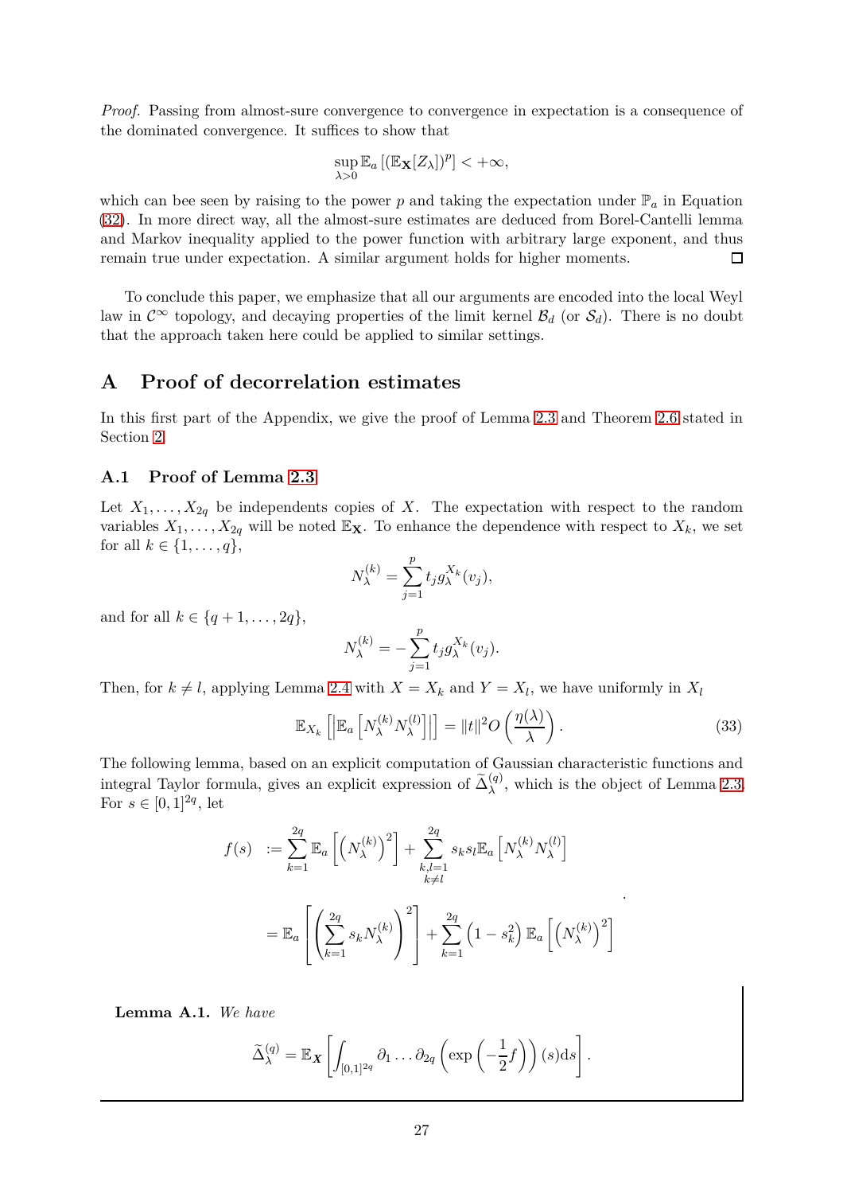*Proof.* Passing from almost-sure convergence to convergence in expectation is a consequence of the dominated convergence. It suffices to show that

$$\sup_{\lambda>0} \mathbb{E}_a\left[(\mathbb{E}_{\mathbf{X}}[Z_\lambda])^p\right] < +\infty,$$

which can bee seen by raising to the power $p$ and taking the expectation under $\mathbb{P}_a$ in Equation (32). In more direct way, all the almost-sure estimates are deduced from Borel-Cantelli lemma and Markov inequality applied to the power function with arbitrary large exponent, and thus remain true under expectation. A similar argument holds for higher moments. $\square$

To conclude this paper, we emphasize that all our arguments are encoded into the local Weyl law in $\mathcal{C}^\infty$ topology, and decaying properties of the limit kernel $\mathcal{B}_d$ (or $\mathcal{S}_d$). There is no doubt that the approach taken here could be applied to similar settings.

# A Proof of decorrelation estimates

In this first part of the Appendix, we give the proof of Lemma 2.3 and Theorem 2.6 stated in Section 2.

## A.1 Proof of Lemma 2.3

Let $X_1, \ldots, X_{2q}$ be independents copies of $X$. The expectation with respect to the random variables $X_1, \ldots, X_{2q}$ will be noted $\mathbb{E}_{\mathbf{X}}$. To enhance the dependence with respect to $X_k$, we set for all $k \in \{1, \ldots, q\}$,

$$N_\lambda^{(k)} = \sum_{j=1}^{p} t_j g_\lambda^{X_k}(v_j),$$

and for all $k \in \{q+1, \ldots, 2q\}$,

$$N_\lambda^{(k)} = -\sum_{j=1}^{p} t_j g_\lambda^{X_k}(v_j).$$

Then, for $k \neq l$, applying Lemma 2.4 with $X = X_k$ and $Y = X_l$, we have uniformly in $X_l$

$$\mathbb{E}_{X_k}\left[\left|\mathbb{E}_a\left[N_\lambda^{(k)} N_\lambda^{(l)}\right]\right|\right] = \|t\|^2 O\left(\frac{\eta(\lambda)}{\lambda}\right). \tag{33}$$

The following lemma, based on an explicit computation of Gaussian characteristic functions and integral Taylor formula, gives an explicit expression of $\widetilde{\Delta}_\lambda^{(q)}$, which is the object of Lemma 2.3. For $s \in [0,1]^{2q}$, let

$$\begin{aligned}
f(s) &:= \sum_{k=1}^{2q} \mathbb{E}_a\left[\left(N_\lambda^{(k)}\right)^2\right] + \sum_{\substack{k,l=1 \\ k\neq l}}^{2q} s_k s_l \mathbb{E}_a\left[N_\lambda^{(k)} N_\lambda^{(l)}\right] \\
&= \mathbb{E}_a\left[\left(\sum_{k=1}^{2q} s_k N_\lambda^{(k)}\right)^2\right] + \sum_{k=1}^{2q}\left(1 - s_k^2\right)\mathbb{E}_a\left[\left(N_\lambda^{(k)}\right)^2\right]
\end{aligned}.$$

**Lemma A.1.** *We have*

$$\widetilde{\Delta}_\lambda^{(q)} = \mathbb{E}_{\boldsymbol{X}}\left[\int_{[0,1]^{2q}} \partial_1 \ldots \partial_{2q}\left(\exp\left(-\frac{1}{2}f\right)\right)(s)\mathrm{d}s\right].$$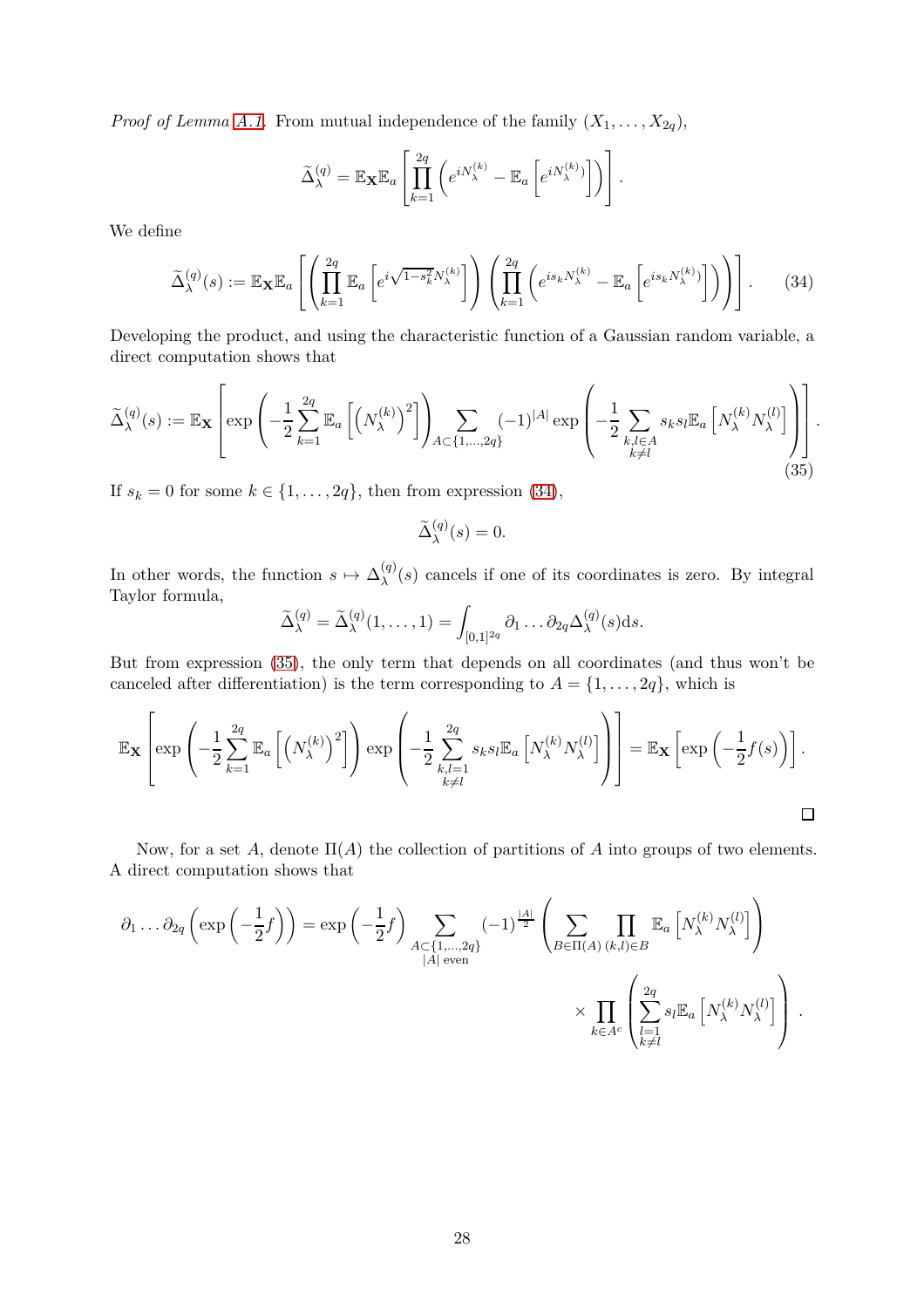*Proof of Lemma A.1.* From mutual independence of the family $(X_1, \dots, X_{2q})$,

$$\widetilde{\Delta}_\lambda^{(q)} = \mathbb{E}_{\mathbf{X}} \mathbb{E}_a \left[ \prod_{k=1}^{2q} \left( e^{iN_\lambda^{(k)}} - \mathbb{E}_a \left[ e^{iN_\lambda^{(k)}} \right] \right) \right].$$

We define

$$\widetilde{\Delta}_\lambda^{(q)}(s) := \mathbb{E}_{\mathbf{X}} \mathbb{E}_a \left[ \left( \prod_{k=1}^{2q} \mathbb{E}_a \left[ e^{i\sqrt{1-s_k^2} N_\lambda^{(k)}} \right] \right) \left( \prod_{k=1}^{2q} \left( e^{is_k N_\lambda^{(k)}} - \mathbb{E}_a \left[ e^{is_k N_\lambda^{(k)}} \right] \right) \right) \right]. \tag{34}$$

Developing the product, and using the characteristic function of a Gaussian random variable, a direct computation shows that

$$\widetilde{\Delta}_\lambda^{(q)}(s) := \mathbb{E}_{\mathbf{X}} \left[ \exp\left( -\frac{1}{2} \sum_{k=1}^{2q} \mathbb{E}_a \left[ \left( N_\lambda^{(k)} \right)^2 \right] \right) \sum_{A \subset \{1,\dots,2q\}} (-1)^{|A|} \exp\left( -\frac{1}{2} \sum_{\substack{k,l \in A \\ k \neq l}} s_k s_l \mathbb{E}_a \left[ N_\lambda^{(k)} N_\lambda^{(l)} \right] \right) \right]. \tag{35}$$

If $s_k = 0$ for some $k \in \{1, \dots, 2q\}$, then from expression (34),

$$\widetilde{\Delta}_\lambda^{(q)}(s) = 0.$$

In other words, the function $s \mapsto \Delta_\lambda^{(q)}(s)$ cancels if one of its coordinates is zero. By integral Taylor formula,

$$\widetilde{\Delta}_\lambda^{(q)} = \widetilde{\Delta}_\lambda^{(q)}(1, \dots, 1) = \int_{[0,1]^{2q}} \partial_1 \dots \partial_{2q} \Delta_\lambda^{(q)}(s) \mathrm{d}s.$$

But from expression (35), the only term that depends on all coordinates (and thus won't be canceled after differentiation) is the term corresponding to $A = \{1, \dots, 2q\}$, which is

$$\mathbb{E}_{\mathbf{X}} \left[ \exp\left( -\frac{1}{2} \sum_{k=1}^{2q} \mathbb{E}_a \left[ \left( N_\lambda^{(k)} \right)^2 \right] \right) \exp\left( -\frac{1}{2} \sum_{\substack{k,l=1 \\ k \neq l}}^{2q} s_k s_l \mathbb{E}_a \left[ N_\lambda^{(k)} N_\lambda^{(l)} \right] \right) \right] = \mathbb{E}_{\mathbf{X}} \left[ \exp\left( -\frac{1}{2} f(s) \right) \right].$$

□

Now, for a set $A$, denote $\Pi(A)$ the collection of partitions of $A$ into groups of two elements. A direct computation shows that

$$\partial_1 \dots \partial_{2q} \left( \exp\left( -\frac{1}{2} f \right) \right) = \exp\left( -\frac{1}{2} f \right) \sum_{\substack{A \subset \{1,\dots,2q\} \\ |A| \text{ even}}} (-1)^{\frac{|A|}{2}} \left( \sum_{B \in \Pi(A)} \prod_{(k,l) \in B} \mathbb{E}_a \left[ N_\lambda^{(k)} N_\lambda^{(l)} \right] \right)$$

$$\times \prod_{k \in A^c} \left( \sum_{\substack{l=1 \\ k \neq l}}^{2q} s_l \mathbb{E}_a \left[ N_\lambda^{(k)} N_\lambda^{(l)} \right] \right).$$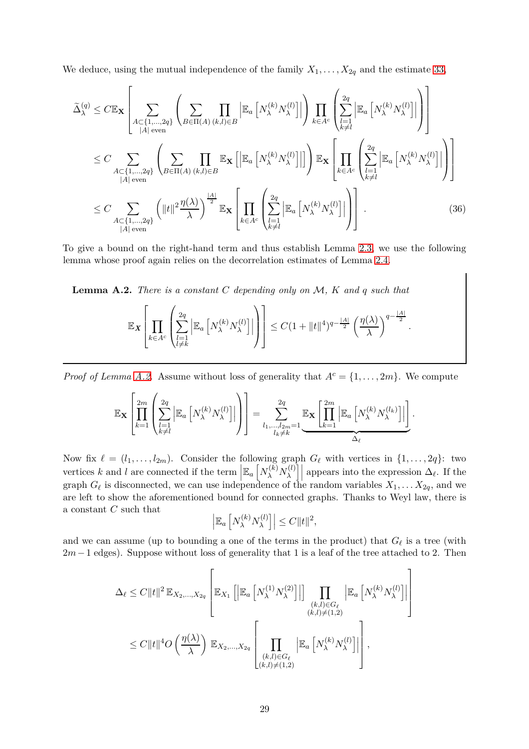We deduce, using the mutual independence of the family $X_1, \dots, X_{2q}$ and the estimate 33,

$$
\begin{aligned}
\widetilde{\Delta}_\lambda^{(q)} &\leq C\mathbb{E}_{\mathbf{X}}\left[\sum_{\substack{A\subset\{1,\dots,2q\}\\ |A| \text{ even}}}\left(\sum_{B\in\Pi(A)}\prod_{(k,l)\in B}\left|\mathbb{E}_a\left[N_\lambda^{(k)}N_\lambda^{(l)}\right]\right|\right)\prod_{k\in A^c}\left(\sum_{\substack{l=1\\k\neq l}}^{2q}\left|\mathbb{E}_a\left[N_\lambda^{(k)}N_\lambda^{(l)}\right]\right|\right)\right] \\
&\leq C\sum_{\substack{A\subset\{1,\dots,2q\}\\ |A| \text{ even}}}\left(\sum_{B\in\Pi(A)}\prod_{(k,l)\in B}\mathbb{E}_{\mathbf{X}}\left[\left|\mathbb{E}_a\left[N_\lambda^{(k)}N_\lambda^{(l)}\right]\right|\right]\right)\mathbb{E}_{\mathbf{X}}\left[\prod_{k\in A^c}\left(\sum_{\substack{l=1\\k\neq l}}^{2q}\left|\mathbb{E}_a\left[N_\lambda^{(k)}N_\lambda^{(l)}\right]\right|\right)\right] \\
&\leq C\sum_{\substack{A\subset\{1,\dots,2q\}\\ |A| \text{ even}}}\left(\|t\|^2\frac{\eta(\lambda)}{\lambda}\right)^{\frac{|A|}{2}}\mathbb{E}_{\mathbf{X}}\left[\prod_{k\in A^c}\left(\sum_{\substack{l=1\\k\neq l}}^{2q}\left|\mathbb{E}_a\left[N_\lambda^{(k)}N_\lambda^{(l)}\right]\right|\right)\right]. \qquad (36)
\end{aligned}
$$

To give a bound on the right-hand term and thus establish Lemma 2.3, we use the following lemma whose proof again relies on the decorrelation estimates of Lemma 2.4.

**Lemma A.2.** *There is a constant $C$ depending only on $\mathcal{M}$, $K$ and $q$ such that*

$$
\mathbb{E}_{\boldsymbol{X}}\left[\prod_{k\in A^c}\left(\sum_{\substack{l=1\\l\neq k}}^{2q}\left|\mathbb{E}_a\left[N_\lambda^{(k)}N_\lambda^{(l)}\right]\right|\right)\right] \leq C(1+\|t\|^4)^{q-\frac{|A|}{2}}\left(\frac{\eta(\lambda)}{\lambda}\right)^{q-\frac{|A|}{2}}.
$$

*Proof of Lemma A.2.* Assume without loss of generality that $A^c = \{1,\dots,2m\}$. We compute

$$
\mathbb{E}_{\mathbf{X}}\left[\prod_{k=1}^{2m}\left(\sum_{\substack{l=1\\k\neq l}}^{2q}\left|\mathbb{E}_a\left[N_\lambda^{(k)}N_\lambda^{(l)}\right]\right|\right)\right] = \sum_{\substack{l_1,\dots,l_{2m}=1\\ l_k\neq k}}^{2q}\underbrace{\mathbb{E}_{\mathbf{X}}\left[\prod_{k=1}^{2m}\left|\mathbb{E}_a\left[N_\lambda^{(k)}N_\lambda^{(l_k)}\right]\right|\right]}_{\Delta_\ell}.
$$

Now fix $\ell = (l_1,\dots,l_{2m})$. Consider the following graph $G_\ell$ with vertices in $\{1,\dots,2q\}$: two vertices $k$ and $l$ are connected if the term $\left|\mathbb{E}_a\left[N_\lambda^{(k)}N_\lambda^{(l)}\right]\right|$ appears into the expression $\Delta_\ell$. If the graph $G_\ell$ is disconnected, we can use independence of the random variables $X_1,\dots X_{2q}$, and we are left to show the aforementioned bound for connected graphs. Thanks to Weyl law, there is a constant $C$ such that

$$
\left|\mathbb{E}_a\left[N_\lambda^{(k)}N_\lambda^{(l)}\right]\right| \leq C\|t\|^2,
$$

and we can assume (up to bounding a one of the terms in the product) that $G_\ell$ is a tree (with $2m-1$ edges). Suppose without loss of generality that 1 is a leaf of the tree attached to 2. Then

$$
\begin{aligned}
\Delta_\ell &\leq C\|t\|^2\,\mathbb{E}_{X_2,\dots,X_{2q}}\left[\mathbb{E}_{X_1}\left[\left|\mathbb{E}_a\left[N_\lambda^{(1)}N_\lambda^{(2)}\right]\right|\right]\prod_{\substack{(k,l)\in G_\ell\\(k,l)\neq(1,2)}}\left|\mathbb{E}_a\left[N_\lambda^{(k)}N_\lambda^{(l)}\right]\right|\right] \\
&\leq C\|t\|^4 O\left(\frac{\eta(\lambda)}{\lambda}\right)\,\mathbb{E}_{X_2,\dots,X_{2q}}\left[\prod_{\substack{(k,l)\in G_\ell\\(k,l)\neq(1,2)}}\left|\mathbb{E}_a\left[N_\lambda^{(k)}N_\lambda^{(l)}\right]\right|\right],
\end{aligned}
$$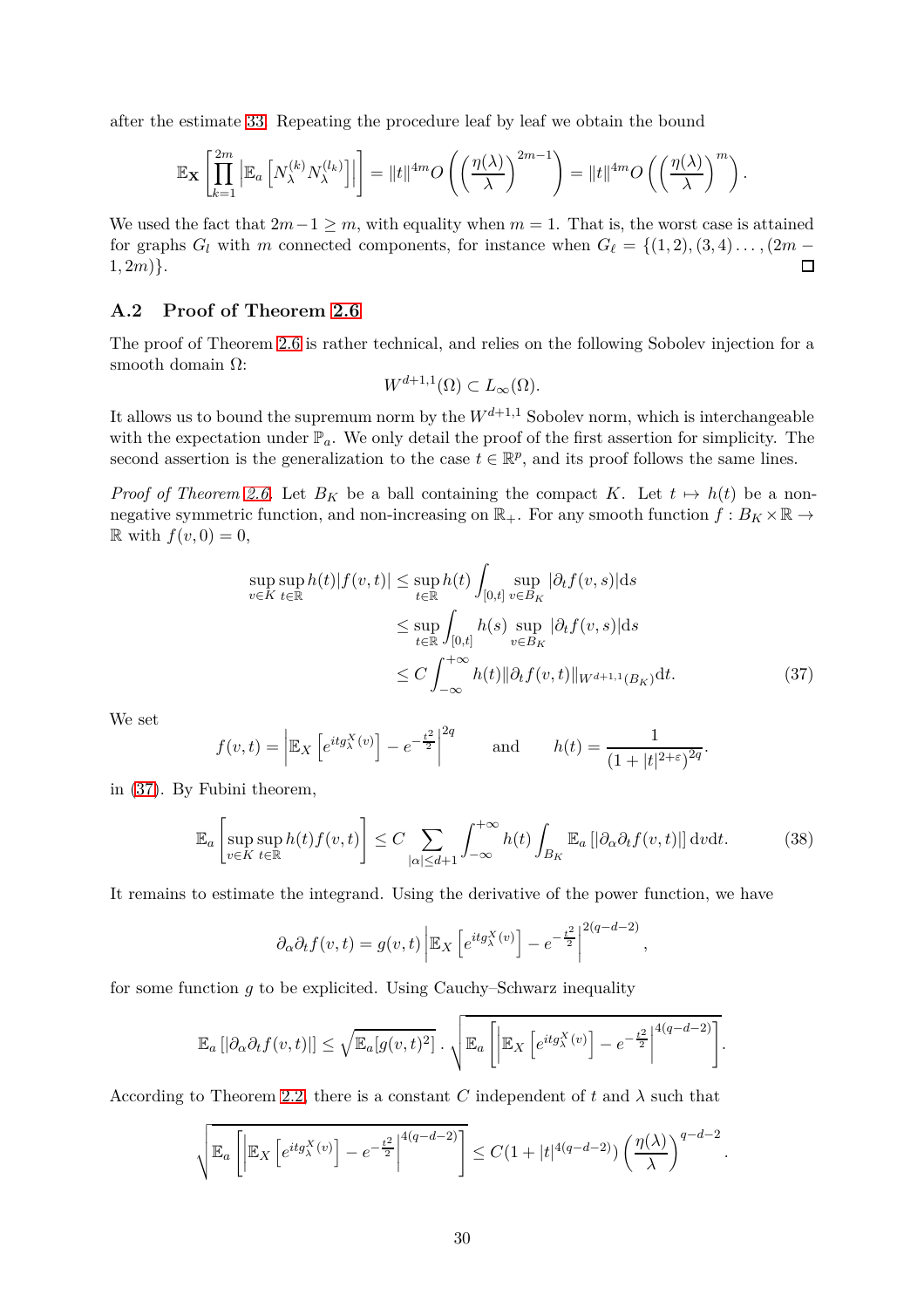after the estimate 33. Repeating the procedure leaf by leaf we obtain the bound

$$\mathbb{E}_{\mathbf{X}}\left[\prod_{k=1}^{2m}\left|\mathbb{E}_a\left[N_\lambda^{(k)}N_\lambda^{(l_k)}\right]\right|\right] = \|t\|^{4m}O\left(\left(\frac{\eta(\lambda)}{\lambda}\right)^{2m-1}\right) = \|t\|^{4m}O\left(\left(\frac{\eta(\lambda)}{\lambda}\right)^{m}\right).$$

We used the fact that $2m-1 \geq m$, with equality when $m=1$. That is, the worst case is attained for graphs $G_l$ with $m$ connected components, for instance when $G_\ell = \{(1,2),(3,4)\ldots,(2m-1,2m)\}$. ☐

## A.2 Proof of Theorem 2.6

The proof of Theorem 2.6 is rather technical, and relies on the following Sobolev injection for a smooth domain $\Omega$:

$$W^{d+1,1}(\Omega) \subset L_\infty(\Omega).$$

It allows us to bound the supremum norm by the $W^{d+1,1}$ Sobolev norm, which is interchangeable with the expectation under $\mathbb{P}_a$. We only detail the proof of the first assertion for simplicity. The second assertion is the generalization to the case $t\in\mathbb{R}^p$, and its proof follows the same lines.

*Proof of Theorem 2.6.* Let $B_K$ be a ball containing the compact $K$. Let $t\mapsto h(t)$ be a non-negative symmetric function, and non-increasing on $\mathbb{R}_+$. For any smooth function $f: B_K\times\mathbb{R}\to\mathbb{R}$ with $f(v,0)=0$,

$$\begin{aligned}
\sup_{v\in K}\sup_{t\in\mathbb{R}} h(t)|f(v,t)| &\leq \sup_{t\in\mathbb{R}} h(t)\int_{[0,t]}\sup_{v\in B_K}|\partial_t f(v,s)|\mathrm{d}s \\
&\leq \sup_{t\in\mathbb{R}}\int_{[0,t]} h(s)\sup_{v\in B_K}|\partial_t f(v,s)|\mathrm{d}s \\
&\leq C\int_{-\infty}^{+\infty} h(t)\|\partial_t f(v,t)\|_{W^{d+1,1}(B_K)}\mathrm{d}t. \qquad (37)
\end{aligned}$$

We set

$$f(v,t) = \left|\mathbb{E}_X\left[e^{itg_\lambda^X(v)}\right]-e^{-\frac{t^2}{2}}\right|^{2q} \qquad \text{and} \qquad h(t)=\frac{1}{(1+|t|^{2+\varepsilon})^{2q}}.$$

in (37). By Fubini theorem,

$$\mathbb{E}_a\left[\sup_{v\in K}\sup_{t\in\mathbb{R}} h(t)f(v,t)\right] \leq C\sum_{|\alpha|\leq d+1}\int_{-\infty}^{+\infty} h(t)\int_{B_K}\mathbb{E}_a\left[|\partial_\alpha\partial_t f(v,t)|\right]\mathrm{d}v\mathrm{d}t. \qquad (38)$$

It remains to estimate the integrand. Using the derivative of the power function, we have

$$\partial_\alpha\partial_t f(v,t) = g(v,t)\left|\mathbb{E}_X\left[e^{itg_\lambda^X(v)}\right]-e^{-\frac{t^2}{2}}\right|^{2(q-d-2)},$$

for some function $g$ to be explicited. Using Cauchy–Schwarz inequality

$$\mathbb{E}_a\left[|\partial_\alpha\partial_t f(v,t)|\right] \leq \sqrt{\mathbb{E}_a[g(v,t)^2]}\cdot\sqrt{\mathbb{E}_a\left[\left|\mathbb{E}_X\left[e^{itg_\lambda^X(v)}\right]-e^{-\frac{t^2}{2}}\right|^{4(q-d-2)}\right]}.$$

According to Theorem 2.2, there is a constant $C$ independent of $t$ and $\lambda$ such that

$$\sqrt{\mathbb{E}_a\left[\left|\mathbb{E}_X\left[e^{itg_\lambda^X(v)}\right]-e^{-\frac{t^2}{2}}\right|^{4(q-d-2)}\right]} \leq C(1+|t|^{4(q-d-2)})\left(\frac{\eta(\lambda)}{\lambda}\right)^{q-d-2}.$$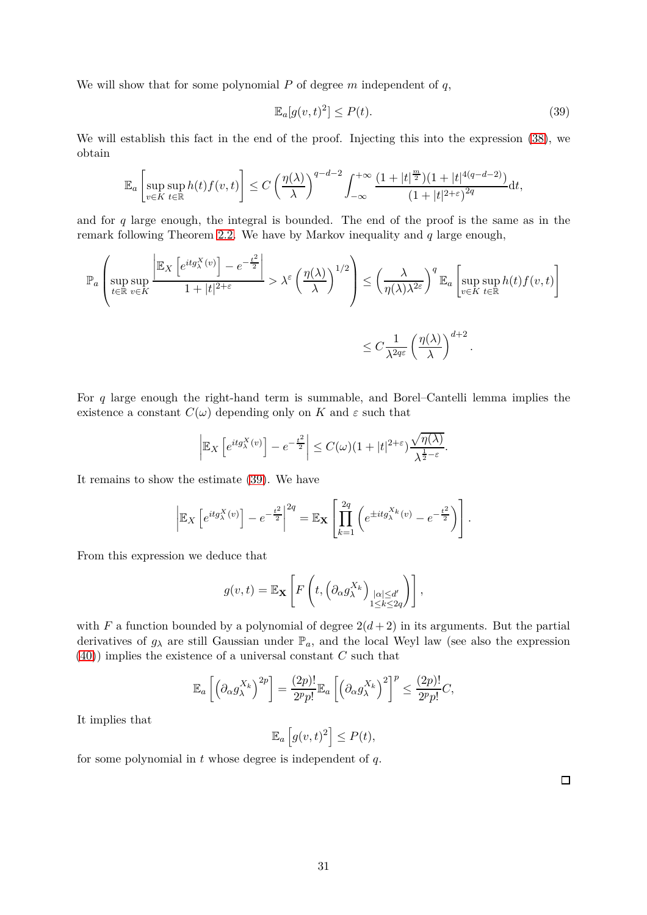We will show that for some polynomial $P$ of degree $m$ independent of $q$,

$$\mathbb{E}_a[g(v,t)^2] \leq P(t). \tag{39}$$

We will establish this fact in the end of the proof. Injecting this into the expression (38), we obtain

$$\mathbb{E}_a\left[\sup_{v\in K}\sup_{t\in\mathbb{R}} h(t)f(v,t)\right] \leq C\left(\frac{\eta(\lambda)}{\lambda}\right)^{q-d-2}\int_{-\infty}^{+\infty}\frac{(1+|t|^{\frac{m}{2}})(1+|t|^{4(q-d-2)})}{(1+|t|^{2+\varepsilon})^{2q}}\mathrm{d}t,$$

and for $q$ large enough, the integral is bounded. The end of the proof is the same as in the remark following Theorem 2.2. We have by Markov inequality and $q$ large enough,

$$\mathbb{P}_a\left(\sup_{t\in\mathbb{R}}\sup_{v\in K}\frac{\left|\mathbb{E}_X\left[e^{itg_\lambda^X(v)}\right]-e^{-\frac{t^2}{2}}\right|}{1+|t|^{2+\varepsilon}} > \lambda^{\varepsilon}\left(\frac{\eta(\lambda)}{\lambda}\right)^{1/2}\right) \leq \left(\frac{\lambda}{\eta(\lambda)\lambda^{2\varepsilon}}\right)^{q}\mathbb{E}_a\left[\sup_{v\in K}\sup_{t\in\mathbb{R}} h(t)f(v,t)\right]$$

$$\leq C\frac{1}{\lambda^{2q\varepsilon}}\left(\frac{\eta(\lambda)}{\lambda}\right)^{d+2}.$$

For $q$ large enough the right-hand term is summable, and Borel–Cantelli lemma implies the existence a constant $C(\omega)$ depending only on $K$ and $\varepsilon$ such that

$$\left|\mathbb{E}_X\left[e^{itg_\lambda^X(v)}\right]-e^{-\frac{t^2}{2}}\right| \leq C(\omega)(1+|t|^{2+\varepsilon})\frac{\sqrt{\eta(\lambda)}}{\lambda^{\frac{1}{2}-\varepsilon}}.$$

It remains to show the estimate (39). We have

$$\left|\mathbb{E}_X\left[e^{itg_\lambda^X(v)}\right]-e^{-\frac{t^2}{2}}\right|^{2q} = \mathbb{E}_{\mathbf{X}}\left[\prod_{k=1}^{2q}\left(e^{\pm itg_\lambda^{X_k}(v)}-e^{-\frac{t^2}{2}}\right)\right].$$

From this expression we deduce that

$$g(v,t) = \mathbb{E}_{\mathbf{X}}\left[F\left(t,\left(\partial_\alpha g_\lambda^{X_k}\right)_{\substack{|\alpha|\leq d'\\ 1\leq k\leq 2q}}\right)\right],$$

with $F$ a function bounded by a polynomial of degree $2(d+2)$ in its arguments. But the partial derivatives of $g_\lambda$ are still Gaussian under $\mathbb{P}_a$, and the local Weyl law (see also the expression (40)) implies the existence of a universal constant $C$ such that

$$\mathbb{E}_a\left[\left(\partial_\alpha g_\lambda^{X_k}\right)^{2p}\right] = \frac{(2p)!}{2^p p!}\mathbb{E}_a\left[\left(\partial_\alpha g_\lambda^{X_k}\right)^2\right]^p \leq \frac{(2p)!}{2^p p!}C,$$

It implies that

$$\mathbb{E}_a\left[g(v,t)^2\right] \leq P(t),$$

for some polynomial in $t$ whose degree is independent of $q$.

□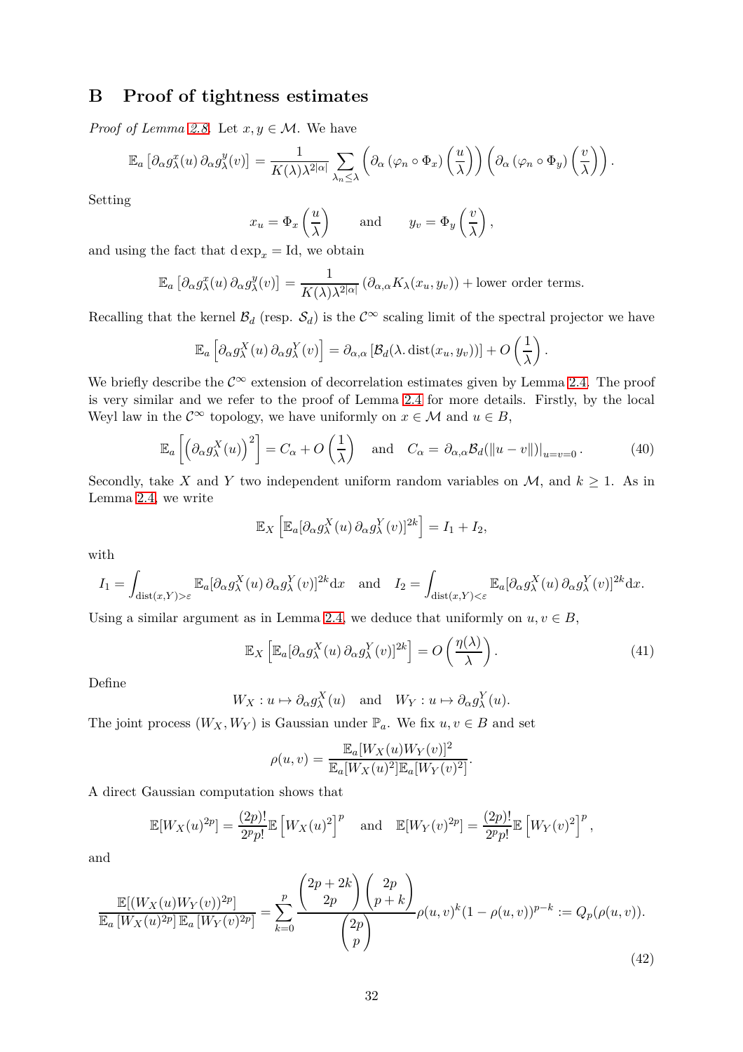## B Proof of tightness estimates

*Proof of Lemma 2.8.* Let $x, y \in \mathcal{M}$. We have

$$\mathbb{E}_a\left[\partial_\alpha g_\lambda^x(u)\, \partial_\alpha g_\lambda^y(v)\right] = \frac{1}{K(\lambda)\lambda^{2|\alpha|}} \sum_{\lambda_n \leq \lambda} \left(\partial_\alpha \left(\varphi_n \circ \Phi_x\right)\left(\frac{u}{\lambda}\right)\right)\left(\partial_\alpha \left(\varphi_n \circ \Phi_y\right)\left(\frac{v}{\lambda}\right)\right).$$

Setting

$$x_u = \Phi_x\left(\frac{u}{\lambda}\right) \qquad \text{and} \qquad y_v = \Phi_y\left(\frac{v}{\lambda}\right),$$

and using the fact that $\mathrm{d}\exp_x = \mathrm{Id}$, we obtain

$$\mathbb{E}_a\left[\partial_\alpha g_\lambda^x(u)\, \partial_\alpha g_\lambda^y(v)\right] = \frac{1}{K(\lambda)\lambda^{2|\alpha|}}\left(\partial_{\alpha,\alpha} K_\lambda(x_u, y_v)\right) + \text{lower order terms.}$$

Recalling that the kernel $\mathcal{B}_d$ (resp. $\mathcal{S}_d$) is the $\mathcal{C}^\infty$ scaling limit of the spectral projector we have

$$\mathbb{E}_a\left[\partial_\alpha g_\lambda^X(u)\, \partial_\alpha g_\lambda^Y(v)\right] = \partial_{\alpha,\alpha}\left[\mathcal{B}_d(\lambda. \operatorname{dist}(x_u, y_v))\right] + O\left(\frac{1}{\lambda}\right).$$

We briefly describe the $\mathcal{C}^\infty$ extension of decorrelation estimates given by Lemma 2.4. The proof is very similar and we refer to the proof of Lemma 2.4 for more details. Firstly, by the local Weyl law in the $\mathcal{C}^\infty$ topology, we have uniformly on $x \in \mathcal{M}$ and $u \in B$,

$$\mathbb{E}_a\left[\left(\partial_\alpha g_\lambda^X(u)\right)^2\right] = C_\alpha + O\left(\frac{1}{\lambda}\right) \quad \text{and} \quad C_\alpha = \partial_{\alpha,\alpha}\mathcal{B}_d(\|u - v\|)|_{u=v=0}\,. \tag{40}$$

Secondly, take $X$ and $Y$ two independent uniform random variables on $\mathcal{M}$, and $k \geq 1$. As in Lemma 2.4, we write

$$\mathbb{E}_X\left[\mathbb{E}_a[\partial_\alpha g_\lambda^X(u)\, \partial_\alpha g_\lambda^Y(v)]^{2k}\right] = I_1 + I_2,$$

with

$$I_1 = \int_{\operatorname{dist}(x,Y)>\varepsilon} \mathbb{E}_a[\partial_\alpha g_\lambda^X(u)\, \partial_\alpha g_\lambda^Y(v)]^{2k}\mathrm{d}x \quad \text{and} \quad I_2 = \int_{\operatorname{dist}(x,Y)<\varepsilon} \mathbb{E}_a[\partial_\alpha g_\lambda^X(u)\, \partial_\alpha g_\lambda^Y(v)]^{2k}\mathrm{d}x.$$

Using a similar argument as in Lemma 2.4, we deduce that uniformly on $u, v \in B$,

$$\mathbb{E}_X\left[\mathbb{E}_a[\partial_\alpha g_\lambda^X(u)\, \partial_\alpha g_\lambda^Y(v)]^{2k}\right] = O\left(\frac{\eta(\lambda)}{\lambda}\right). \tag{41}$$

Define

$$W_X : u \mapsto \partial_\alpha g_\lambda^X(u) \quad \text{and} \quad W_Y : u \mapsto \partial_\alpha g_\lambda^Y(u).$$

The joint process $(W_X, W_Y)$ is Gaussian under $\mathbb{P}_a$. We fix $u, v \in B$ and set

$$\rho(u,v) = \frac{\mathbb{E}_a[W_X(u)W_Y(v)]^2}{\mathbb{E}_a[W_X(u)^2]\mathbb{E}_a[W_Y(v)^2]}.$$

A direct Gaussian computation shows that

$$\mathbb{E}[W_X(u)^{2p}] = \frac{(2p)!}{2^p p!}\mathbb{E}\left[W_X(u)^2\right]^p \quad \text{and} \quad \mathbb{E}[W_Y(v)^{2p}] = \frac{(2p)!}{2^p p!}\mathbb{E}\left[W_Y(v)^2\right]^p,$$

and

$$\frac{\mathbb{E}[(W_X(u)W_Y(v))^{2p}]}{\mathbb{E}_a\left[W_X(u)^{2p}\right]\mathbb{E}_a\left[W_Y(v)^{2p}\right]} = \sum_{k=0}^{p} \frac{\dbinom{2p+2k}{2p}\dbinom{2p}{p+k}}{\dbinom{2p}{p}}\rho(u,v)^k(1-\rho(u,v))^{p-k} := Q_p(\rho(u,v)). \tag{42}$$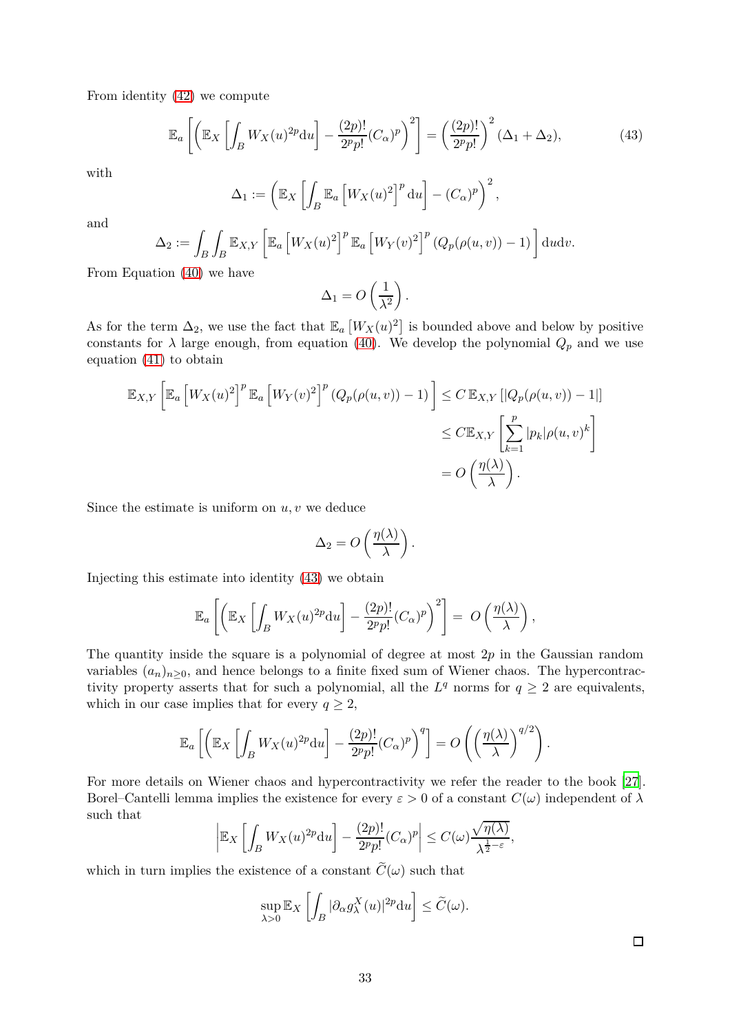From identity (42) we compute

$$\mathbb{E}_a\left[\left(\mathbb{E}_X\left[\int_B W_X(u)^{2p}\mathrm{d}u\right]-\frac{(2p)!}{2^p p!}(C_\alpha)^p\right)^2\right]=\left(\frac{(2p)!}{2^p p!}\right)^2(\Delta_1+\Delta_2), \tag{43}$$

with

$$\Delta_1:=\left(\mathbb{E}_X\left[\int_B \mathbb{E}_a\left[W_X(u)^2\right]^p\mathrm{d}u\right]-(C_\alpha)^p\right)^2,$$

and

$$\Delta_2:=\int_B\int_B \mathbb{E}_{X,Y}\left[\mathbb{E}_a\left[W_X(u)^2\right]^p\mathbb{E}_a\left[W_Y(v)^2\right]^p\left(Q_p(\rho(u,v))-1\right)\right]\mathrm{d}u\mathrm{d}v.$$

From Equation (40) we have

$$\Delta_1=O\left(\frac{1}{\lambda^2}\right).$$

As for the term $\Delta_2$, we use the fact that $\mathbb{E}_a\left[W_X(u)^2\right]$ is bounded above and below by positive constants for $\lambda$ large enough, from equation (40). We develop the polynomial $Q_p$ and we use equation (41) to obtain

$$\begin{aligned}
\mathbb{E}_{X,Y}\left[\mathbb{E}_a\left[W_X(u)^2\right]^p\mathbb{E}_a\left[W_Y(v)^2\right]^p\left(Q_p(\rho(u,v))-1\right)\right]&\le C\,\mathbb{E}_{X,Y}\left[|Q_p(\rho(u,v))-1|\right]\\
&\le C\mathbb{E}_{X,Y}\left[\sum_{k=1}^p|p_k|\rho(u,v)^k\right]\\
&=O\left(\frac{\eta(\lambda)}{\lambda}\right).
\end{aligned}$$

Since the estimate is uniform on $u,v$ we deduce

$$\Delta_2=O\left(\frac{\eta(\lambda)}{\lambda}\right).$$

Injecting this estimate into identity (43) we obtain

$$\mathbb{E}_a\left[\left(\mathbb{E}_X\left[\int_B W_X(u)^{2p}\mathrm{d}u\right]-\frac{(2p)!}{2^p p!}(C_\alpha)^p\right)^2\right]=\;O\left(\frac{\eta(\lambda)}{\lambda}\right),$$

The quantity inside the square is a polynomial of degree at most $2p$ in the Gaussian random variables $(a_n)_{n\ge 0}$, and hence belongs to a finite fixed sum of Wiener chaos. The hypercontractivity property asserts that for such a polynomial, all the $L^q$ norms for $q\ge 2$ are equivalents, which in our case implies that for every $q\ge 2$,

$$\mathbb{E}_a\left[\left(\mathbb{E}_X\left[\int_B W_X(u)^{2p}\mathrm{d}u\right]-\frac{(2p)!}{2^p p!}(C_\alpha)^p\right)^q\right]=O\left(\left(\frac{\eta(\lambda)}{\lambda}\right)^{q/2}\right).$$

For more details on Wiener chaos and hypercontractivity we refer the reader to the book [27]. Borel–Cantelli lemma implies the existence for every $\varepsilon>0$ of a constant $C(\omega)$ independent of $\lambda$ such that

$$\left|\mathbb{E}_X\left[\int_B W_X(u)^{2p}\mathrm{d}u\right]-\frac{(2p)!}{2^p p!}(C_\alpha)^p\right|\le C(\omega)\frac{\sqrt{\eta(\lambda)}}{\lambda^{\frac{1}{2}-\varepsilon}},$$

which in turn implies the existence of a constant $\widetilde{C}(\omega)$ such that

$$\sup_{\lambda>0}\mathbb{E}_X\left[\int_B|\partial_\alpha g_\lambda^X(u)|^{2p}\mathrm{d}u\right]\le\widetilde{C}(\omega).$$

□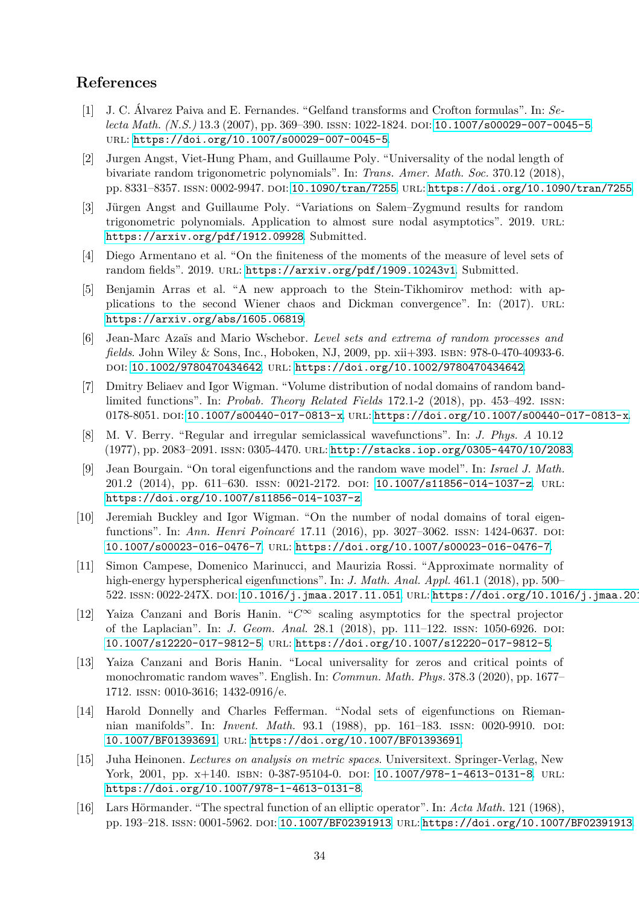# References

[1] J. C. Álvarez Paiva and E. Fernandes. "Gelfand transforms and Crofton formulas". In: *Selecta Math. (N.S.)* 13.3 (2007), pp. 369–390. ISSN: 1022-1824. DOI: 10.1007/s00029-007-0045-5. URL: https://doi.org/10.1007/s00029-007-0045-5.

[2] Jurgen Angst, Viet-Hung Pham, and Guillaume Poly. "Universality of the nodal length of bivariate random trigonometric polynomials". In: *Trans. Amer. Math. Soc.* 370.12 (2018), pp. 8331–8357. ISSN: 0002-9947. DOI: 10.1090/tran/7255. URL: https://doi.org/10.1090/tran/7255.

[3] Jürgen Angst and Guillaume Poly. "Variations on Salem–Zygmund results for random trigonometric polynomials. Application to almost sure nodal asymptotics". 2019. URL: https://arxiv.org/pdf/1912.09928. Submitted.

[4] Diego Armentano et al. "On the finiteness of the moments of the measure of level sets of random fields". 2019. URL: https://arxiv.org/pdf/1909.10243v1. Submitted.

[5] Benjamin Arras et al. "A new approach to the Stein-Tikhomirov method: with applications to the second Wiener chaos and Dickman convergence". In: (2017). URL: https://arxiv.org/abs/1605.06819.

[6] Jean-Marc Azaïs and Mario Wschebor. *Level sets and extrema of random processes and fields*. John Wiley & Sons, Inc., Hoboken, NJ, 2009, pp. xii+393. ISBN: 978-0-470-40933-6. DOI: 10.1002/9780470434642. URL: https://doi.org/10.1002/9780470434642.

[7] Dmitry Beliaev and Igor Wigman. "Volume distribution of nodal domains of random band-limited functions". In: *Probab. Theory Related Fields* 172.1-2 (2018), pp. 453–492. ISSN: 0178-8051. DOI: 10.1007/s00440-017-0813-x. URL: https://doi.org/10.1007/s00440-017-0813-x.

[8] M. V. Berry. "Regular and irregular semiclassical wavefunctions". In: *J. Phys. A* 10.12 (1977), pp. 2083–2091. ISSN: 0305-4470. URL: http://stacks.iop.org/0305-4470/10/2083.

[9] Jean Bourgain. "On toral eigenfunctions and the random wave model". In: *Israel J. Math.* 201.2 (2014), pp. 611–630. ISSN: 0021-2172. DOI: 10.1007/s11856-014-1037-z. URL: https://doi.org/10.1007/s11856-014-1037-z.

[10] Jeremiah Buckley and Igor Wigman. "On the number of nodal domains of toral eigenfunctions". In: *Ann. Henri Poincaré* 17.11 (2016), pp. 3027–3062. ISSN: 1424-0637. DOI: 10.1007/s00023-016-0476-7. URL: https://doi.org/10.1007/s00023-016-0476-7.

[11] Simon Campese, Domenico Marinucci, and Maurizia Rossi. "Approximate normality of high-energy hyperspherical eigenfunctions". In: *J. Math. Anal. Appl.* 461.1 (2018), pp. 500–522. ISSN: 0022-247X. DOI: 10.1016/j.jmaa.2017.11.051. URL: https://doi.org/10.1016/j.jmaa.201

[12] Yaiza Canzani and Boris Hanin. "$C^\infty$ scaling asymptotics for the spectral projector of the Laplacian". In: *J. Geom. Anal.* 28.1 (2018), pp. 111–122. ISSN: 1050-6926. DOI: 10.1007/s12220-017-9812-5. URL: https://doi.org/10.1007/s12220-017-9812-5.

[13] Yaiza Canzani and Boris Hanin. "Local universality for zeros and critical points of monochromatic random waves". English. In: *Commun. Math. Phys.* 378.3 (2020), pp. 1677–1712. ISSN: 0010-3616; 1432-0916/e.

[14] Harold Donnelly and Charles Fefferman. "Nodal sets of eigenfunctions on Riemannian manifolds". In: *Invent. Math.* 93.1 (1988), pp. 161–183. ISSN: 0020-9910. DOI: 10.1007/BF01393691. URL: https://doi.org/10.1007/BF01393691.

[15] Juha Heinonen. *Lectures on analysis on metric spaces*. Universitext. Springer-Verlag, New York, 2001, pp. x+140. ISBN: 0-387-95104-0. DOI: 10.1007/978-1-4613-0131-8. URL: https://doi.org/10.1007/978-1-4613-0131-8.

[16] Lars Hörmander. "The spectral function of an elliptic operator". In: *Acta Math.* 121 (1968), pp. 193–218. ISSN: 0001-5962. DOI: 10.1007/BF02391913. URL: https://doi.org/10.1007/BF02391913.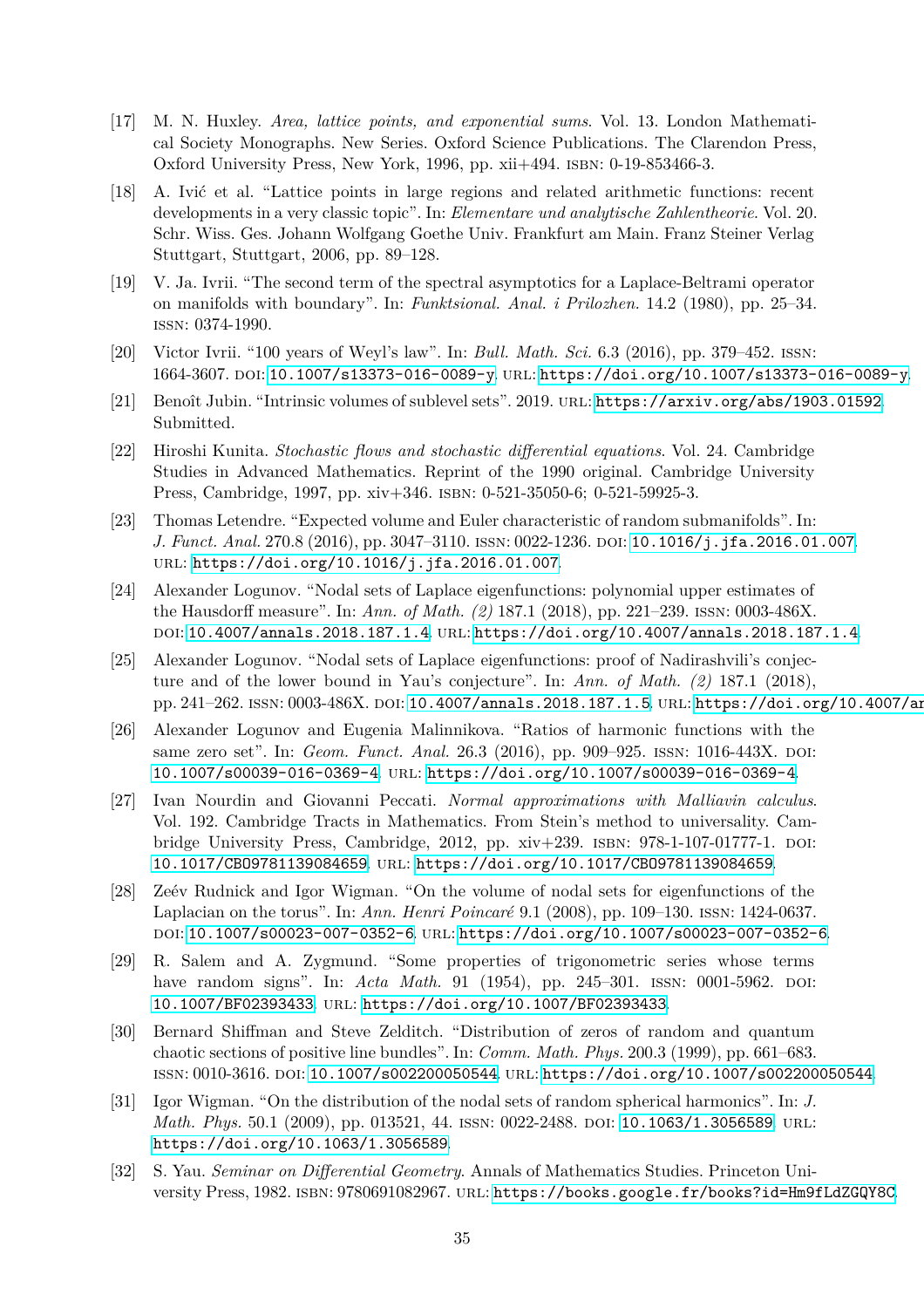[17] M. N. Huxley. *Area, lattice points, and exponential sums*. Vol. 13. London Mathematical Society Monographs. New Series. Oxford Science Publications. The Clarendon Press, Oxford University Press, New York, 1996, pp. xii+494. ISBN: 0-19-853466-3.

[18] A. Ivić et al. "Lattice points in large regions and related arithmetic functions: recent developments in a very classic topic". In: *Elementare und analytische Zahlentheorie*. Vol. 20. Schr. Wiss. Ges. Johann Wolfgang Goethe Univ. Frankfurt am Main. Franz Steiner Verlag Stuttgart, Stuttgart, 2006, pp. 89–128.

[19] V. Ja. Ivrii. "The second term of the spectral asymptotics for a Laplace-Beltrami operator on manifolds with boundary". In: *Funktsional. Anal. i Prilozhen.* 14.2 (1980), pp. 25–34. ISSN: 0374-1990.

[20] Victor Ivrii. "100 years of Weyl's law". In: *Bull. Math. Sci.* 6.3 (2016), pp. 379–452. ISSN: 1664-3607. DOI: 10.1007/s13373-016-0089-y. URL: https://doi.org/10.1007/s13373-016-0089-y.

[21] Benoît Jubin. "Intrinsic volumes of sublevel sets". 2019. URL: https://arxiv.org/abs/1903.01592. Submitted.

[22] Hiroshi Kunita. *Stochastic flows and stochastic differential equations*. Vol. 24. Cambridge Studies in Advanced Mathematics. Reprint of the 1990 original. Cambridge University Press, Cambridge, 1997, pp. xiv+346. ISBN: 0-521-35050-6; 0-521-59925-3.

[23] Thomas Letendre. "Expected volume and Euler characteristic of random submanifolds". In: *J. Funct. Anal.* 270.8 (2016), pp. 3047–3110. ISSN: 0022-1236. DOI: 10.1016/j.jfa.2016.01.007. URL: https://doi.org/10.1016/j.jfa.2016.01.007.

[24] Alexander Logunov. "Nodal sets of Laplace eigenfunctions: polynomial upper estimates of the Hausdorff measure". In: *Ann. of Math. (2)* 187.1 (2018), pp. 221–239. ISSN: 0003-486X. DOI: 10.4007/annals.2018.187.1.4. URL: https://doi.org/10.4007/annals.2018.187.1.4.

[25] Alexander Logunov. "Nodal sets of Laplace eigenfunctions: proof of Nadirashvili's conjecture and of the lower bound in Yau's conjecture". In: *Ann. of Math. (2)* 187.1 (2018), pp. 241–262. ISSN: 0003-486X. DOI: 10.4007/annals.2018.187.1.5. URL: https://doi.org/10.4007/an

[26] Alexander Logunov and Eugenia Malinnikova. "Ratios of harmonic functions with the same zero set". In: *Geom. Funct. Anal.* 26.3 (2016), pp. 909–925. ISSN: 1016-443X. DOI: 10.1007/s00039-016-0369-4. URL: https://doi.org/10.1007/s00039-016-0369-4.

[27] Ivan Nourdin and Giovanni Peccati. *Normal approximations with Malliavin calculus*. Vol. 192. Cambridge Tracts in Mathematics. From Stein's method to universality. Cambridge University Press, Cambridge, 2012, pp. xiv+239. ISBN: 978-1-107-01777-1. DOI: 10.1017/CBO9781139084659. URL: https://doi.org/10.1017/CBO9781139084659.

[28] Zeév Rudnick and Igor Wigman. "On the volume of nodal sets for eigenfunctions of the Laplacian on the torus". In: *Ann. Henri Poincaré* 9.1 (2008), pp. 109–130. ISSN: 1424-0637. DOI: 10.1007/s00023-007-0352-6. URL: https://doi.org/10.1007/s00023-007-0352-6.

[29] R. Salem and A. Zygmund. "Some properties of trigonometric series whose terms have random signs". In: *Acta Math.* 91 (1954), pp. 245–301. ISSN: 0001-5962. DOI: 10.1007/BF02393433. URL: https://doi.org/10.1007/BF02393433.

[30] Bernard Shiffman and Steve Zelditch. "Distribution of zeros of random and quantum chaotic sections of positive line bundles". In: *Comm. Math. Phys.* 200.3 (1999), pp. 661–683. ISSN: 0010-3616. DOI: 10.1007/s002200050544. URL: https://doi.org/10.1007/s002200050544.

[31] Igor Wigman. "On the distribution of the nodal sets of random spherical harmonics". In: *J. Math. Phys.* 50.1 (2009), pp. 013521, 44. ISSN: 0022-2488. DOI: 10.1063/1.3056589. URL: https://doi.org/10.1063/1.3056589.

[32] S. Yau. *Seminar on Differential Geometry*. Annals of Mathematics Studies. Princeton University Press, 1982. ISBN: 9780691082967. URL: https://books.google.fr/books?id=Hm9fLdZGQY8C.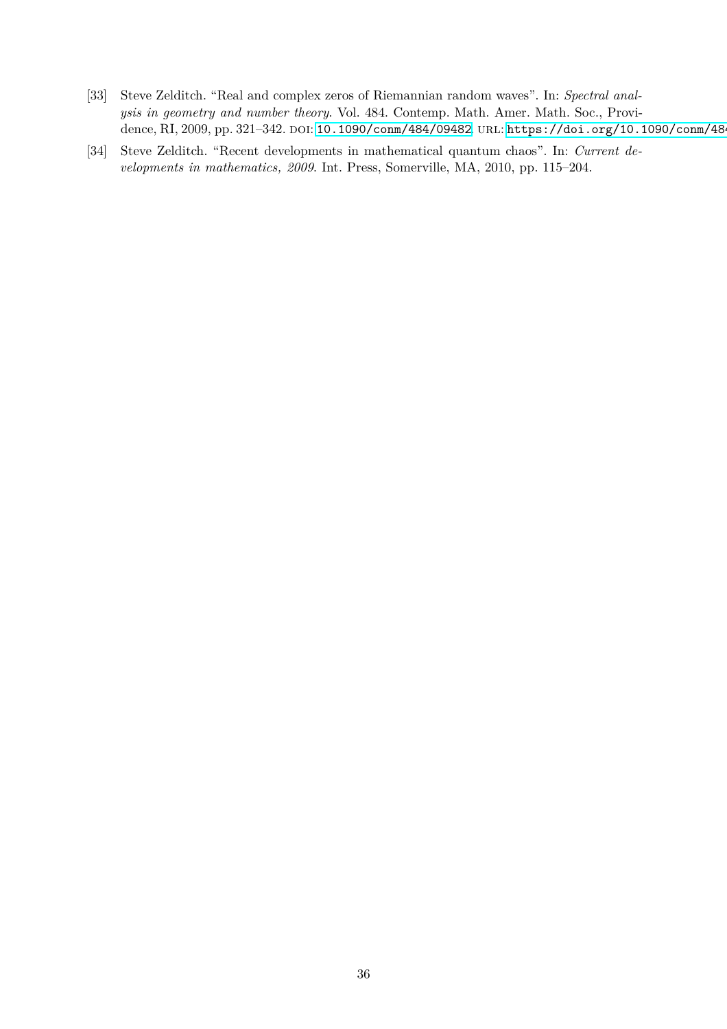[33] Steve Zelditch. "Real and complex zeros of Riemannian random waves". In: *Spectral analysis in geometry and number theory*. Vol. 484. Contemp. Math. Amer. Math. Soc., Providence, RI, 2009, pp. 321–342. DOI: 10.1090/conm/484/09482. URL: https://doi.org/10.1090/conm/484

[34] Steve Zelditch. "Recent developments in mathematical quantum chaos". In: *Current developments in mathematics, 2009*. Int. Press, Somerville, MA, 2010, pp. 115–204.